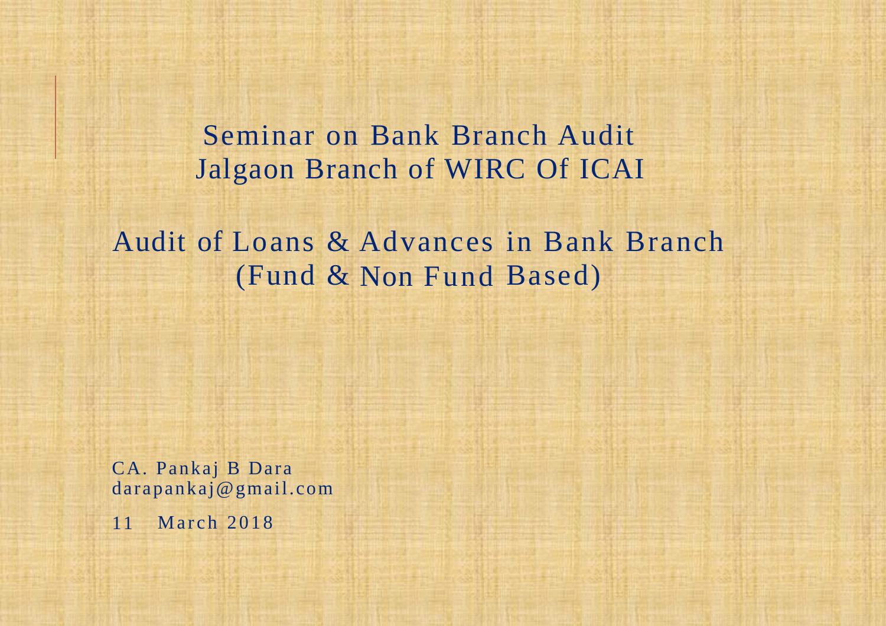# Seminar on Bank Branch Audit
# Jalgaon Branch of WIRC Of ICAI

## Audit of Loans & Advances in Bank Branch
## (Fund & Non Fund Based)

CA. Pankaj B Dara
darapankaj@gmail.com

11 March 2018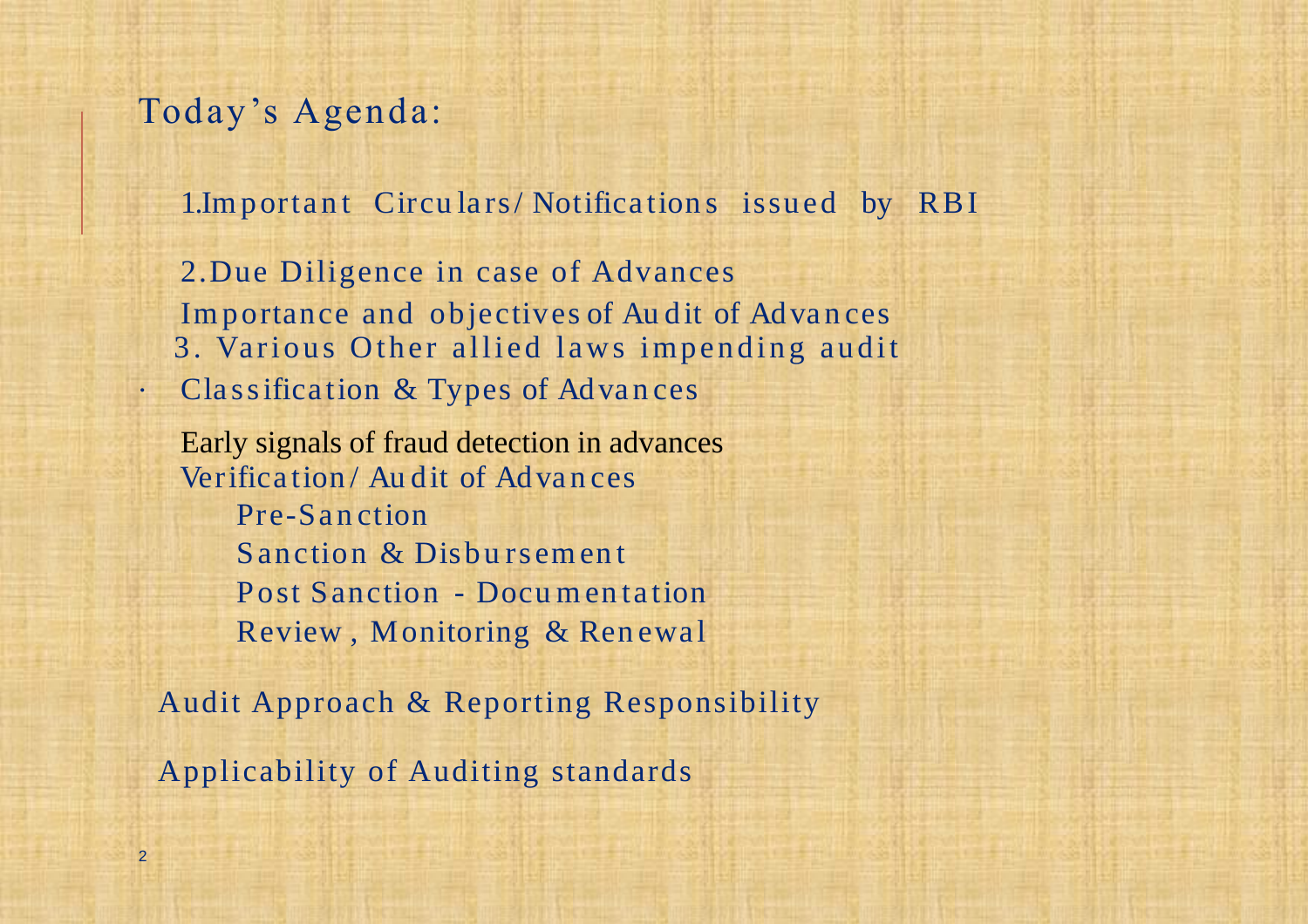# Today's Agenda:

1. Important Circulars/ Notifications issued by RBI

2. Due Diligence in case of Advances

Importance and objectives of Audit of Advances

3. Various Other allied laws impending audit

- Classification & Types of Advances

Early signals of fraud detection in advances

Verification/ Audit of Advances

- Pre-Sanction
- Sanction & Disbursement
- Post Sanction - Documentation
- Review , Monitoring & Renewal

Audit Approach & Reporting Responsibility

Applicability of Auditing standards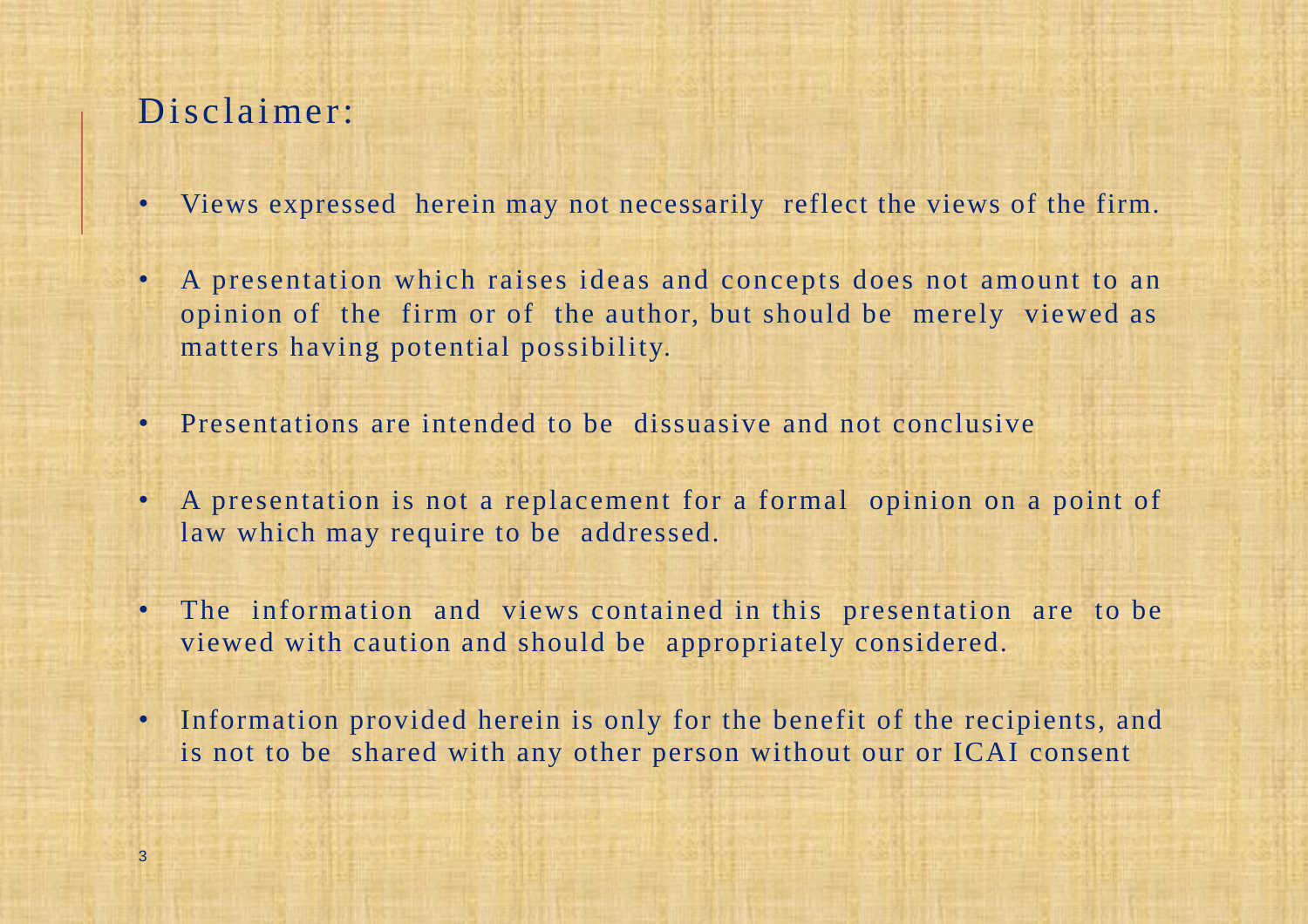# Disclaimer:

- Views expressed herein may not necessarily reflect the views of the firm.
- A presentation which raises ideas and concepts does not amount to an opinion of the firm or of the author, but should be merely viewed as matters having potential possibility.
- Presentations are intended to be dissuasive and not conclusive
- A presentation is not a replacement for a formal opinion on a point of law which may require to be addressed.
- The information and views contained in this presentation are to be viewed with caution and should be appropriately considered.
- Information provided herein is only for the benefit of the recipients, and is not to be shared with any other person without our or ICAI consent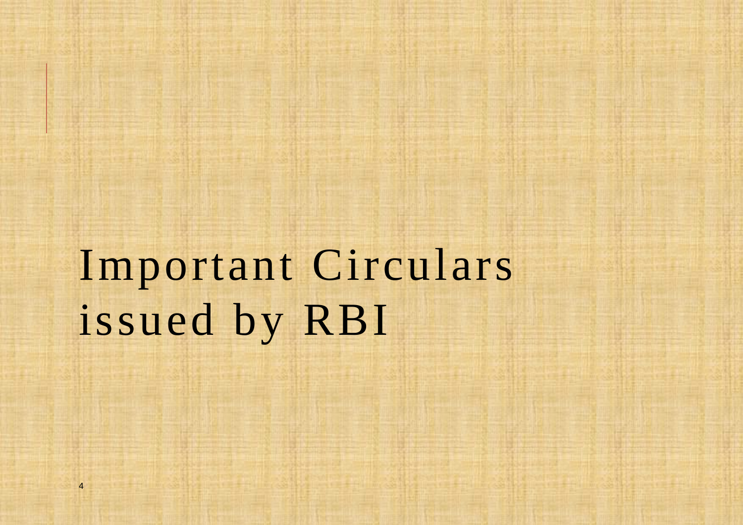# Important Circulars issued by RBI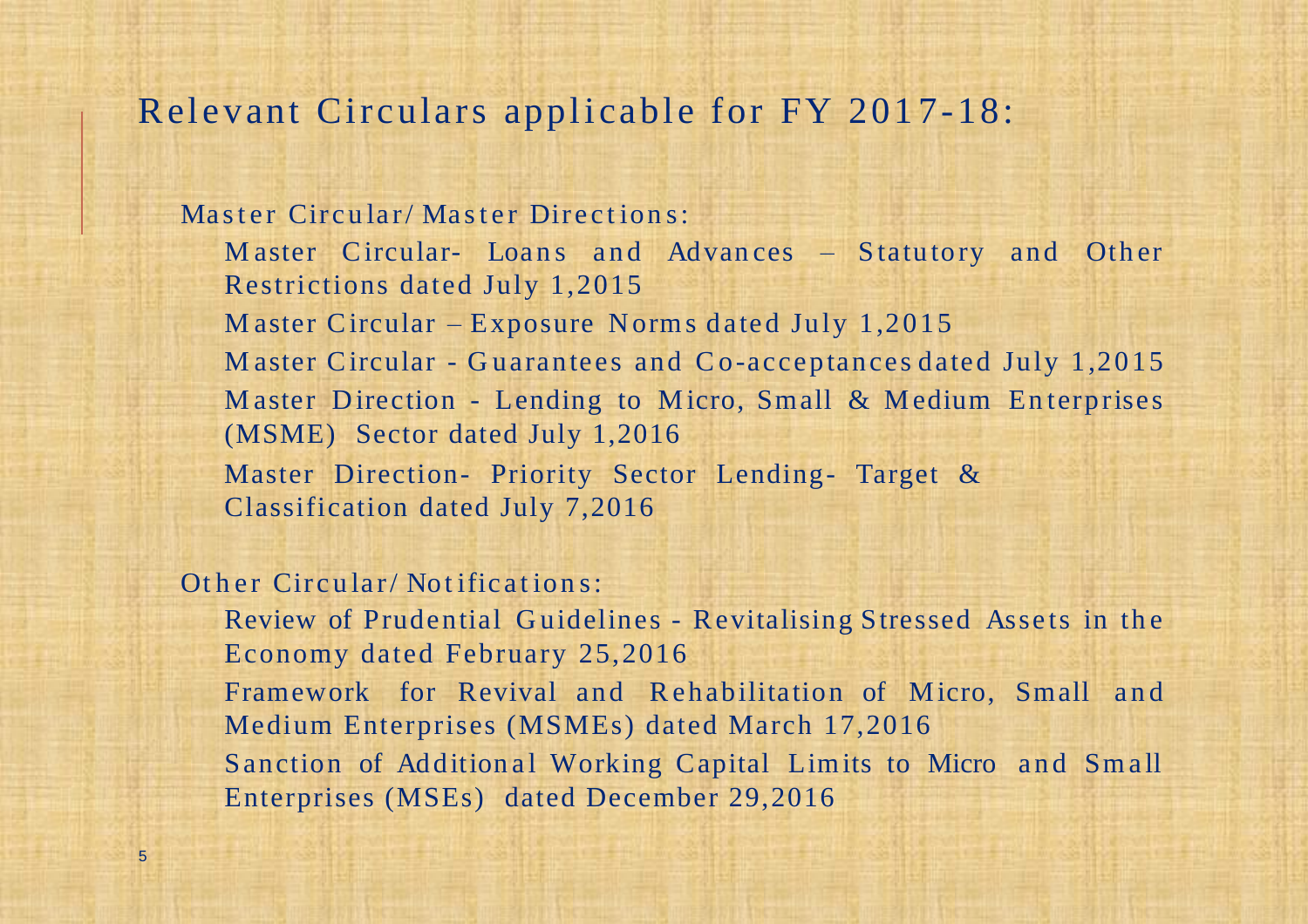# Relevant Circulars applicable for FY 2017-18:

Master Circular/ Master Directions:

- Master Circular- Loans and Advances – Statutory and Other Restrictions dated July 1,2015
- Master Circular – Exposure Norms dated July 1,2015
- Master Circular - Guarantees and Co-acceptances dated July 1,2015
- Master Direction - Lending to Micro, Small & Medium Enterprises (MSME) Sector dated July 1,2016
- Master Direction- Priority Sector Lending- Target & Classification dated July 7,2016

Other Circular/ Notifications:

- Review of Prudential Guidelines - Revitalising Stressed Assets in the Economy dated February 25,2016
- Framework for Revival and Rehabilitation of Micro, Small and Medium Enterprises (MSMEs) dated March 17,2016
- Sanction of Additional Working Capital Limits to Micro and Small Enterprises (MSEs) dated December 29,2016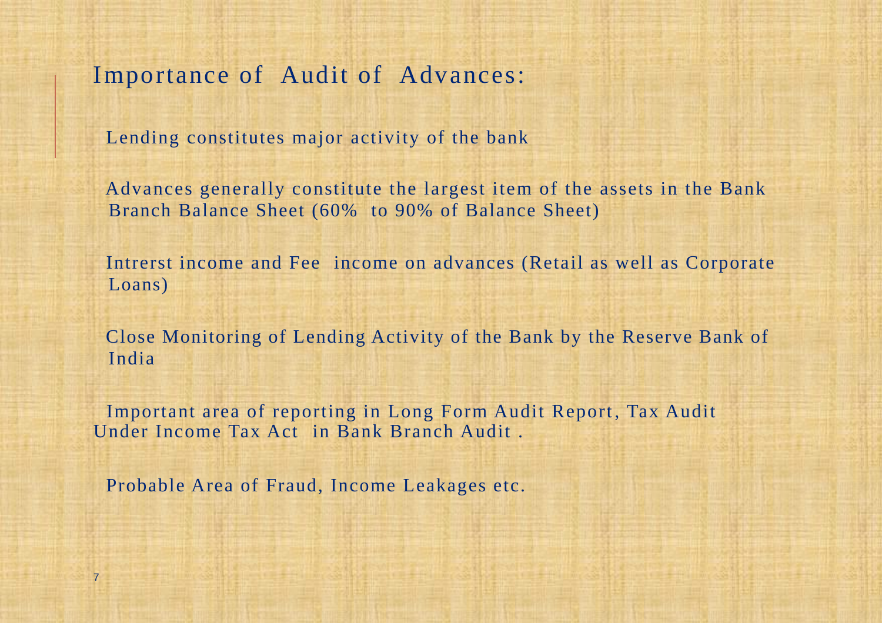# Importance of Audit of Advances:

Lending constitutes major activity of the bank

Advances generally constitute the largest item of the assets in the Bank Branch Balance Sheet (60% to 90% of Balance Sheet)

Intrerst income and Fee income on advances (Retail as well as Corporate Loans)

Close Monitoring of Lending Activity of the Bank by the Reserve Bank of India

Important area of reporting in Long Form Audit Report, Tax Audit Under Income Tax Act in Bank Branch Audit .

Probable Area of Fraud, Income Leakages etc.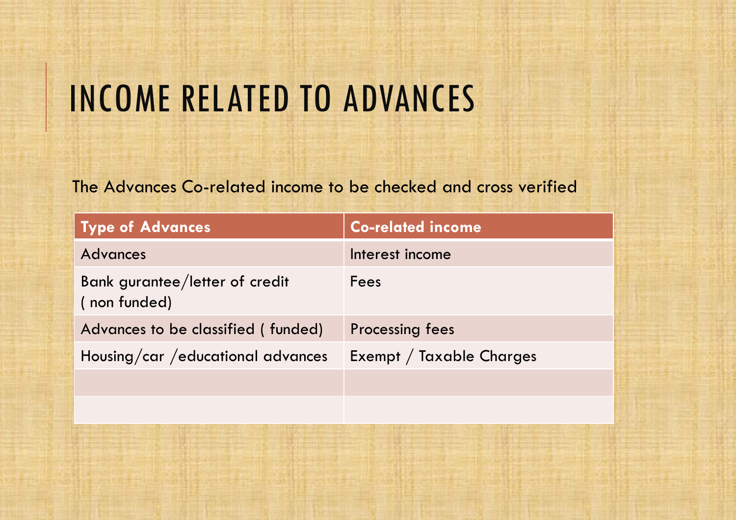# INCOME RELATED TO ADVANCES

The Advances Co-related income to be checked and cross verified

| Type of Advances | Co-related income |
| --- | --- |
| Advances | Interest income |
| Bank gurantee/letter of credit ( non funded) | Fees |
| Advances to be classified ( funded) | Processing fees |
| Housing/car /educational advances | Exempt / Taxable Charges |
| | |
| | |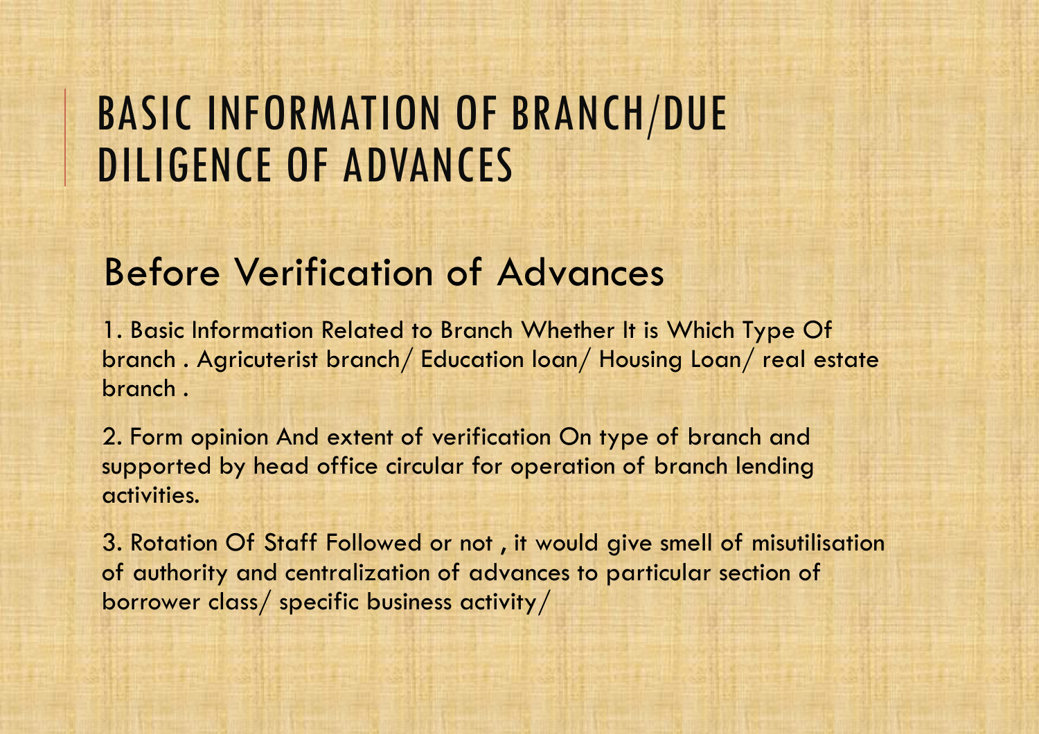# BASIC INFORMATION OF BRANCH/DUE DILIGENCE OF ADVANCES

## Before Verification of Advances

1. Basic Information Related to Branch Whether It is Which Type Of branch . Agricuterist branch/ Education loan/ Housing Loan/ real estate branch .

2. Form opinion And extent of verification On type of branch and supported by head office circular for operation of branch lending activities.

3. Rotation Of Staff Followed or not , it would give smell of misutilisation of authority and centralization of advances to particular section of borrower class/ specific business activity/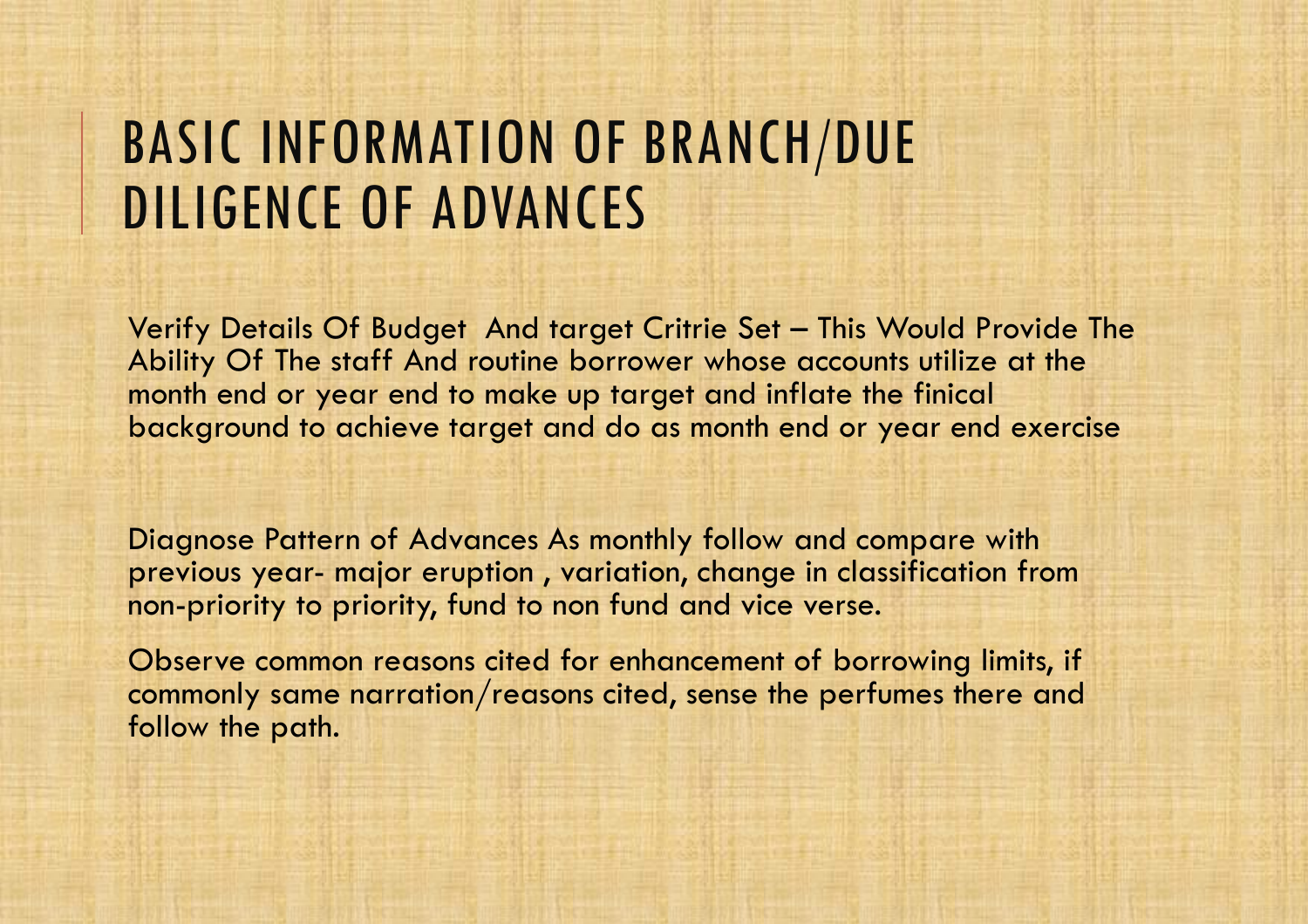# BASIC INFORMATION OF BRANCH/DUE DILIGENCE OF ADVANCES

Verify Details Of Budget And target Critrie Set – This Would Provide The Ability Of The staff And routine borrower whose accounts utilize at the month end or year end to make up target and inflate the finical background to achieve target and do as month end or year end exercise

Diagnose Pattern of Advances As monthly follow and compare with previous year- major eruption , variation, change in classification from non-priority to priority, fund to non fund and vice verse.

Observe common reasons cited for enhancement of borrowing limits, if commonly same narration/reasons cited, sense the perfumes there and follow the path.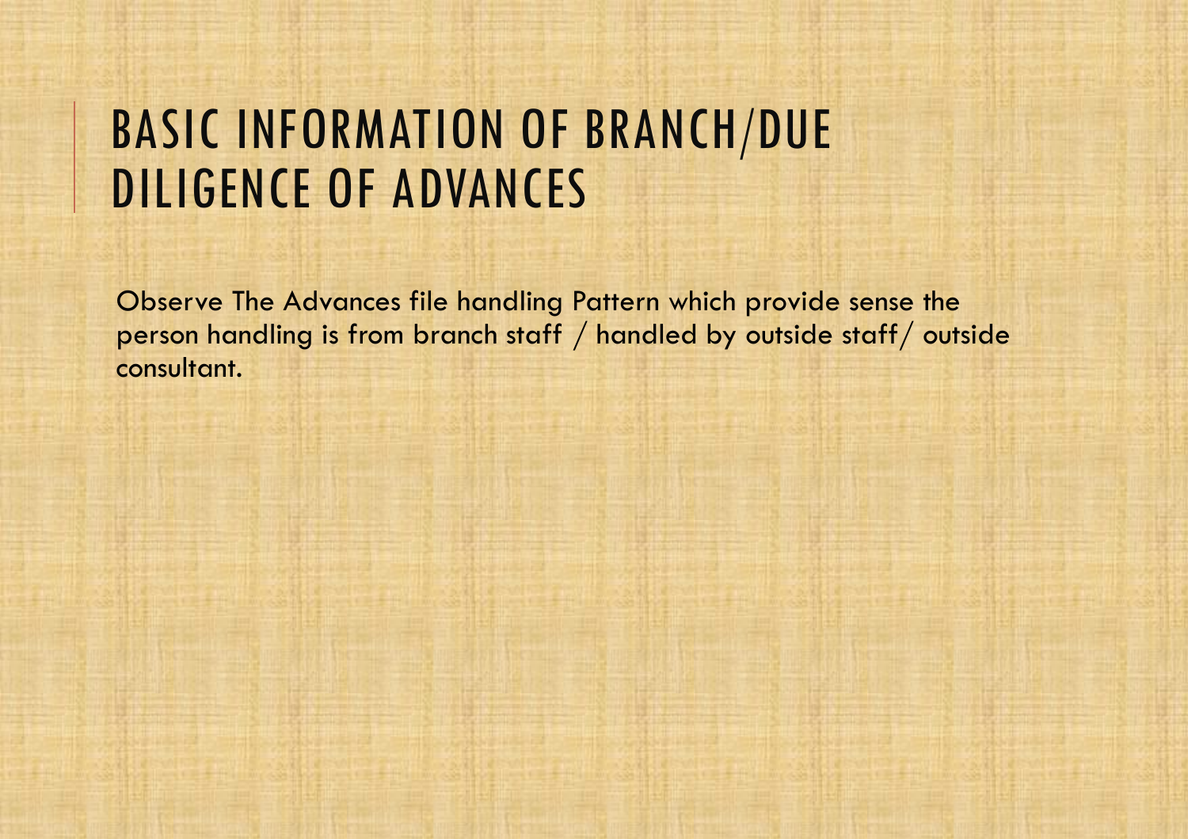# BASIC INFORMATION OF BRANCH/DUE DILIGENCE OF ADVANCES

Observe The Advances file handling Pattern which provide sense the person handling is from branch staff / handled by outside staff/ outside consultant.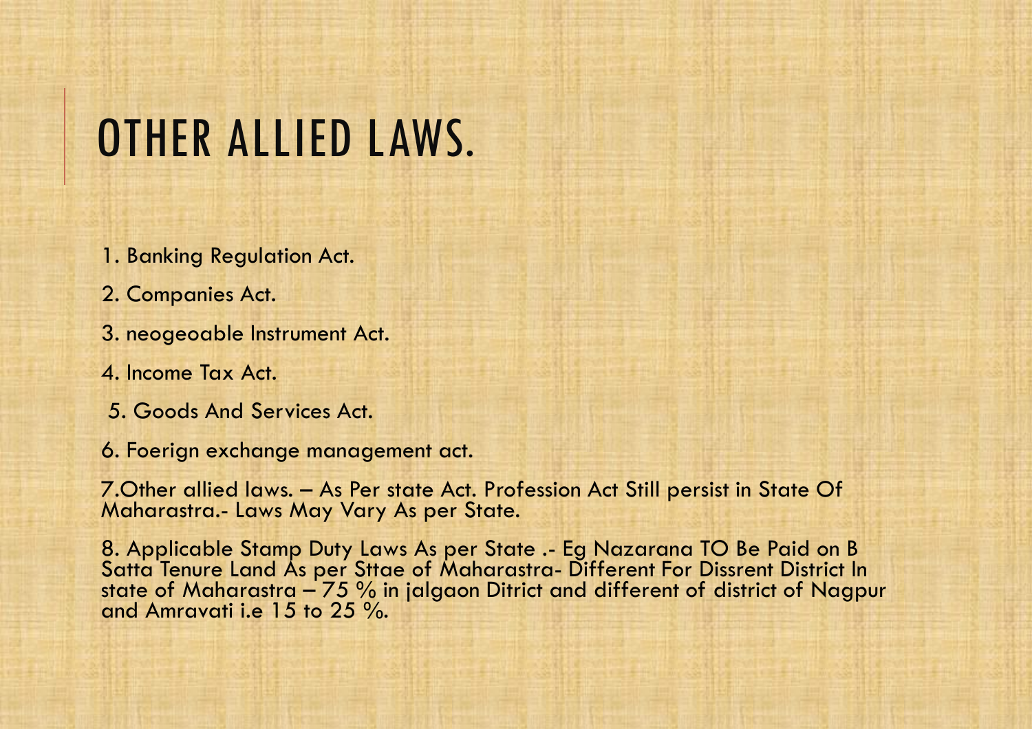# OTHER ALLIED LAWS.

1. Banking Regulation Act.
2. Companies Act.
3. neogeoable Instrument Act.
4. Income Tax Act.
5. Goods And Services Act.
6. Foerign exchange management act.
7. Other allied laws. – As Per state Act. Profession Act Still persist in State Of Maharastra.- Laws May Vary As per State.
8. Applicable Stamp Duty Laws As per State .- Eg Nazarana TO Be Paid on B Satta Tenure Land As per Sttae of Maharastra- Different For Dissrent District In state of Maharastra – 75 % in jalgaon Ditrict and different of district of Nagpur and Amravati i.e 15 to 25 %.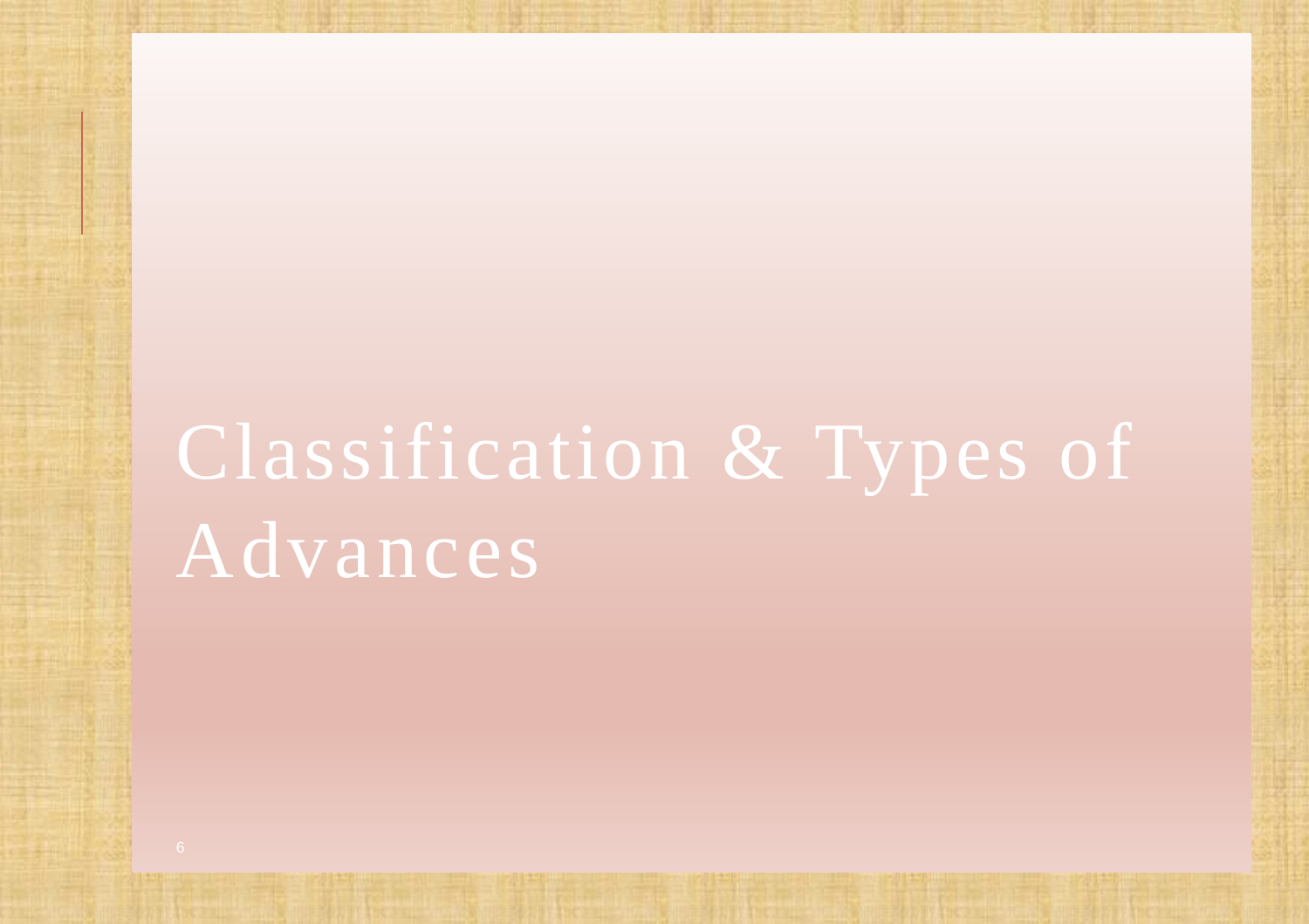# Classification & Types of Advances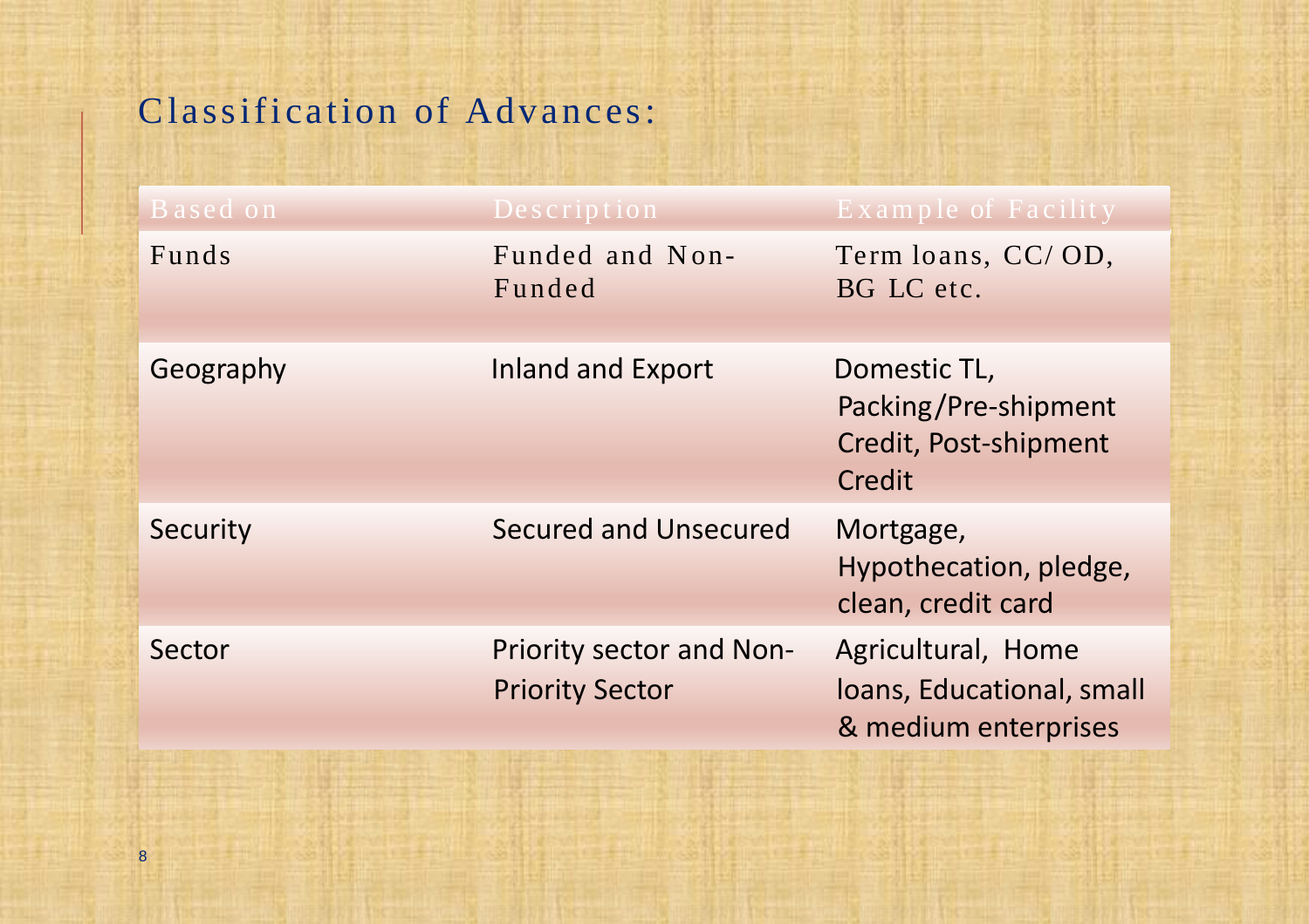## Classification of Advances:

| Based on | Description | Example of Facility |
|---|---|---|
| Funds | Funded and Non-Funded | Term loans, CC/ OD, BG LC etc. |
| Geography | Inland and Export | Domestic TL, Packing/Pre-shipment Credit, Post-shipment Credit |
| Security | Secured and Unsecured | Mortgage, Hypothecation, pledge, clean, credit card |
| Sector | Priority sector and Non-Priority Sector | Agricultural, Home loans, Educational, small & medium enterprises |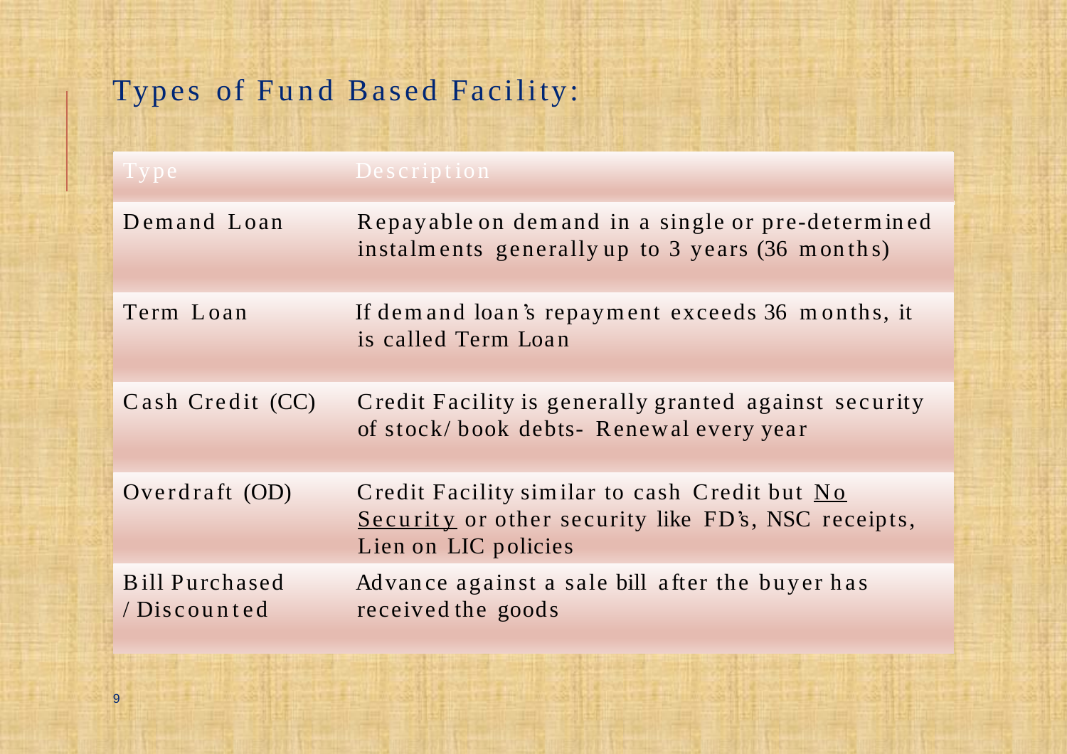## Types of Fund Based Facility:

| Type | Description |
| --- | --- |
| Demand Loan | Repayable on demand in a single or pre-determined instalments generally up to 3 years (36 months) |
| Term Loan | If demand loan's repayment exceeds 36 months, it is called Term Loan |
| Cash Credit (CC) | Credit Facility is generally granted against security of stock/ book debts- Renewal every year |
| Overdraft (OD) | Credit Facility similar to cash Credit but <u>No Security</u> or other security like FD's, NSC receipts, Lien on LIC policies |
| Bill Purchased / Discounted | Advance against a sale bill after the buyer has received the goods |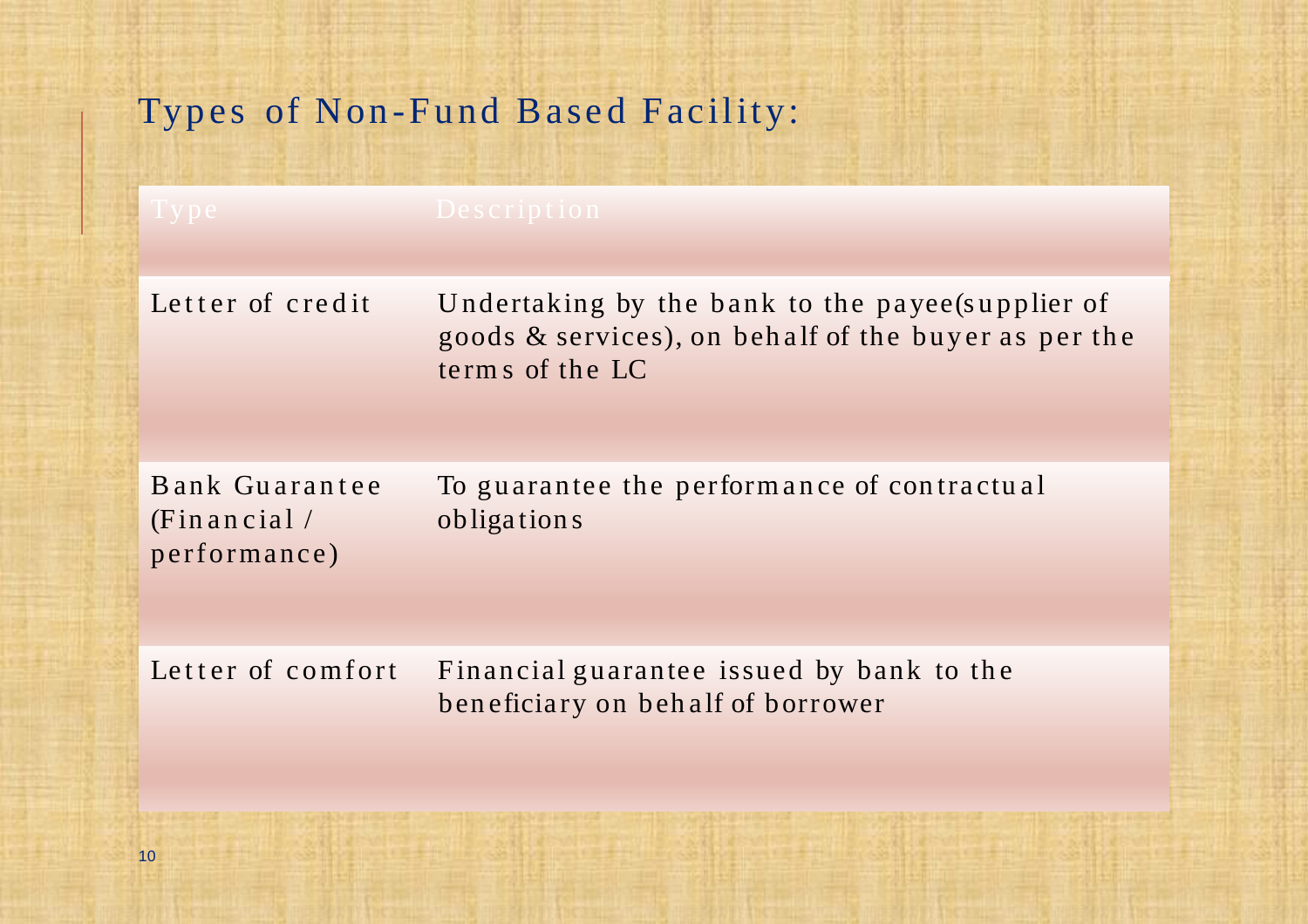# Types of Non-Fund Based Facility:

| Type | Description |
| --- | --- |
| Letter of credit | Undertaking by the bank to the payee(supplier of goods & services), on behalf of the buyer as per the terms of the LC |
| Bank Guarantee (Financial / performance) | To guarantee the performance of contractual obligations |
| Letter of comfort | Financial guarantee issued by bank to the beneficiary on behalf of borrower |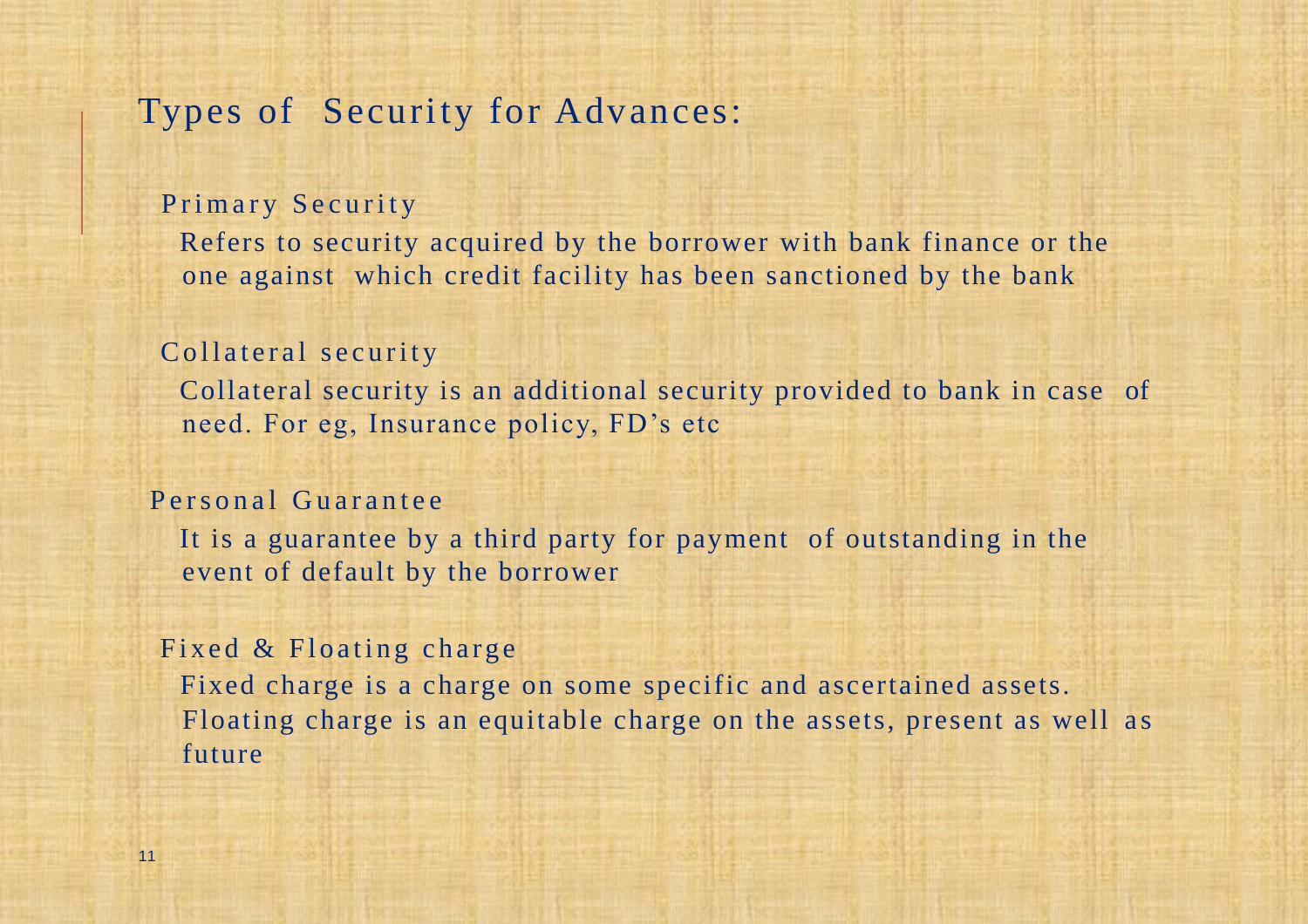# Types of Security for Advances:

## Primary Security

Refers to security acquired by the borrower with bank finance or the one against which credit facility has been sanctioned by the bank

## Collateral security

Collateral security is an additional security provided to bank in case of need. For eg, Insurance policy, FD's etc

## Personal Guarantee

It is a guarantee by a third party for payment of outstanding in the event of default by the borrower

## Fixed & Floating charge

Fixed charge is a charge on some specific and ascertained assets. Floating charge is an equitable charge on the assets, present as well as future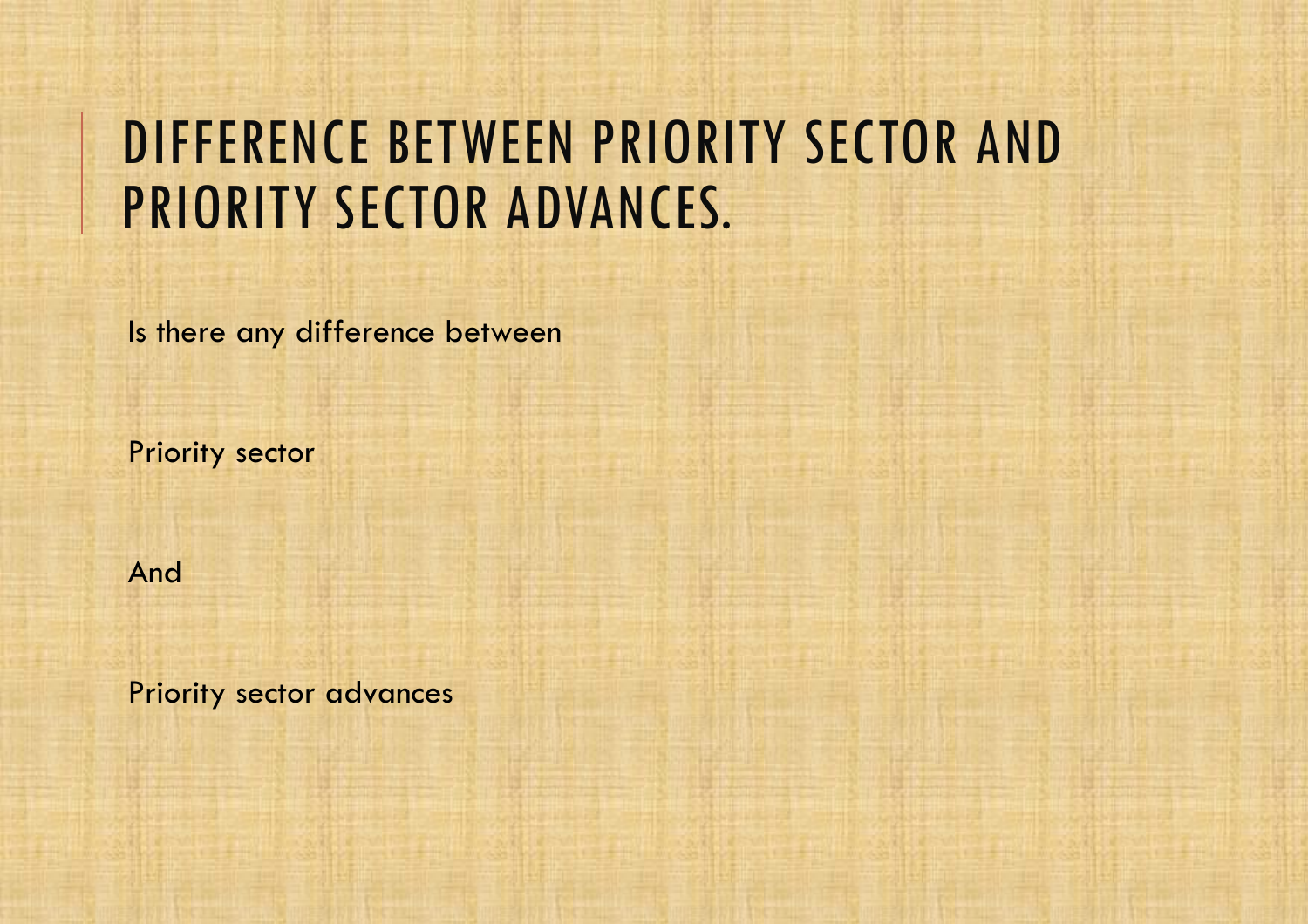# DIFFERENCE BETWEEN PRIORITY SECTOR AND PRIORITY SECTOR ADVANCES.

Is there any difference between

Priority sector

And

Priority sector advances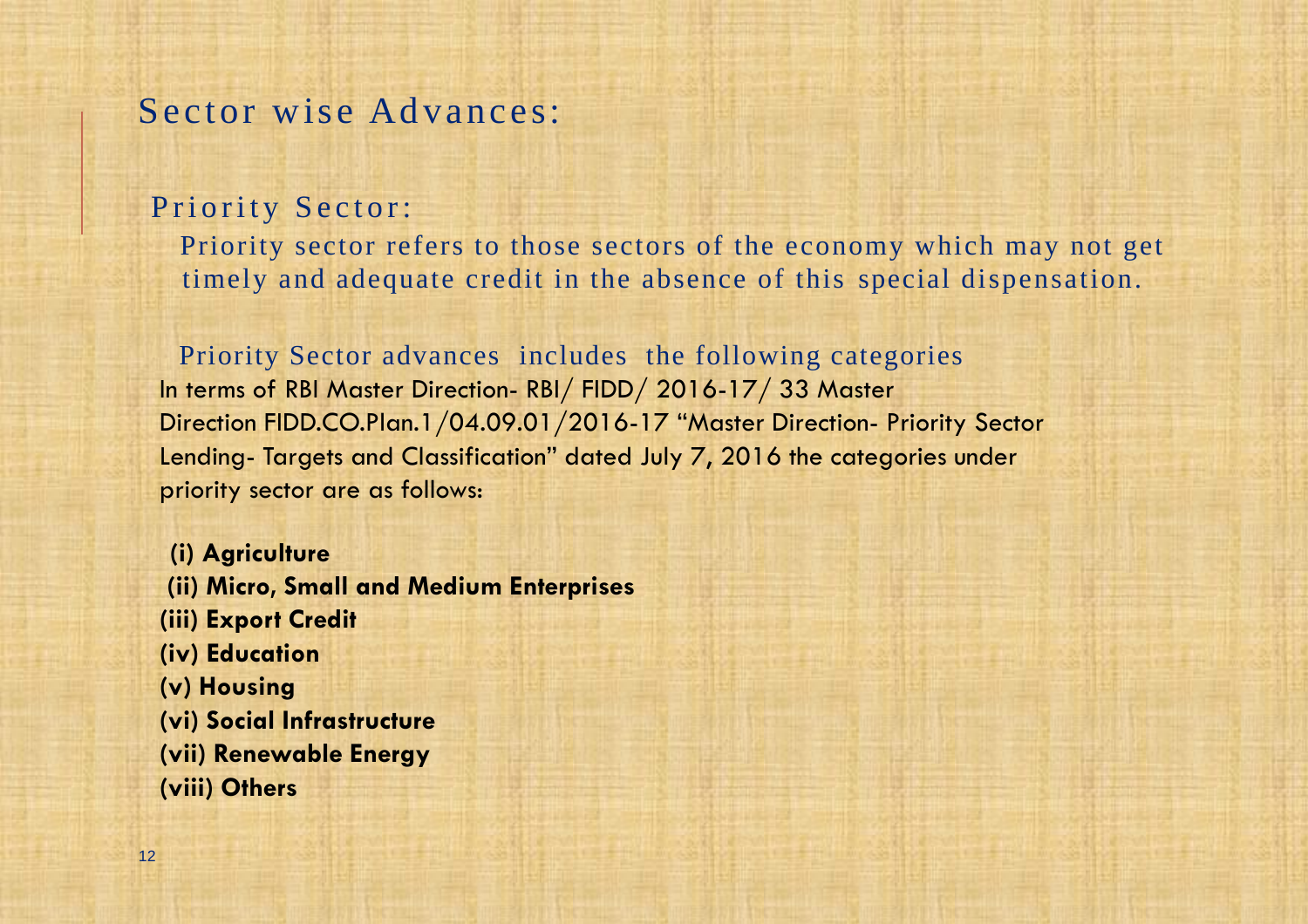# Sector wise Advances:

## Priority Sector:

Priority sector refers to those sectors of the economy which may not get timely and adequate credit in the absence of this special dispensation.

Priority Sector advances includes the following categories

In terms of RBI Master Direction- RBI/ FIDD/ 2016-17/ 33 Master Direction FIDD.CO.Plan.1/04.09.01/2016-17 "Master Direction- Priority Sector Lending- Targets and Classification" dated July 7, 2016 the categories under priority sector are as follows:

**(i) Agriculture**
**(ii) Micro, Small and Medium Enterprises**
**(iii) Export Credit**
**(iv) Education**
**(v) Housing**
**(vi) Social Infrastructure**
**(vii) Renewable Energy**
**(viii) Others**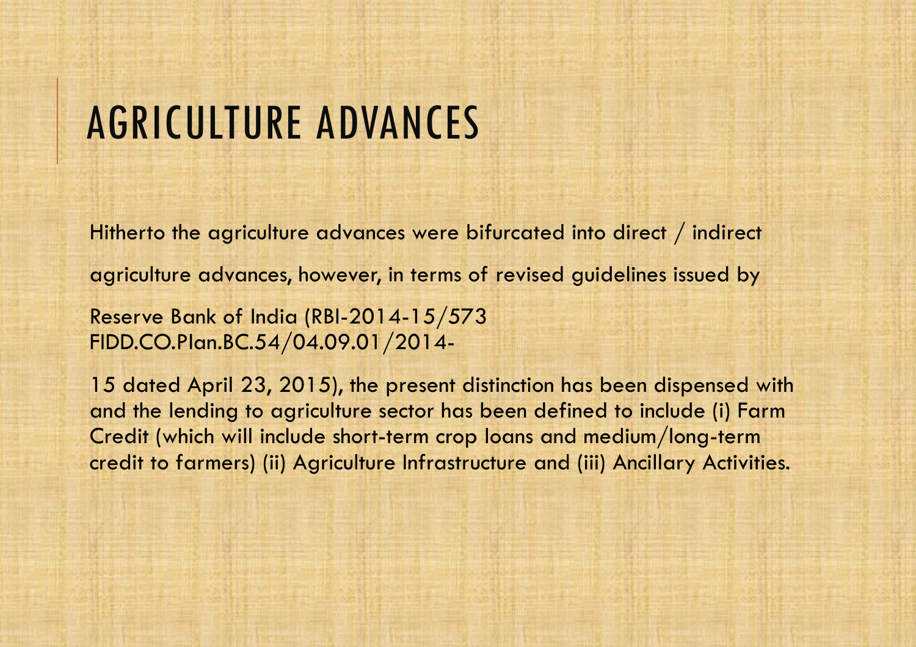# AGRICULTURE ADVANCES

Hitherto the agriculture advances were bifurcated into direct / indirect

agriculture advances, however, in terms of revised guidelines issued by

Reserve Bank of India (RBI-2014-15/573 FIDD.CO.Plan.BC.54/04.09.01/2014-

15 dated April 23, 2015), the present distinction has been dispensed with and the lending to agriculture sector has been defined to include (i) Farm Credit (which will include short-term crop loans and medium/long-term credit to farmers) (ii) Agriculture Infrastructure and (iii) Ancillary Activities.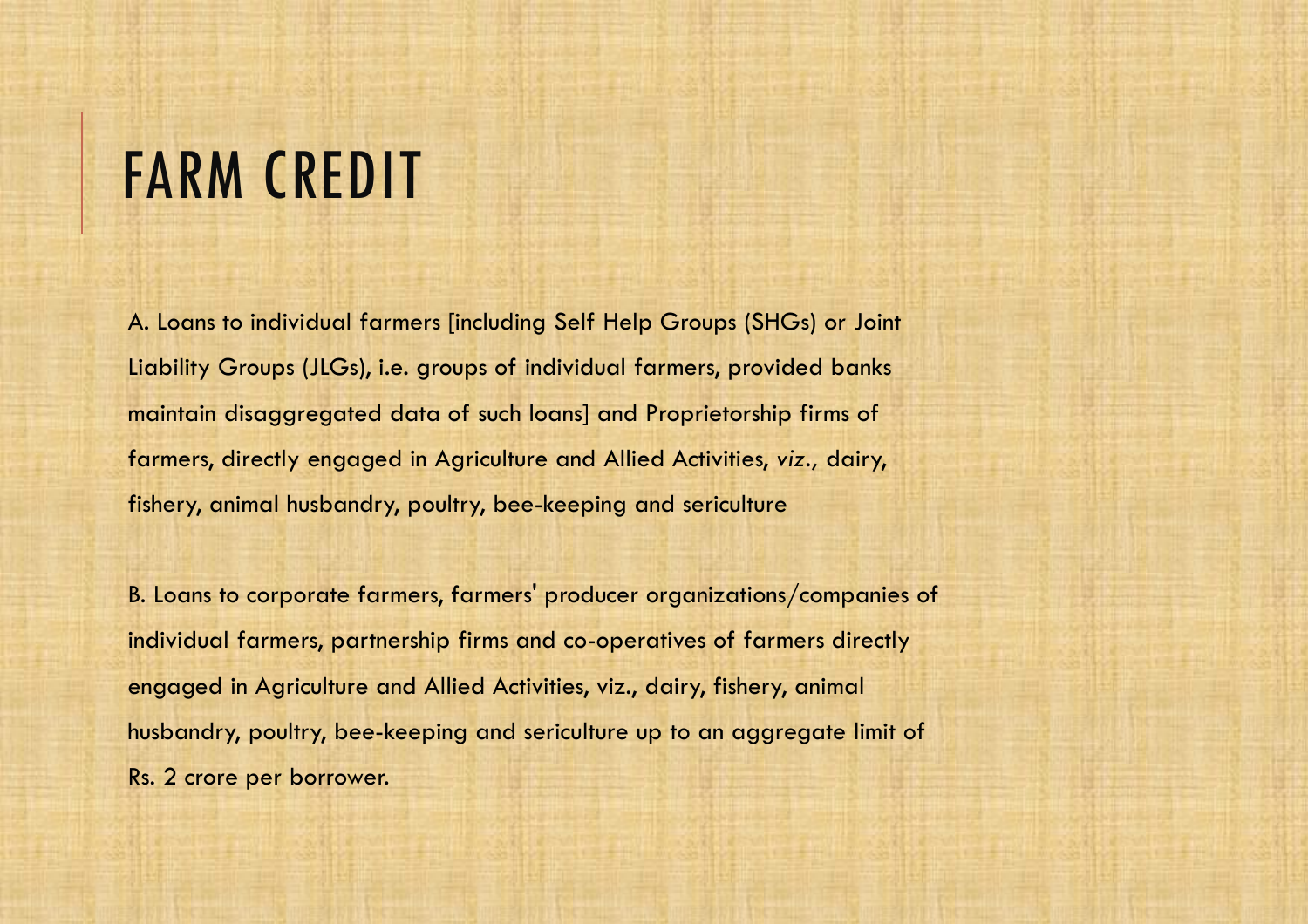# FARM CREDIT

A. Loans to individual farmers [including Self Help Groups (SHGs) or Joint Liability Groups (JLGs), i.e. groups of individual farmers, provided banks maintain disaggregated data of such loans] and Proprietorship firms of farmers, directly engaged in Agriculture and Allied Activities, *viz.,* dairy, fishery, animal husbandry, poultry, bee-keeping and sericulture

B. Loans to corporate farmers, farmers' producer organizations/companies of individual farmers, partnership firms and co-operatives of farmers directly engaged in Agriculture and Allied Activities, viz., dairy, fishery, animal husbandry, poultry, bee-keeping and sericulture up to an aggregate limit of Rs. 2 crore per borrower.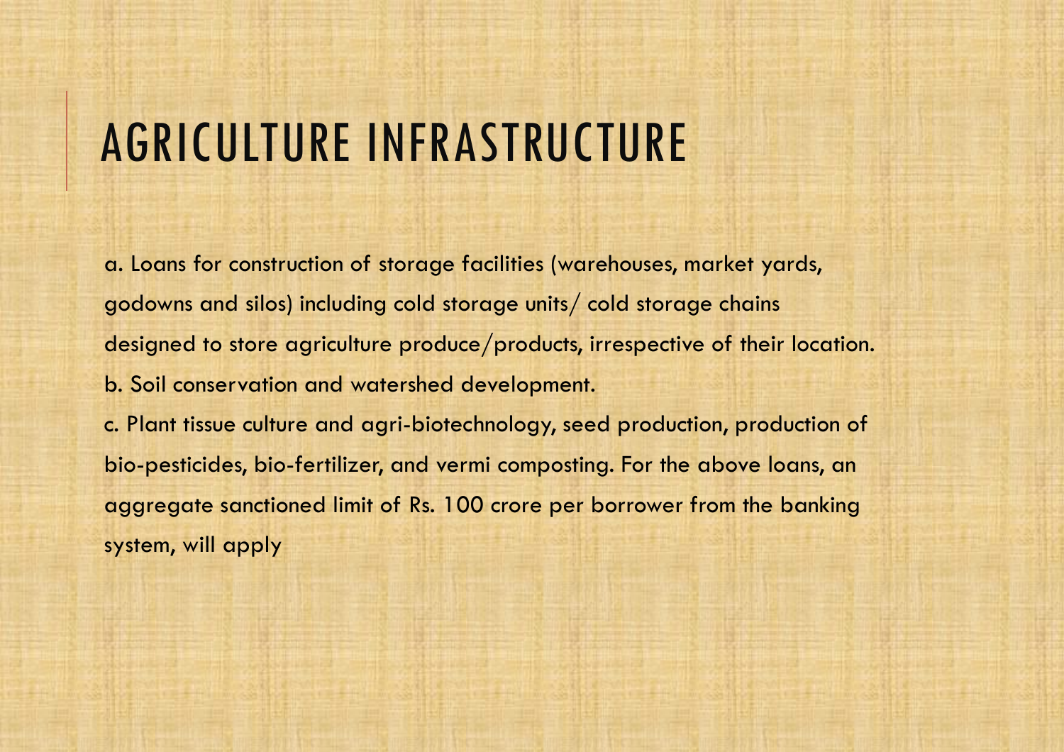# AGRICULTURE INFRASTRUCTURE

a. Loans for construction of storage facilities (warehouses, market yards, godowns and silos) including cold storage units/ cold storage chains designed to store agriculture produce/products, irrespective of their location.

b. Soil conservation and watershed development.

c. Plant tissue culture and agri-biotechnology, seed production, production of bio-pesticides, bio-fertilizer, and vermi composting. For the above loans, an aggregate sanctioned limit of Rs. 100 crore per borrower from the banking system, will apply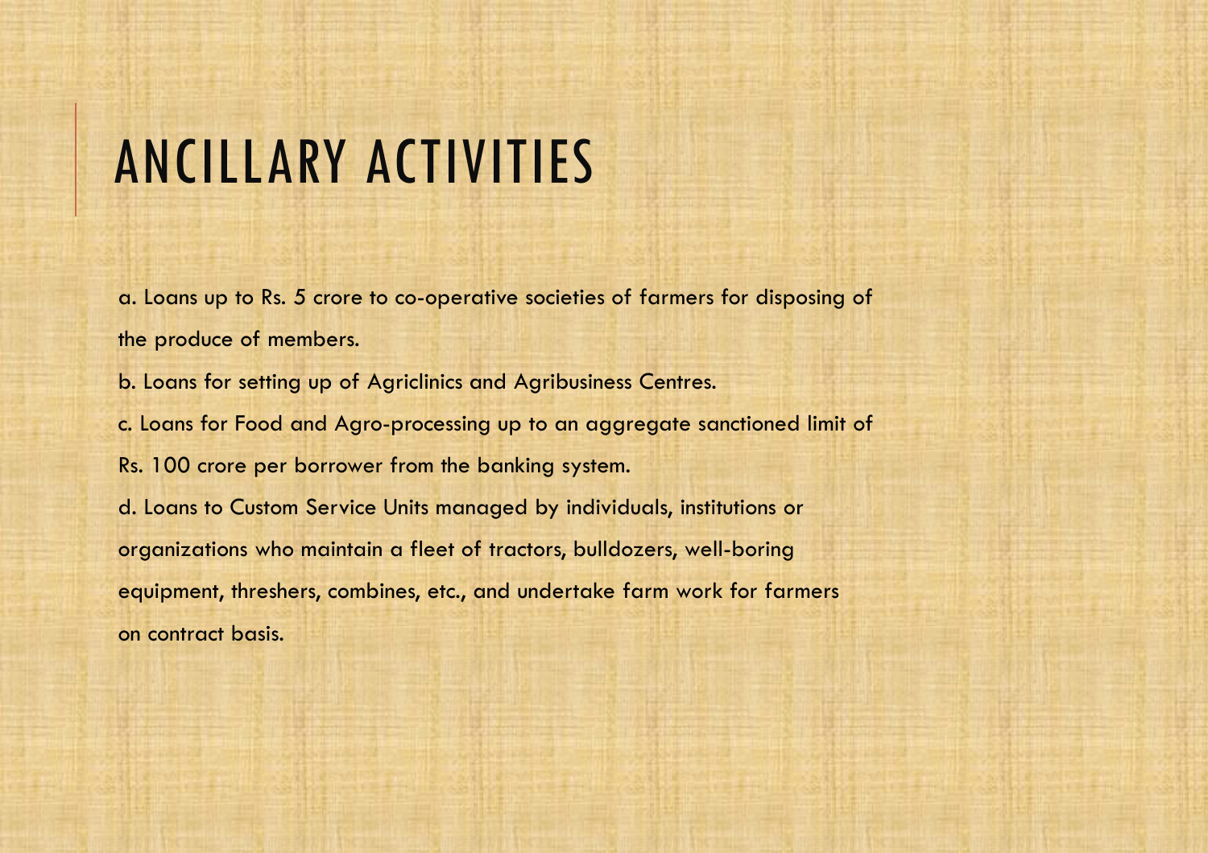# ANCILLARY ACTIVITIES

a. Loans up to Rs. 5 crore to co-operative societies of farmers for disposing of the produce of members.

b. Loans for setting up of Agriclinics and Agribusiness Centres.

c. Loans for Food and Agro-processing up to an aggregate sanctioned limit of Rs. 100 crore per borrower from the banking system.

d. Loans to Custom Service Units managed by individuals, institutions or organizations who maintain a fleet of tractors, bulldozers, well-boring equipment, threshers, combines, etc., and undertake farm work for farmers on contract basis.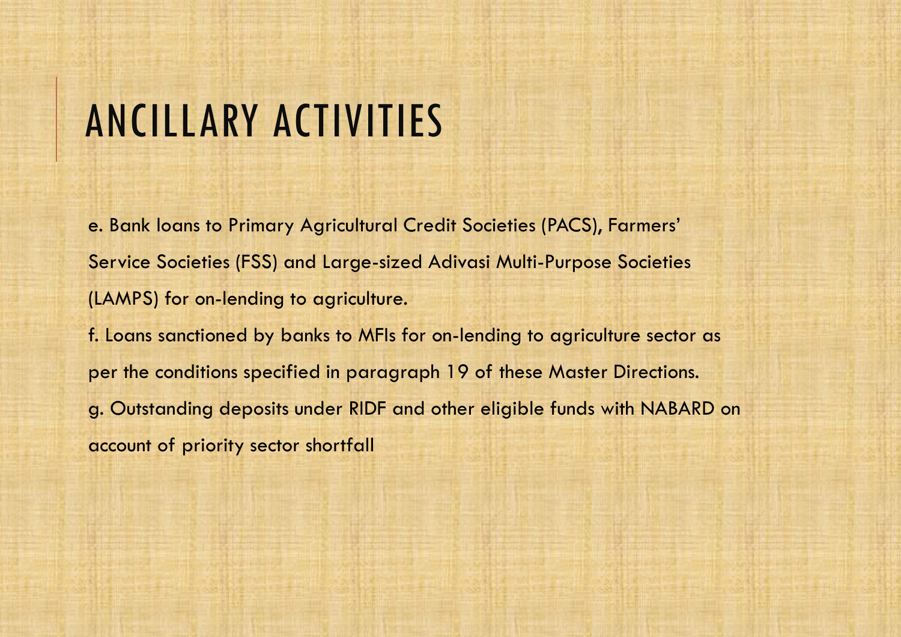# ANCILLARY ACTIVITIES

e. Bank loans to Primary Agricultural Credit Societies (PACS), Farmers' Service Societies (FSS) and Large-sized Adivasi Multi-Purpose Societies (LAMPS) for on-lending to agriculture.

f. Loans sanctioned by banks to MFIs for on-lending to agriculture sector as per the conditions specified in paragraph 19 of these Master Directions.

g. Outstanding deposits under RIDF and other eligible funds with NABARD on account of priority sector shortfall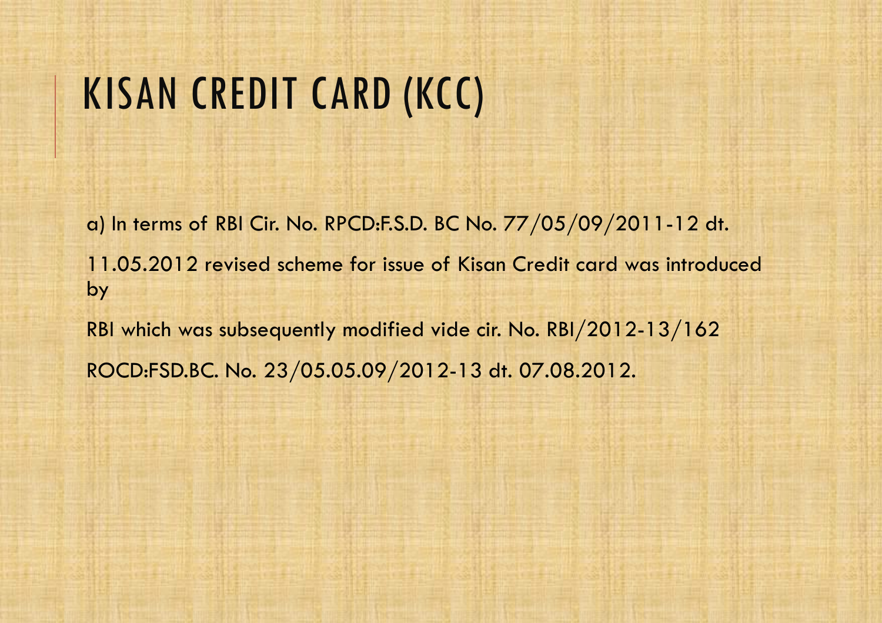# KISAN CREDIT CARD (KCC)

a) In terms of RBI Cir. No. RPCD:F.S.D. BC No. 77/05/09/2011-12 dt.

11.05.2012 revised scheme for issue of Kisan Credit card was introduced by

RBI which was subsequently modified vide cir. No. RBI/2012-13/162

ROCD:FSD.BC. No. 23/05.05.09/2012-13 dt. 07.08.2012.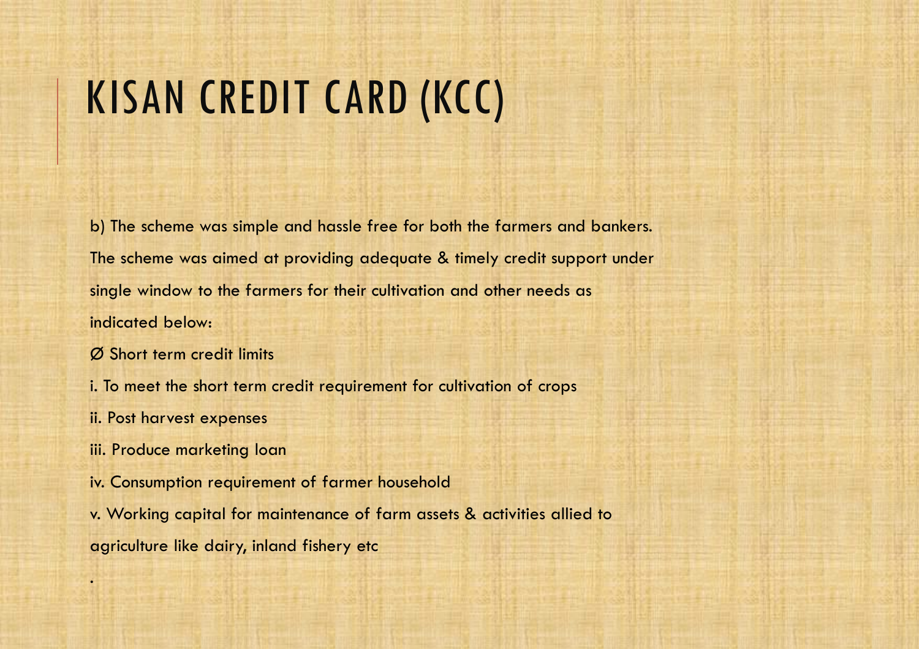# KISAN CREDIT CARD (KCC)

b) The scheme was simple and hassle free for both the farmers and bankers. The scheme was aimed at providing adequate & timely credit support under single window to the farmers for their cultivation and other needs as indicated below:

Ø Short term credit limits

i. To meet the short term credit requirement for cultivation of crops

ii. Post harvest expenses

iii. Produce marketing loan

iv. Consumption requirement of farmer household

v. Working capital for maintenance of farm assets & activities allied to agriculture like dairy, inland fishery etc

.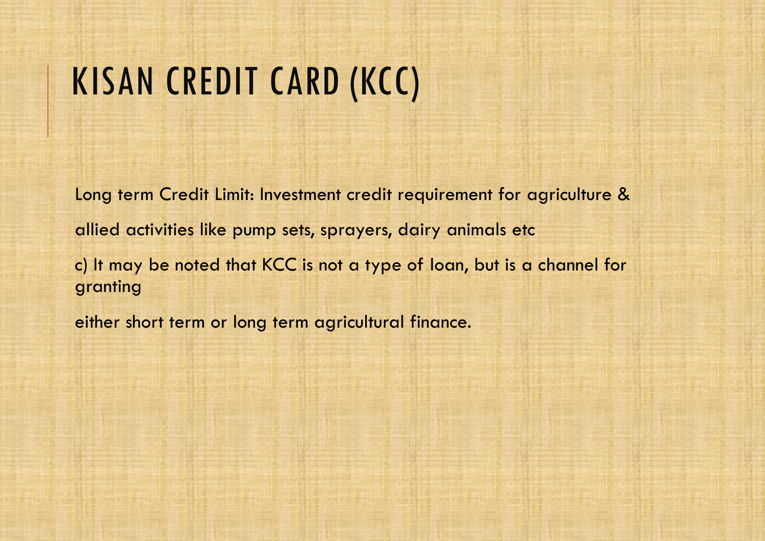# KISAN CREDIT CARD (KCC)

Long term Credit Limit: Investment credit requirement for agriculture &

allied activities like pump sets, sprayers, dairy animals etc

c) It may be noted that KCC is not a type of loan, but is a channel for granting

either short term or long term agricultural finance.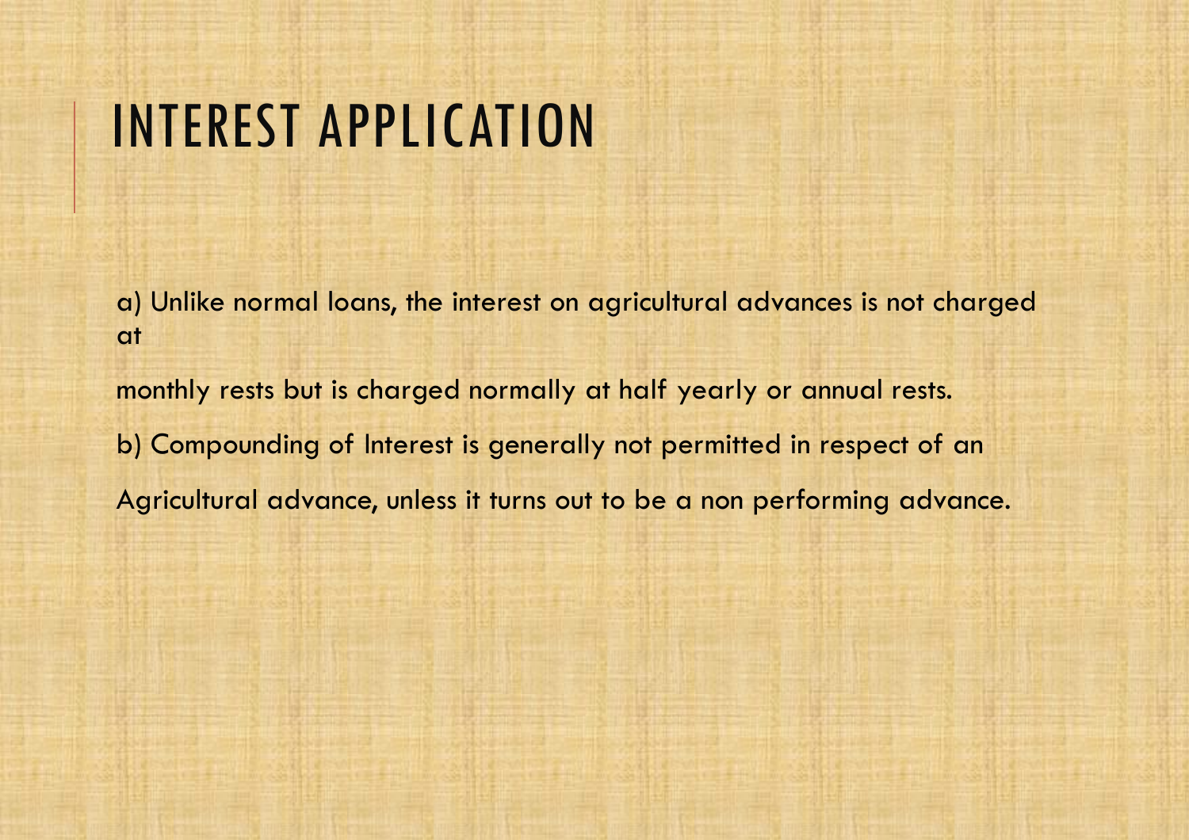# INTEREST APPLICATION

a) Unlike normal loans, the interest on agricultural advances is not charged at

monthly rests but is charged normally at half yearly or annual rests.

b) Compounding of Interest is generally not permitted in respect of an

Agricultural advance, unless it turns out to be a non performing advance.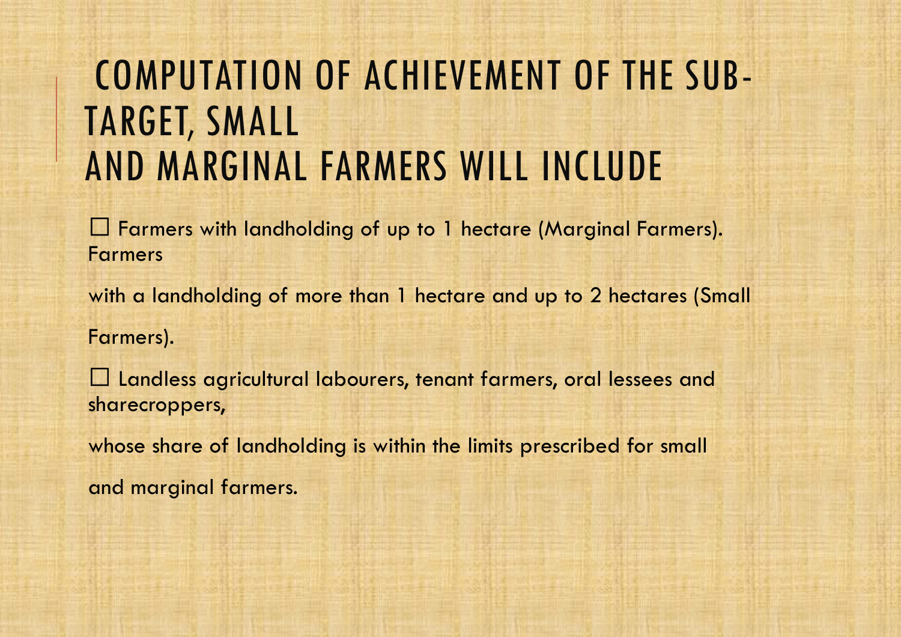# COMPUTATION OF ACHIEVEMENT OF THE SUB-TARGET, SMALL AND MARGINAL FARMERS WILL INCLUDE

- Farmers with landholding of up to 1 hectare (Marginal Farmers). Farmers with a landholding of more than 1 hectare and up to 2 hectares (Small Farmers).
- Landless agricultural labourers, tenant farmers, oral lessees and sharecroppers, whose share of landholding is within the limits prescribed for small and marginal farmers.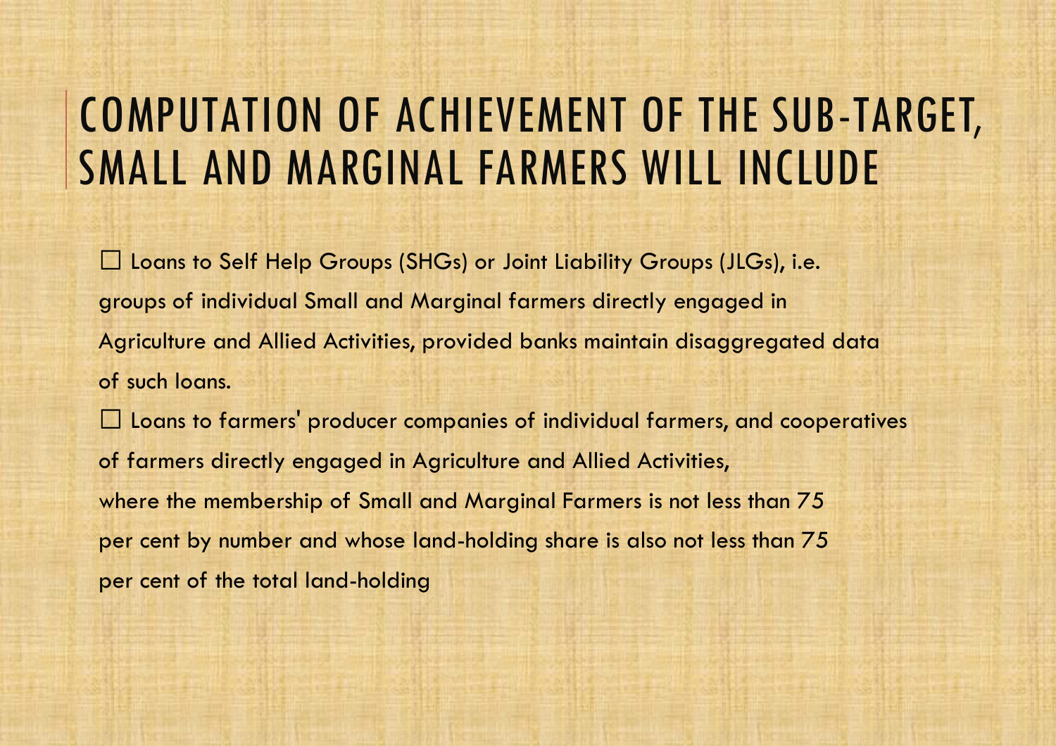# COMPUTATION OF ACHIEVEMENT OF THE SUB-TARGET, SMALL AND MARGINAL FARMERS WILL INCLUDE

- Loans to Self Help Groups (SHGs) or Joint Liability Groups (JLGs), i.e. groups of individual Small and Marginal farmers directly engaged in Agriculture and Allied Activities, provided banks maintain disaggregated data of such loans.
- Loans to farmers' producer companies of individual farmers, and cooperatives of farmers directly engaged in Agriculture and Allied Activities, where the membership of Small and Marginal Farmers is not less than 75 per cent by number and whose land-holding share is also not less than 75 per cent of the total land-holding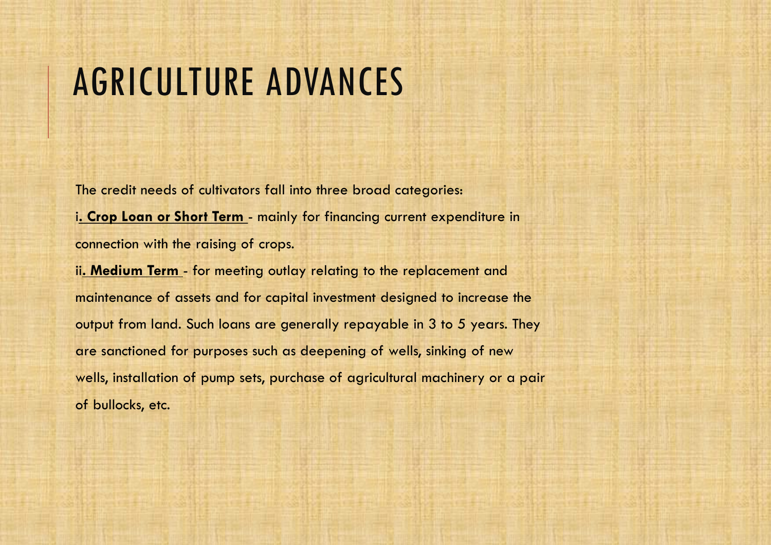# AGRICULTURE ADVANCES

The credit needs of cultivators fall into three broad categories:

i**. Crop Loan or Short Term** - mainly for financing current expenditure in connection with the raising of crops.

ii**. Medium Term** - for meeting outlay relating to the replacement and maintenance of assets and for capital investment designed to increase the output from land. Such loans are generally repayable in 3 to 5 years. They are sanctioned for purposes such as deepening of wells, sinking of new wells, installation of pump sets, purchase of agricultural machinery or a pair of bullocks, etc.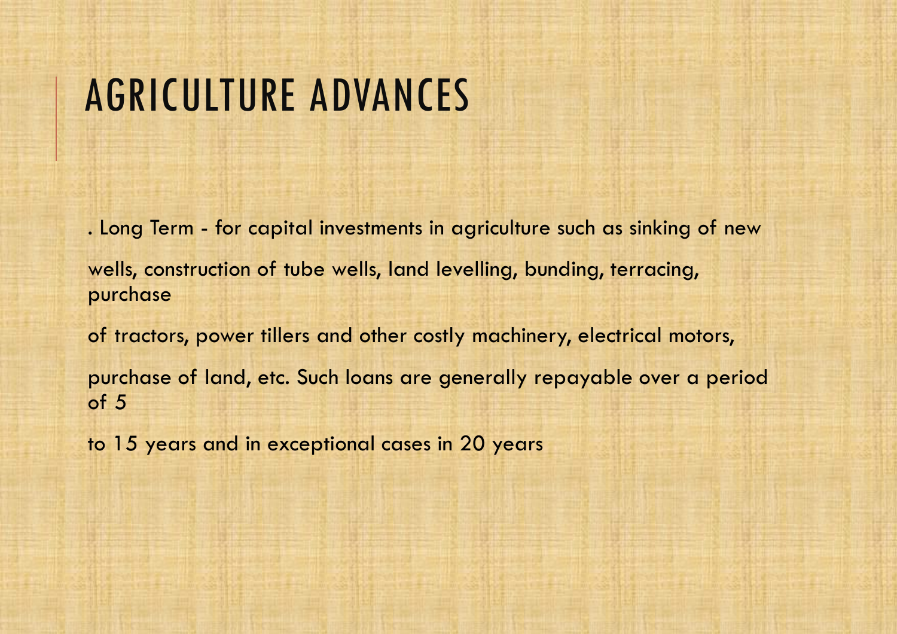# AGRICULTURE ADVANCES

. Long Term - for capital investments in agriculture such as sinking of new wells, construction of tube wells, land levelling, bunding, terracing, purchase of tractors, power tillers and other costly machinery, electrical motors, purchase of land, etc. Such loans are generally repayable over a period of 5 to 15 years and in exceptional cases in 20 years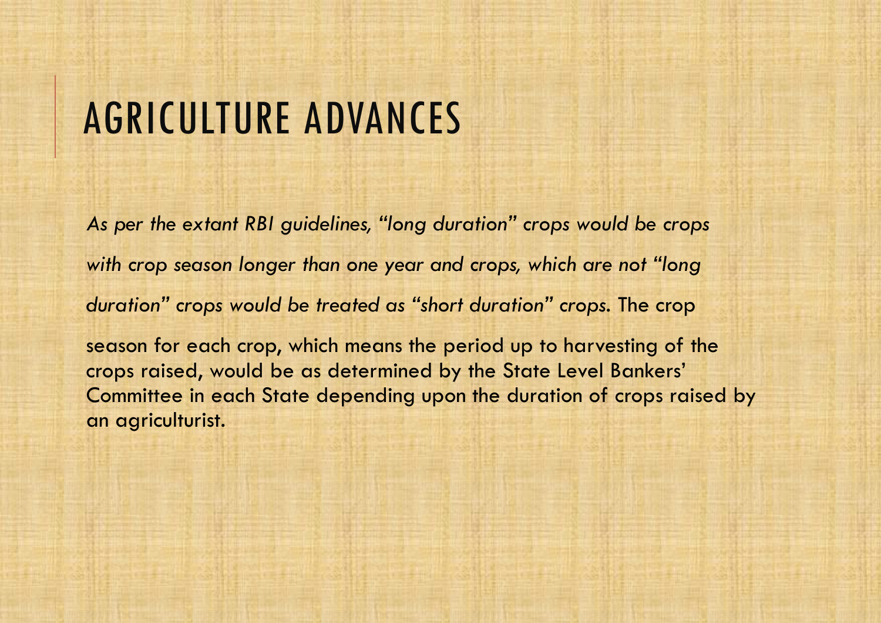# AGRICULTURE ADVANCES

*As per the extant RBI guidelines, "long duration" crops would be crops with crop season longer than one year and crops, which are not "long duration" crops would be treated as "short duration" crops.* The crop season for each crop, which means the period up to harvesting of the crops raised, would be as determined by the State Level Bankers' Committee in each State depending upon the duration of crops raised by an agriculturist.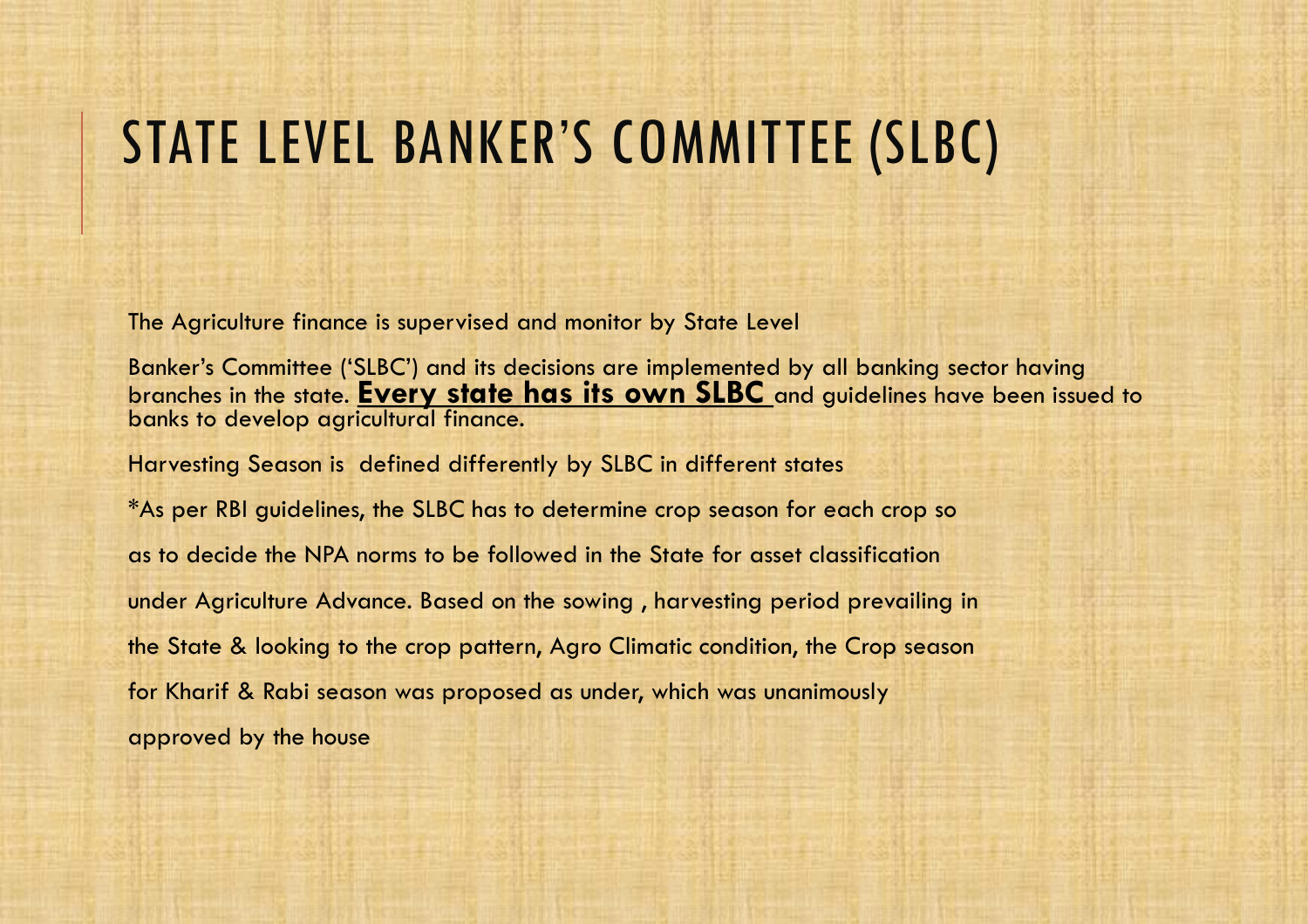# STATE LEVEL BANKER'S COMMITTEE (SLBC)

The Agriculture finance is supervised and monitor by State Level

Banker's Committee ('SLBC') and its decisions are implemented by all banking sector having branches in the state. **<u>Every state has its own SLBC</u>** and guidelines have been issued to banks to develop agricultural finance.

Harvesting Season is defined differently by SLBC in different states

*As per RBI guidelines, the SLBC has to determine crop season for each crop so as to decide the NPA norms to be followed in the State for asset classification under Agriculture Advance. Based on the sowing , harvesting period prevailing in the State & looking to the crop pattern, Agro Climatic condition, the Crop season for Kharif & Rabi season was proposed as under, which was unanimously approved by the house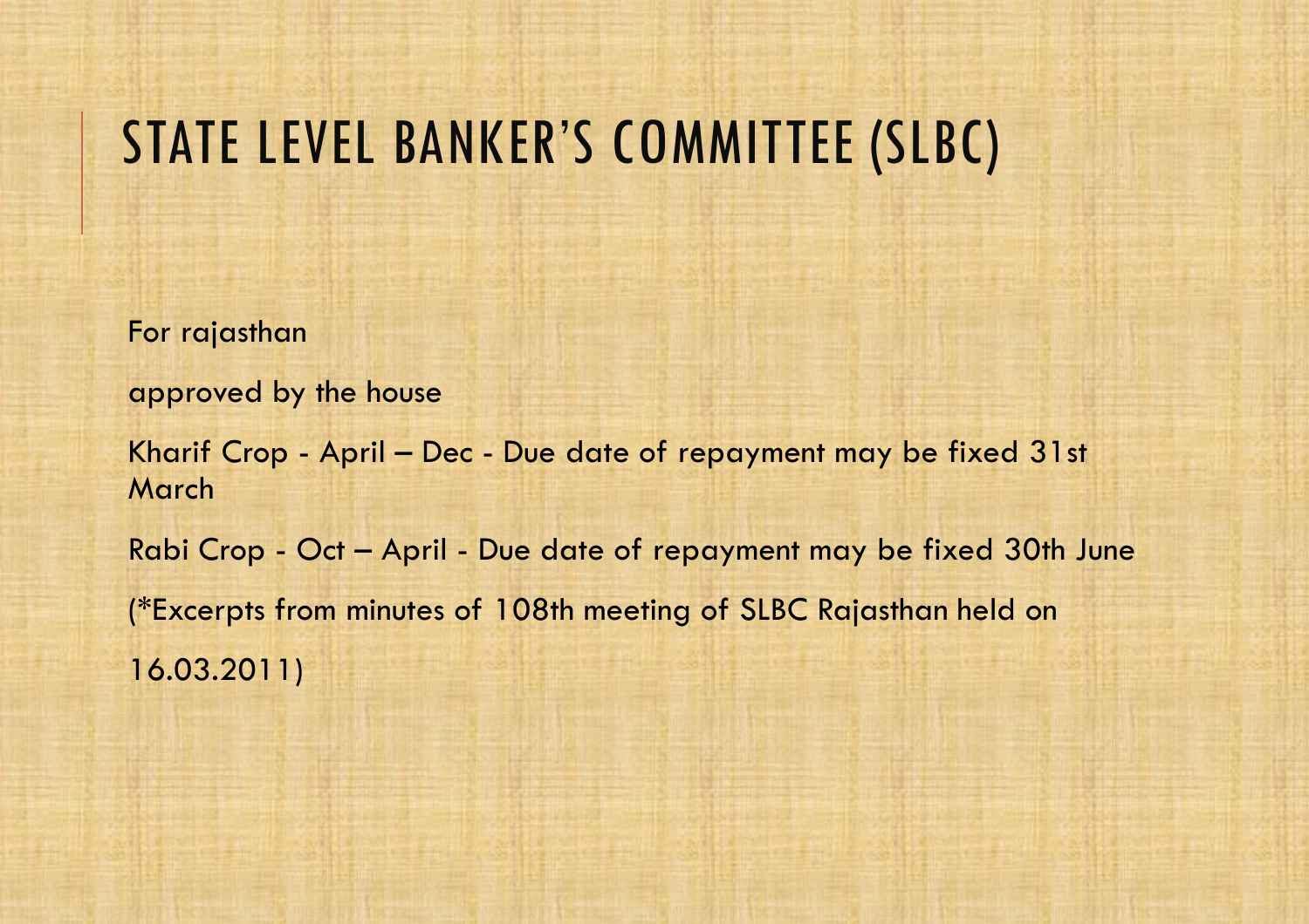# STATE LEVEL BANKER'S COMMITTEE (SLBC)

For rajasthan

approved by the house

Kharif Crop - April – Dec - Due date of repayment may be fixed 31st March

Rabi Crop - Oct – April - Due date of repayment may be fixed 30th June

(*Excerpts from minutes of 108th meeting of SLBC Rajasthan held on

16.03.2011)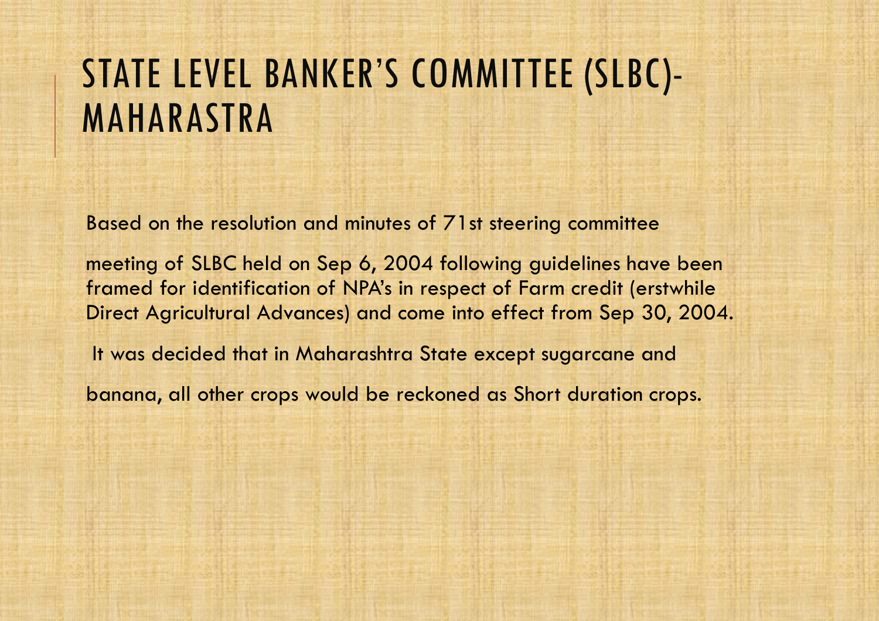# STATE LEVEL BANKER'S COMMITTEE (SLBC)-MAHARASTRA

Based on the resolution and minutes of 71st steering committee

meeting of SLBC held on Sep 6, 2004 following guidelines have been framed for identification of NPA's in respect of Farm credit (erstwhile Direct Agricultural Advances) and come into effect from Sep 30, 2004.

It was decided that in Maharashtra State except sugarcane and

banana, all other crops would be reckoned as Short duration crops.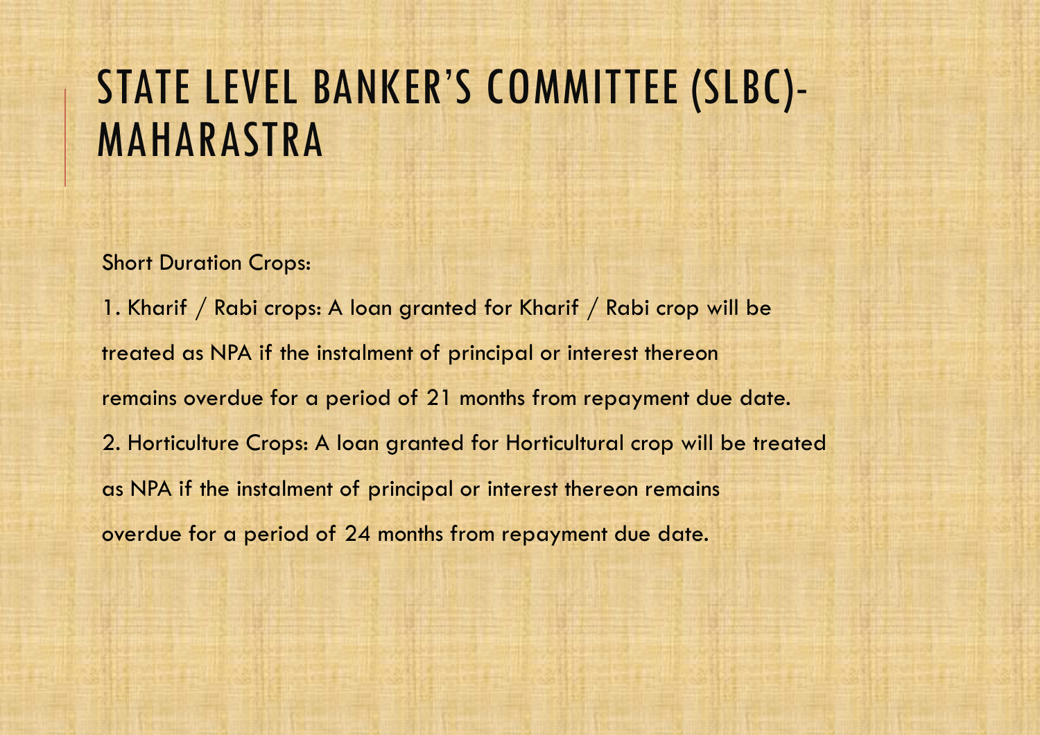# STATE LEVEL BANKER'S COMMITTEE (SLBC)-MAHARASTRA

Short Duration Crops:

1. Kharif / Rabi crops: A loan granted for Kharif / Rabi crop will be treated as NPA if the instalment of principal or interest thereon remains overdue for a period of 21 months from repayment due date.
2. Horticulture Crops: A loan granted for Horticultural crop will be treated as NPA if the instalment of principal or interest thereon remains overdue for a period of 24 months from repayment due date.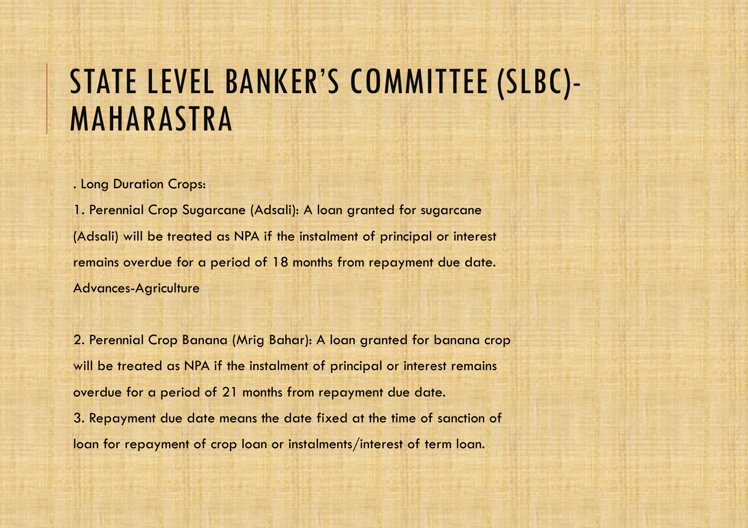# STATE LEVEL BANKER'S COMMITTEE (SLBC)- MAHARASTRA

. Long Duration Crops:

1. Perennial Crop Sugarcane (Adsali): A loan granted for sugarcane (Adsali) will be treated as NPA if the instalment of principal or interest remains overdue for a period of 18 months from repayment due date. Advances-Agriculture

2. Perennial Crop Banana (Mrig Bahar): A loan granted for banana crop will be treated as NPA if the instalment of principal or interest remains overdue for a period of 21 months from repayment due date.

3. Repayment due date means the date fixed at the time of sanction of loan for repayment of crop loan or instalments/interest of term loan.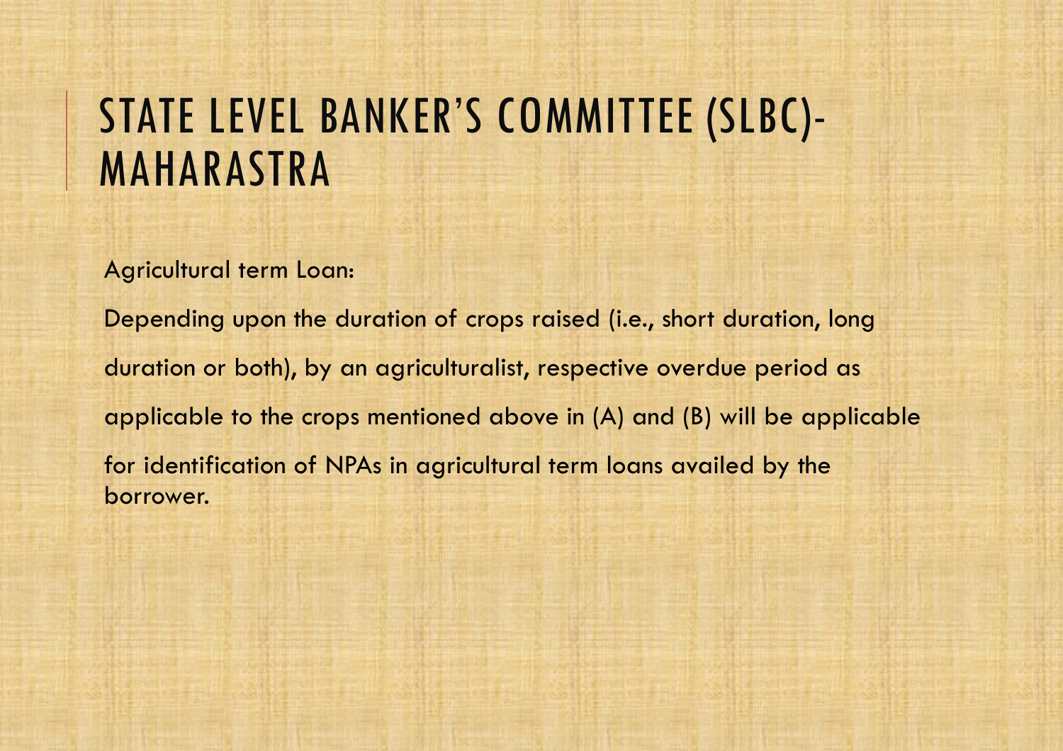# STATE LEVEL BANKER'S COMMITTEE (SLBC)- MAHARASTRA

Agricultural term Loan:

Depending upon the duration of crops raised (i.e., short duration, long duration or both), by an agriculturalist, respective overdue period as applicable to the crops mentioned above in (A) and (B) will be applicable for identification of NPAs in agricultural term loans availed by the borrower.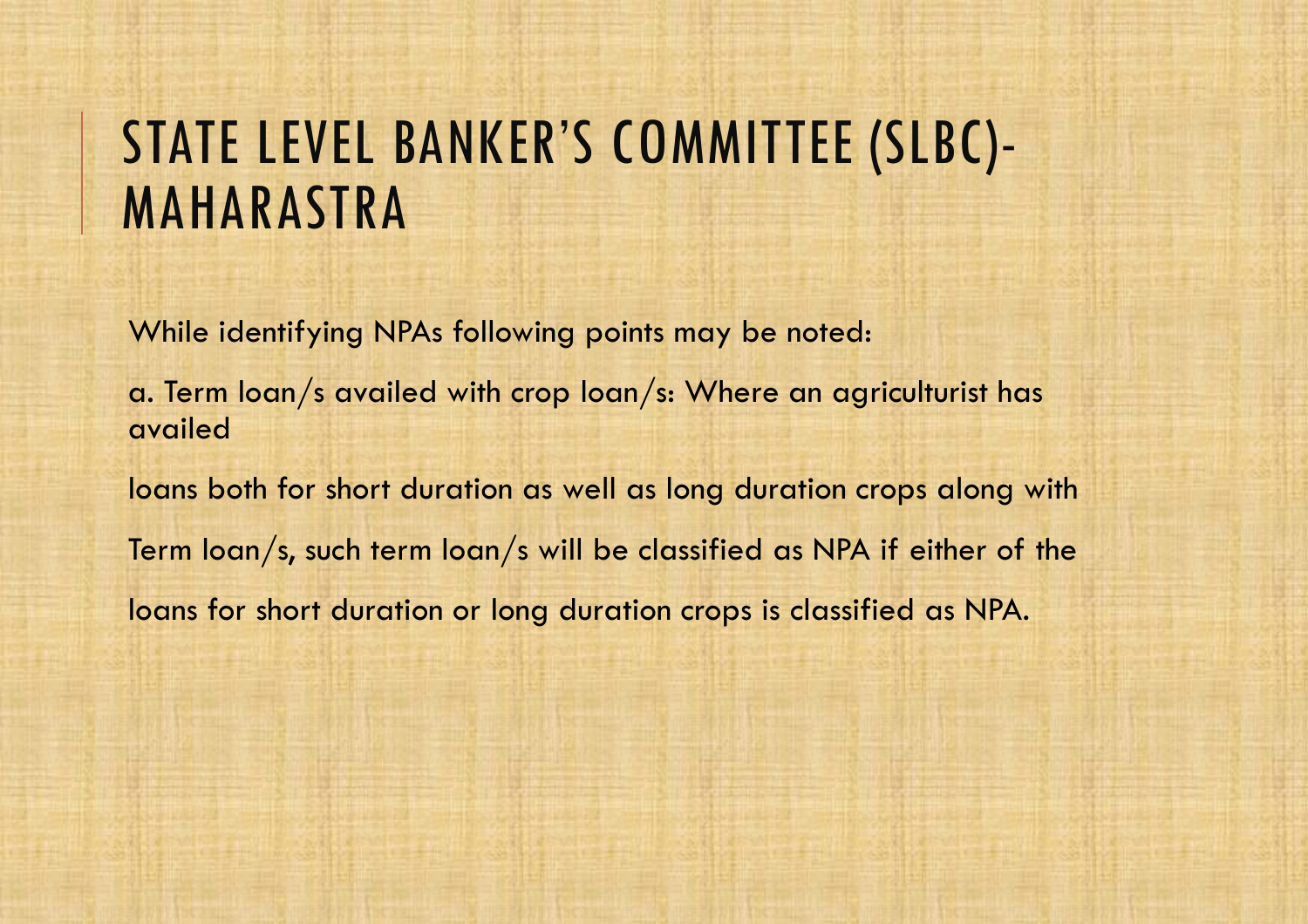# STATE LEVEL BANKER'S COMMITTEE (SLBC)-MAHARASTRA

While identifying NPAs following points may be noted:

a. Term loan/s availed with crop loan/s: Where an agriculturist has availed

loans both for short duration as well as long duration crops along with

Term loan/s, such term loan/s will be classified as NPA if either of the

loans for short duration or long duration crops is classified as NPA.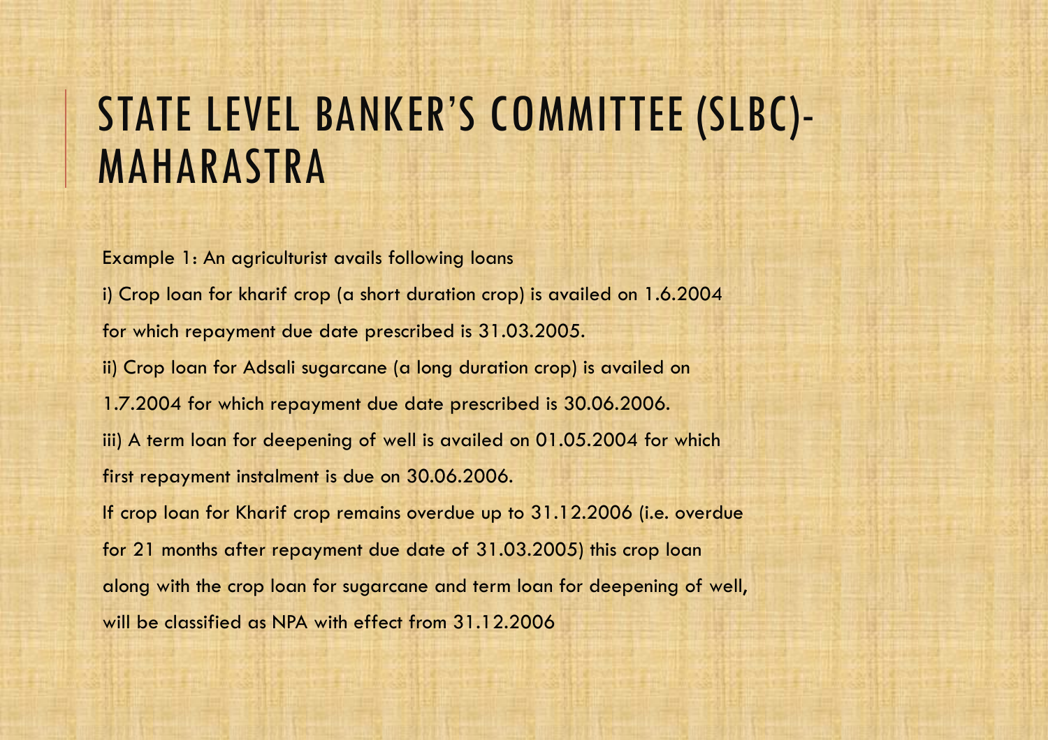# STATE LEVEL BANKER'S COMMITTEE (SLBC)- MAHARASTRA

Example 1: An agriculturist avails following loans

i) Crop loan for kharif crop (a short duration crop) is availed on 1.6.2004 for which repayment due date prescribed is 31.03.2005.

ii) Crop loan for Adsali sugarcane (a long duration crop) is availed on 1.7.2004 for which repayment due date prescribed is 30.06.2006.

iii) A term loan for deepening of well is availed on 01.05.2004 for which first repayment instalment is due on 30.06.2006.

If crop loan for Kharif crop remains overdue up to 31.12.2006 (i.e. overdue for 21 months after repayment due date of 31.03.2005) this crop loan along with the crop loan for sugarcane and term loan for deepening of well, will be classified as NPA with effect from 31.12.2006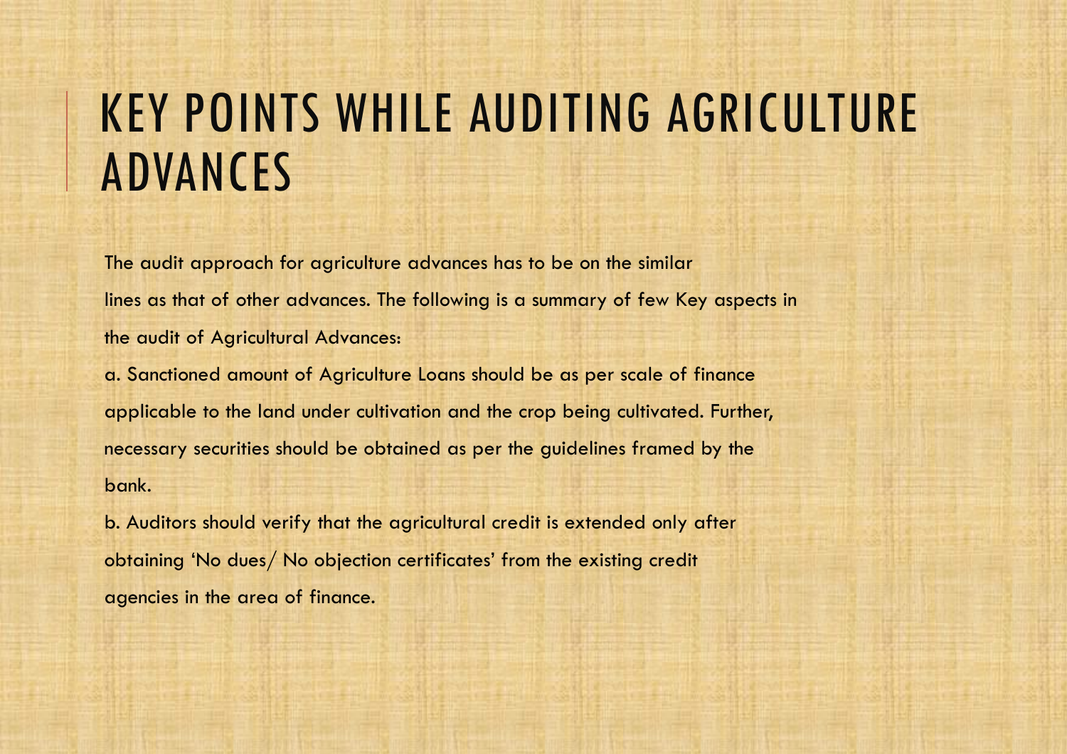# KEY POINTS WHILE AUDITING AGRICULTURE ADVANCES

The audit approach for agriculture advances has to be on the similar lines as that of other advances. The following is a summary of few Key aspects in the audit of Agricultural Advances:

a. Sanctioned amount of Agriculture Loans should be as per scale of finance applicable to the land under cultivation and the crop being cultivated. Further, necessary securities should be obtained as per the guidelines framed by the bank.

b. Auditors should verify that the agricultural credit is extended only after obtaining 'No dues/ No objection certificates' from the existing credit agencies in the area of finance.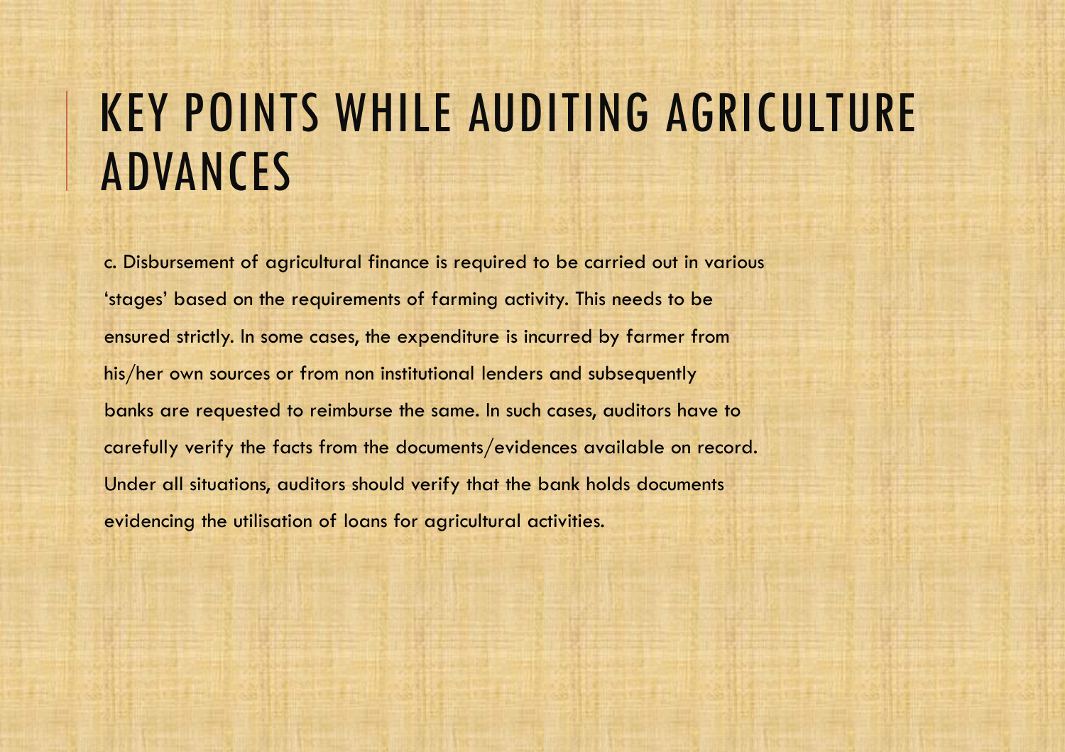# KEY POINTS WHILE AUDITING AGRICULTURE ADVANCES

c. Disbursement of agricultural finance is required to be carried out in various 'stages' based on the requirements of farming activity. This needs to be ensured strictly. In some cases, the expenditure is incurred by farmer from his/her own sources or from non institutional lenders and subsequently banks are requested to reimburse the same. In such cases, auditors have to carefully verify the facts from the documents/evidences available on record. Under all situations, auditors should verify that the bank holds documents evidencing the utilisation of loans for agricultural activities.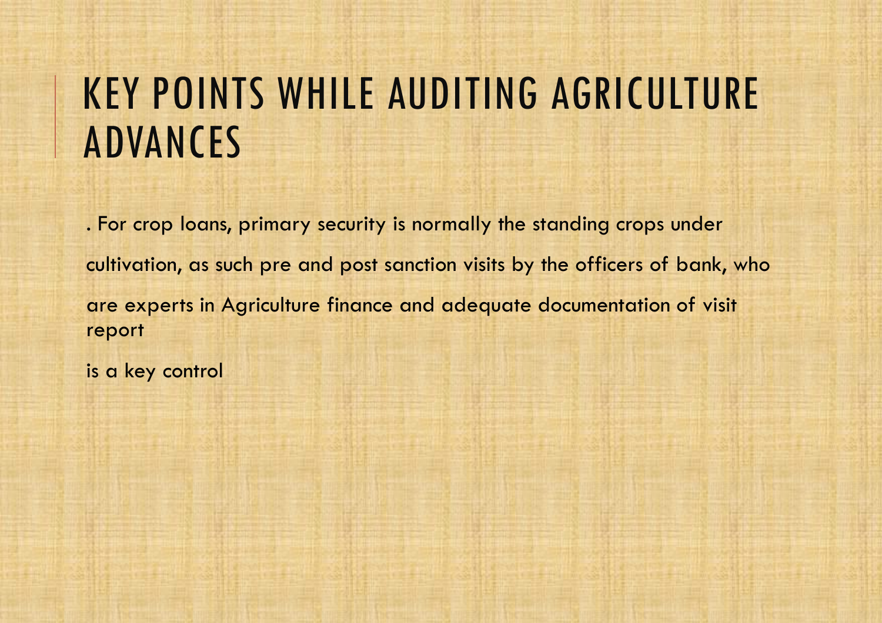# KEY POINTS WHILE AUDITING AGRICULTURE ADVANCES

. For crop loans, primary security is normally the standing crops under cultivation, as such pre and post sanction visits by the officers of bank, who are experts in Agriculture finance and adequate documentation of visit report is a key control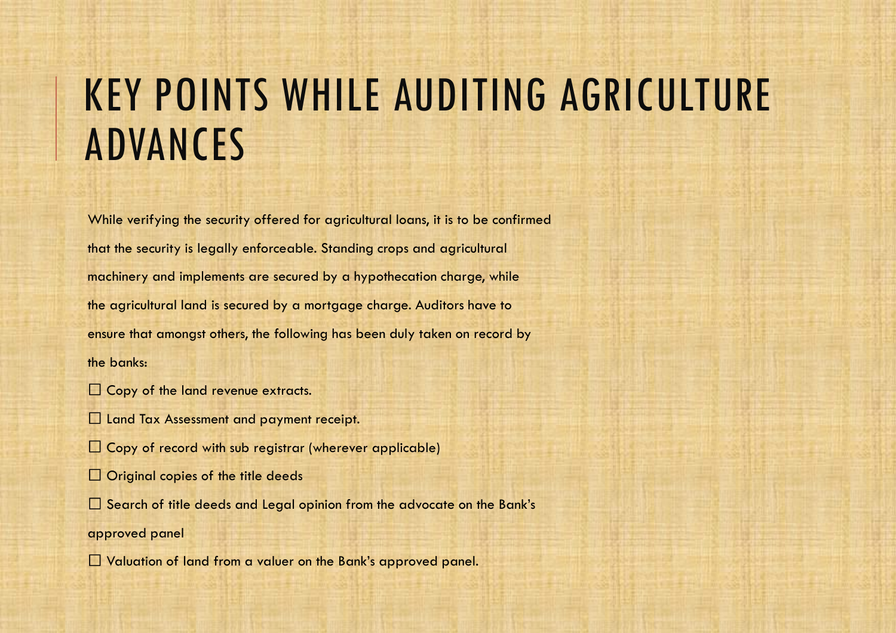# KEY POINTS WHILE AUDITING AGRICULTURE ADVANCES

While verifying the security offered for agricultural loans, it is to be confirmed that the security is legally enforceable. Standing crops and agricultural machinery and implements are secured by a hypothecation charge, while the agricultural land is secured by a mortgage charge. Auditors have to ensure that amongst others, the following has been duly taken on record by the banks:

- Copy of the land revenue extracts.
- Land Tax Assessment and payment receipt.
- Copy of record with sub registrar (wherever applicable)
- Original copies of the title deeds
- Search of title deeds and Legal opinion from the advocate on the Bank's approved panel
- Valuation of land from a valuer on the Bank's approved panel.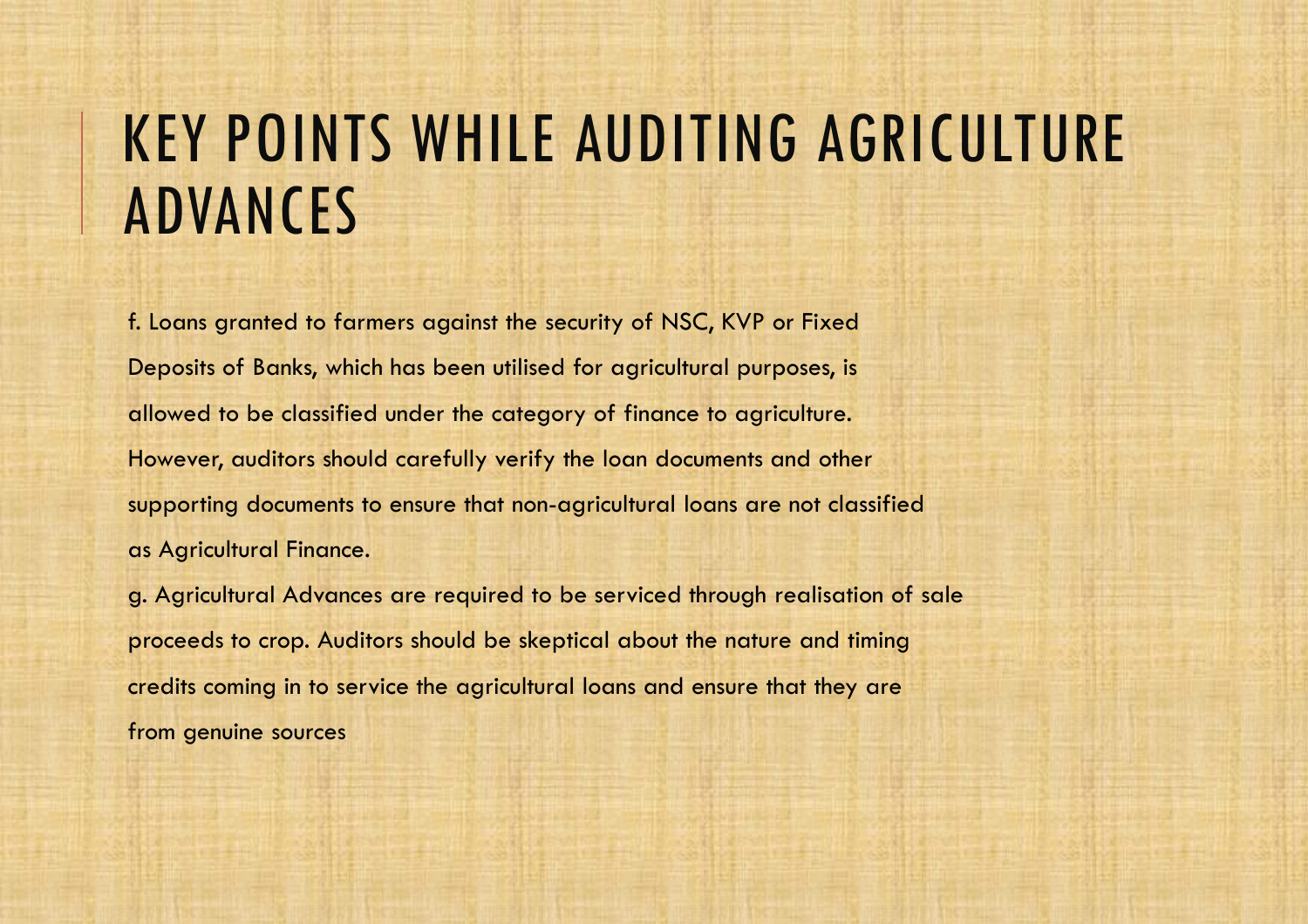# KEY POINTS WHILE AUDITING AGRICULTURE ADVANCES

f. Loans granted to farmers against the security of NSC, KVP or Fixed Deposits of Banks, which has been utilised for agricultural purposes, is allowed to be classified under the category of finance to agriculture. However, auditors should carefully verify the loan documents and other supporting documents to ensure that non-agricultural loans are not classified as Agricultural Finance.

g. Agricultural Advances are required to be serviced through realisation of sale proceeds to crop. Auditors should be skeptical about the nature and timing credits coming in to service the agricultural loans and ensure that they are from genuine sources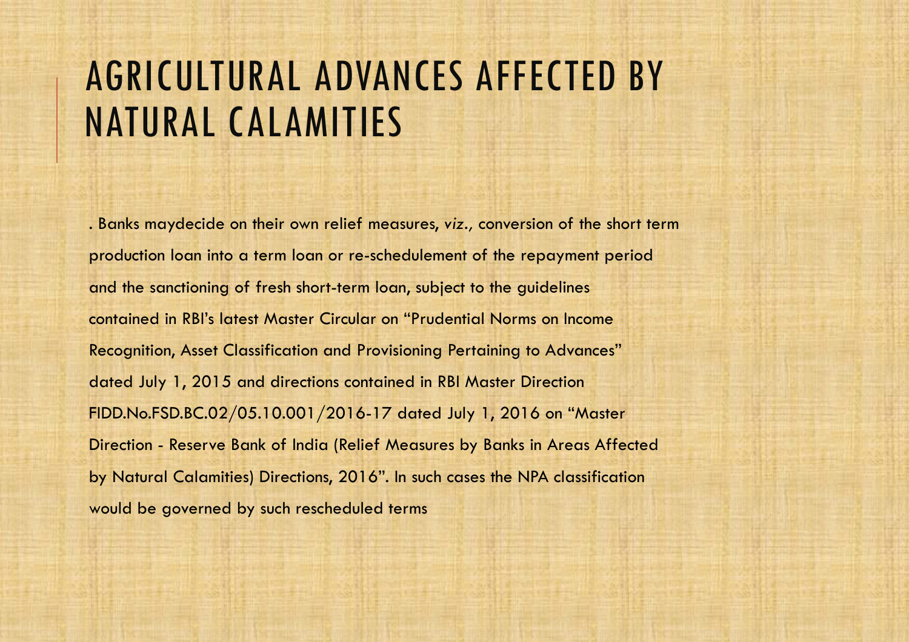# AGRICULTURAL ADVANCES AFFECTED BY NATURAL CALAMITIES

. Banks maydecide on their own relief measures, *viz.,* conversion of the short term production loan into a term loan or re-schedulement of the repayment period and the sanctioning of fresh short-term loan, subject to the guidelines contained in RBI's latest Master Circular on "Prudential Norms on Income Recognition, Asset Classification and Provisioning Pertaining to Advances" dated July 1, 2015 and directions contained in RBI Master Direction FIDD.No.FSD.BC.02/05.10.001/2016-17 dated July 1, 2016 on "Master Direction - Reserve Bank of India (Relief Measures by Banks in Areas Affected by Natural Calamities) Directions, 2016". In such cases the NPA classification would be governed by such rescheduled terms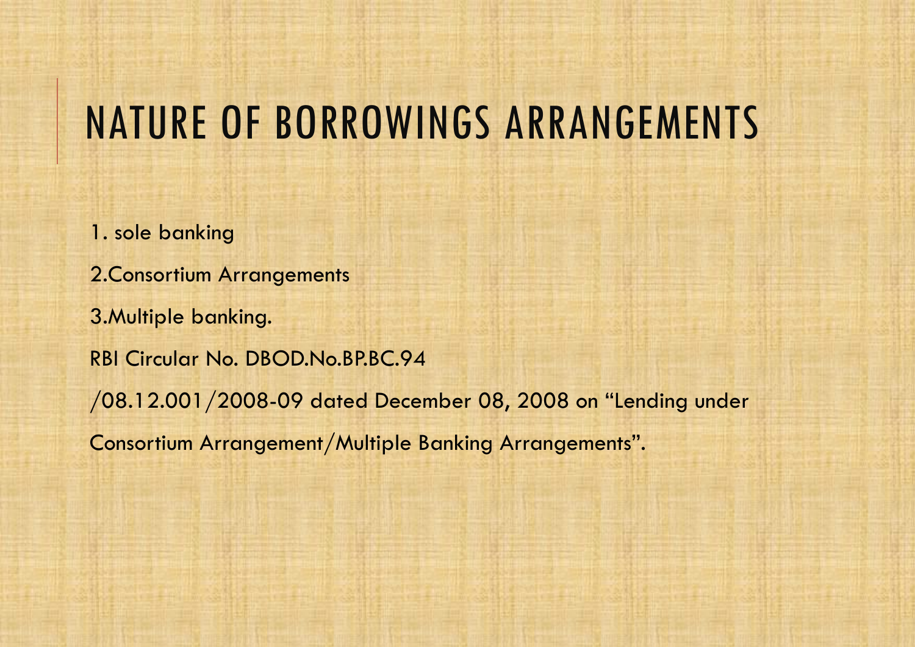# NATURE OF BORROWINGS ARRANGEMENTS

1. sole banking

2.Consortium Arrangements

3.Multiple banking.

RBI Circular No. DBOD.No.BP.BC.94

/08.12.001/2008-09 dated December 08, 2008 on "Lending under

Consortium Arrangement/Multiple Banking Arrangements".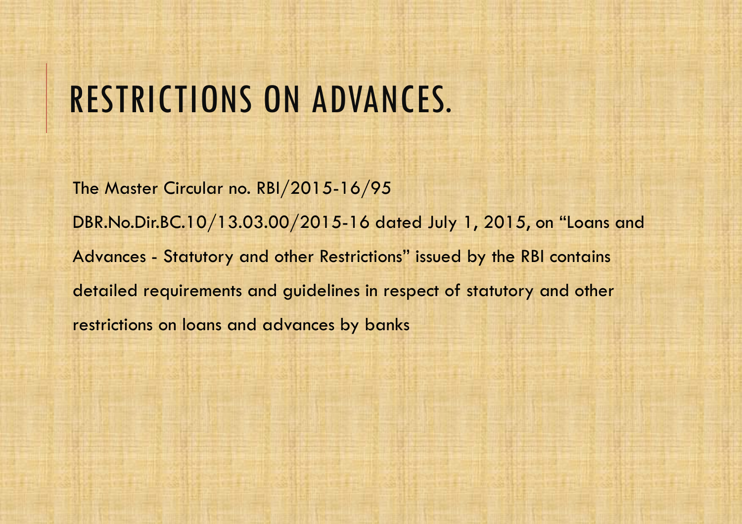# RESTRICTIONS ON ADVANCES.

The Master Circular no. RBI/2015-16/95 DBR.No.Dir.BC.10/13.03.00/2015-16 dated July 1, 2015, on "Loans and Advances - Statutory and other Restrictions" issued by the RBI contains detailed requirements and guidelines in respect of statutory and other restrictions on loans and advances by banks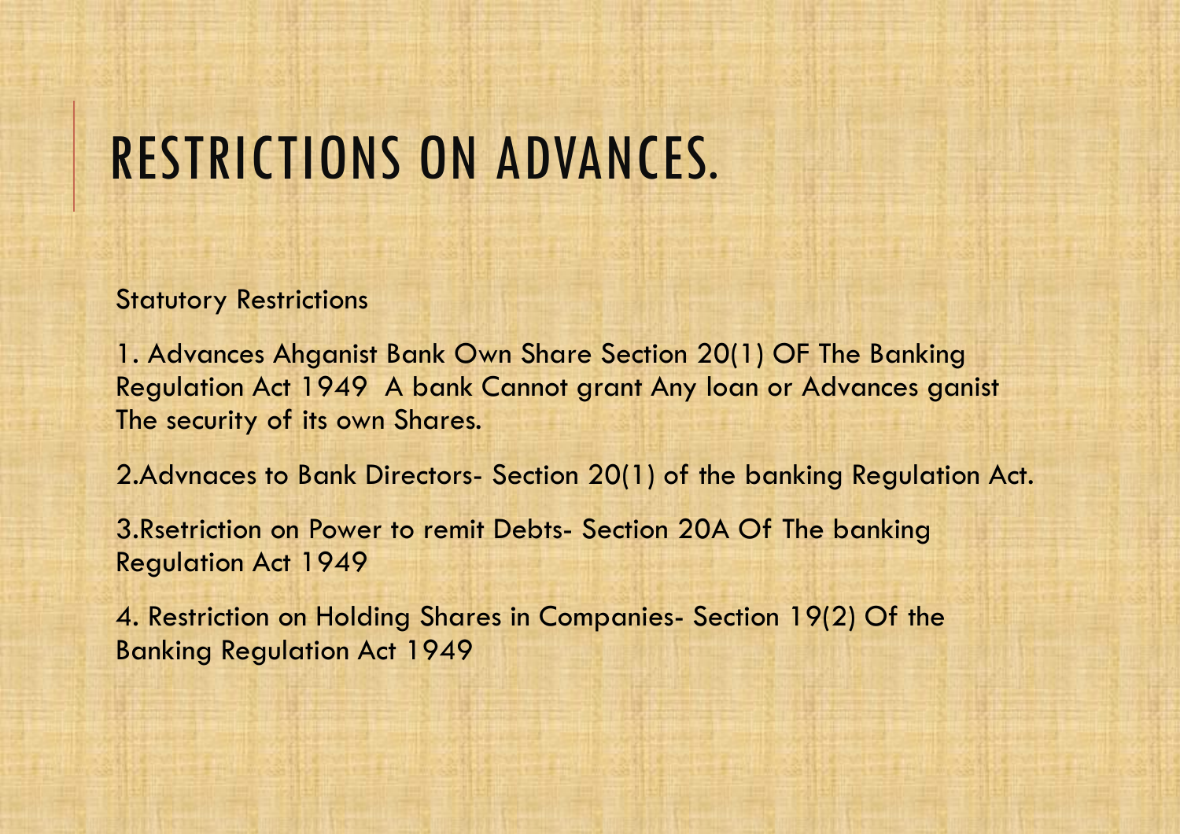# RESTRICTIONS ON ADVANCES.

Statutory Restrictions

1. Advances Ahganist Bank Own Share Section 20(1) OF The Banking Regulation Act 1949 A bank Cannot grant Any loan or Advances ganist The security of its own Shares.

2.Advnaces to Bank Directors- Section 20(1) of the banking Regulation Act.

3.Rsetriction on Power to remit Debts- Section 20A Of The banking Regulation Act 1949

4. Restriction on Holding Shares in Companies- Section 19(2) Of the Banking Regulation Act 1949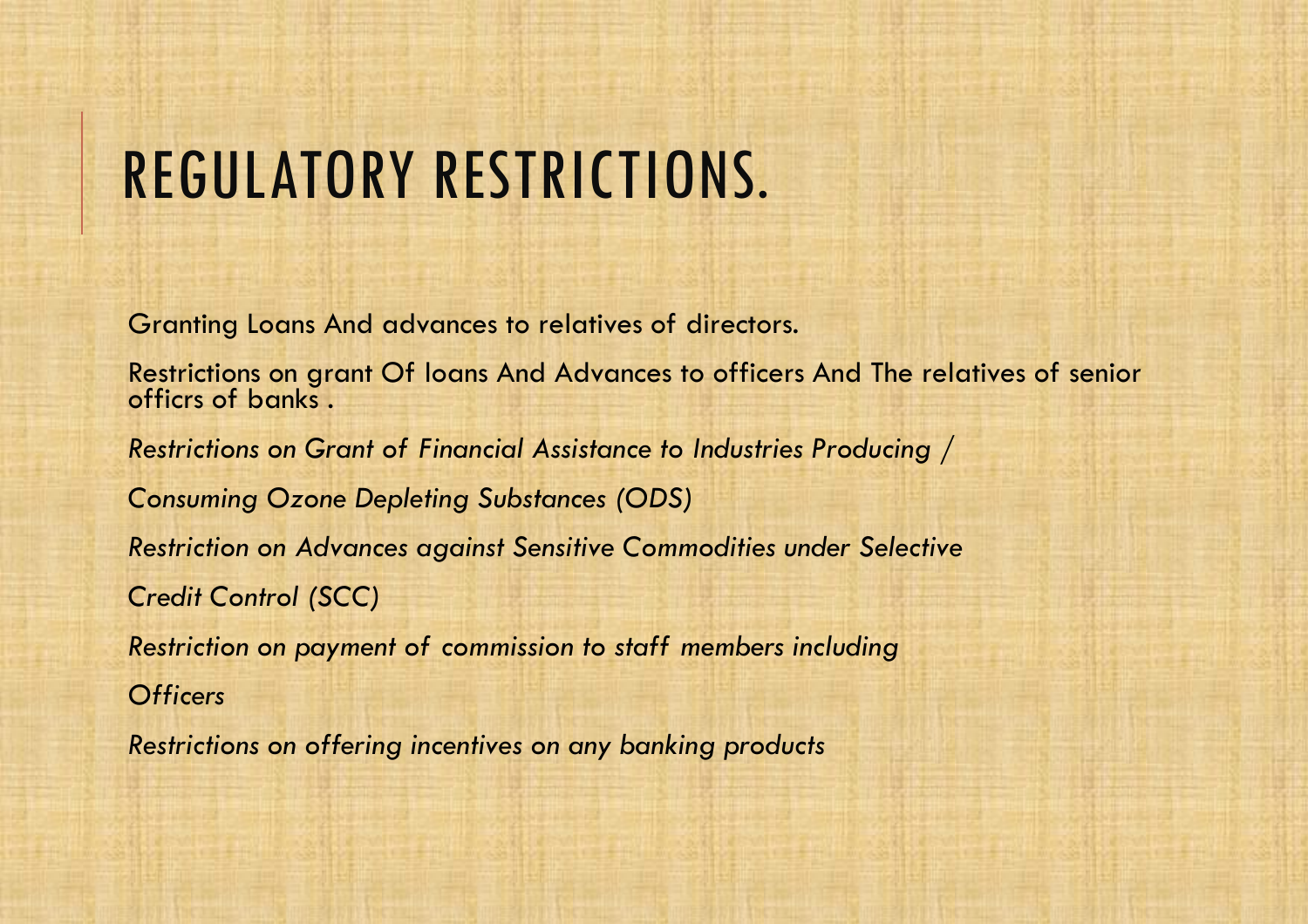# REGULATORY RESTRICTIONS.

Granting Loans And advances to relatives of directors.

Restrictions on grant Of loans And Advances to officers And The relatives of senior officrs of banks .

*Restrictions on Grant of Financial Assistance to Industries Producing /*

*Consuming Ozone Depleting Substances (ODS)*

*Restriction on Advances against Sensitive Commodities under Selective*

*Credit Control (SCC)*

*Restriction on payment of commission to staff members including*

*Officers*

*Restrictions on offering incentives on any banking products*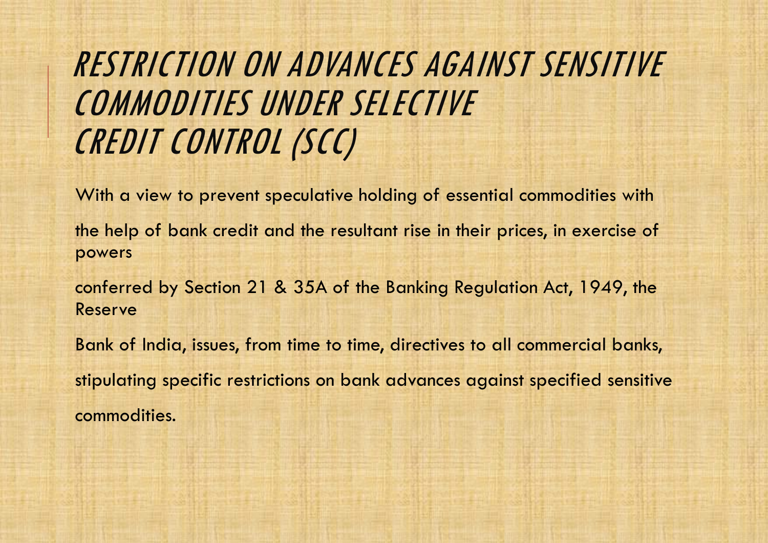# RESTRICTION ON ADVANCES AGAINST SENSITIVE COMMODITIES UNDER SELECTIVE CREDIT CONTROL (SCC)

With a view to prevent speculative holding of essential commodities with the help of bank credit and the resultant rise in their prices, in exercise of powers conferred by Section 21 & 35A of the Banking Regulation Act, 1949, the Reserve Bank of India, issues, from time to time, directives to all commercial banks, stipulating specific restrictions on bank advances against specified sensitive commodities.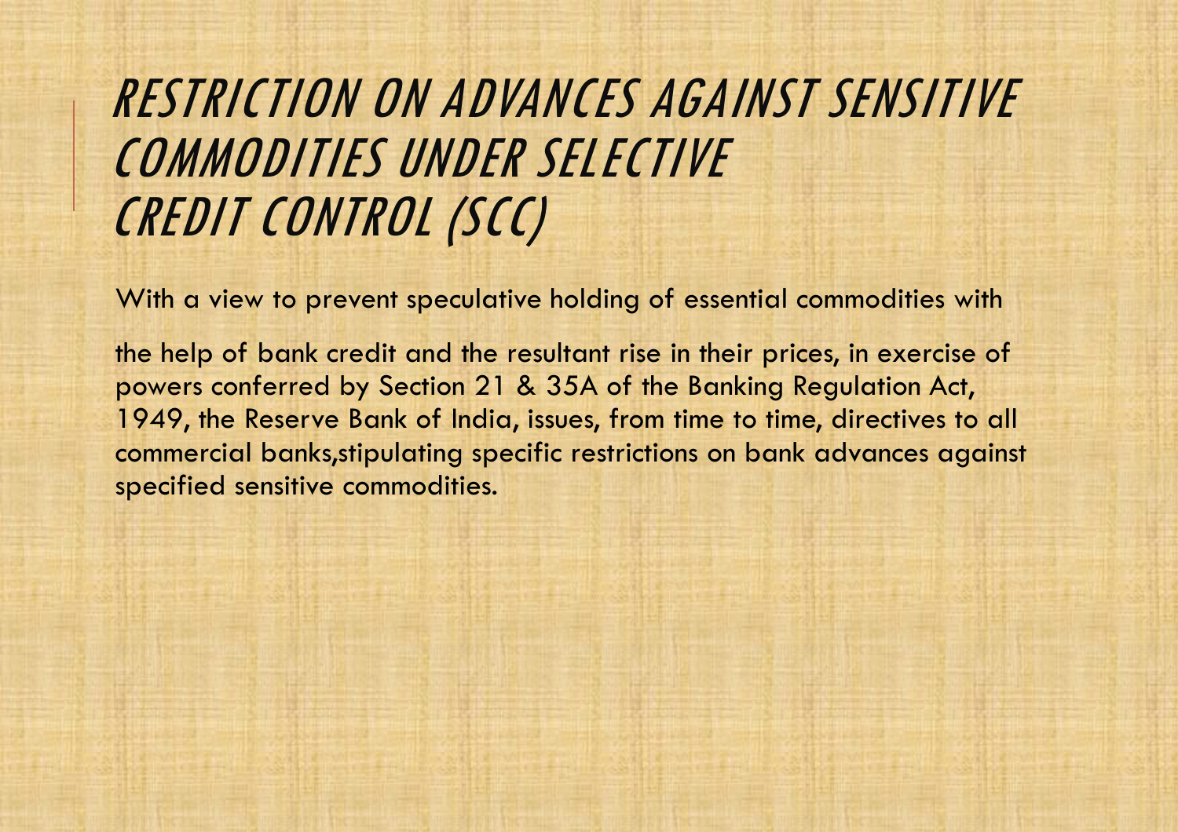# RESTRICTION ON ADVANCES AGAINST SENSITIVE COMMODITIES UNDER SELECTIVE CREDIT CONTROL (SCC)

With a view to prevent speculative holding of essential commodities with

the help of bank credit and the resultant rise in their prices, in exercise of powers conferred by Section 21 & 35A of the Banking Regulation Act, 1949, the Reserve Bank of India, issues, from time to time, directives to all commercial banks,stipulating specific restrictions on bank advances against specified sensitive commodities.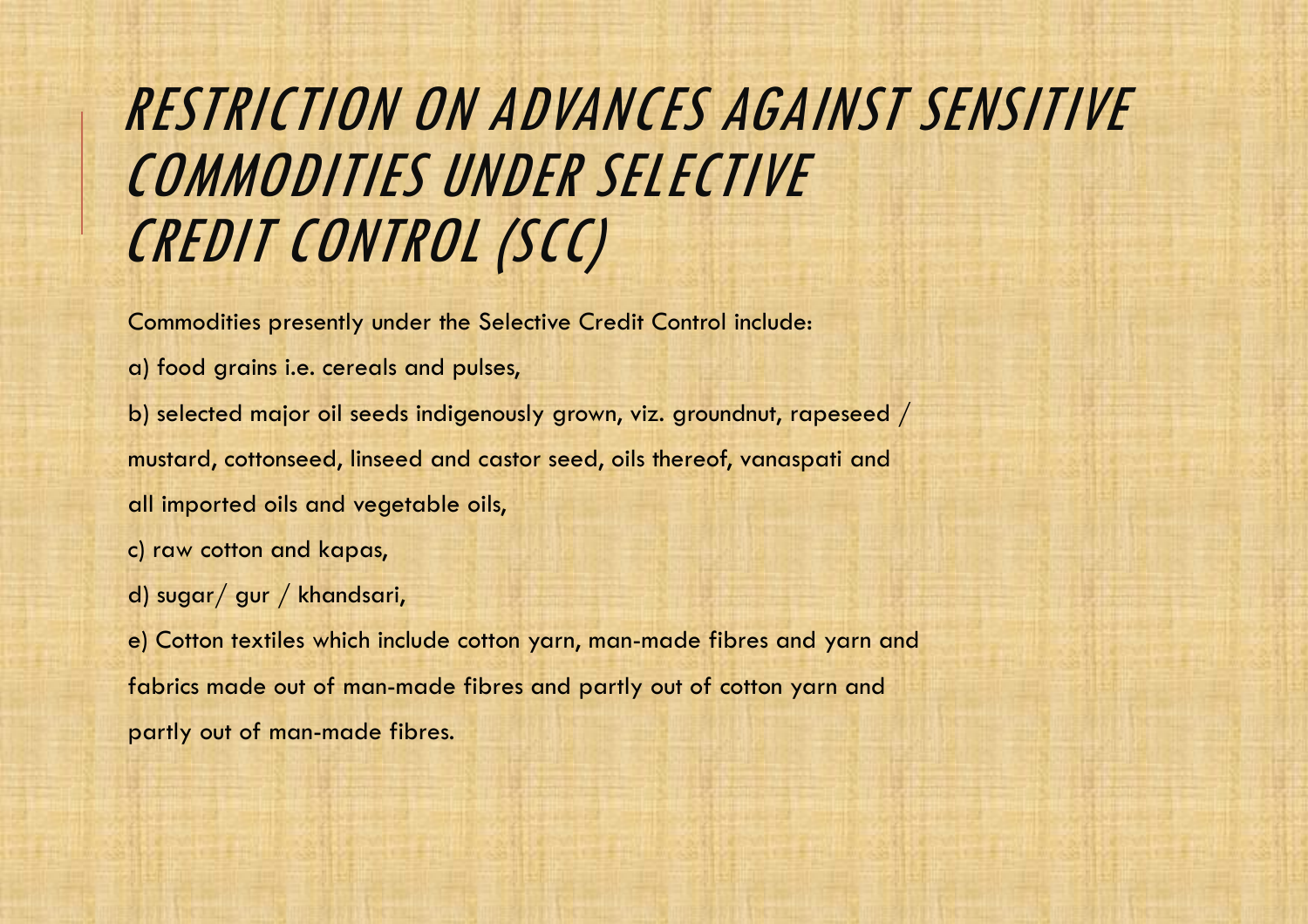# RESTRICTION ON ADVANCES AGAINST SENSITIVE COMMODITIES UNDER SELECTIVE CREDIT CONTROL (SCC)

Commodities presently under the Selective Credit Control include:

a) food grains i.e. cereals and pulses,

b) selected major oil seeds indigenously grown, viz. groundnut, rapeseed / mustard, cottonseed, linseed and castor seed, oils thereof, vanaspati and all imported oils and vegetable oils,

c) raw cotton and kapas,

d) sugar/ gur / khandsari,

e) Cotton textiles which include cotton yarn, man-made fibres and yarn and fabrics made out of man-made fibres and partly out of cotton yarn and partly out of man-made fibres.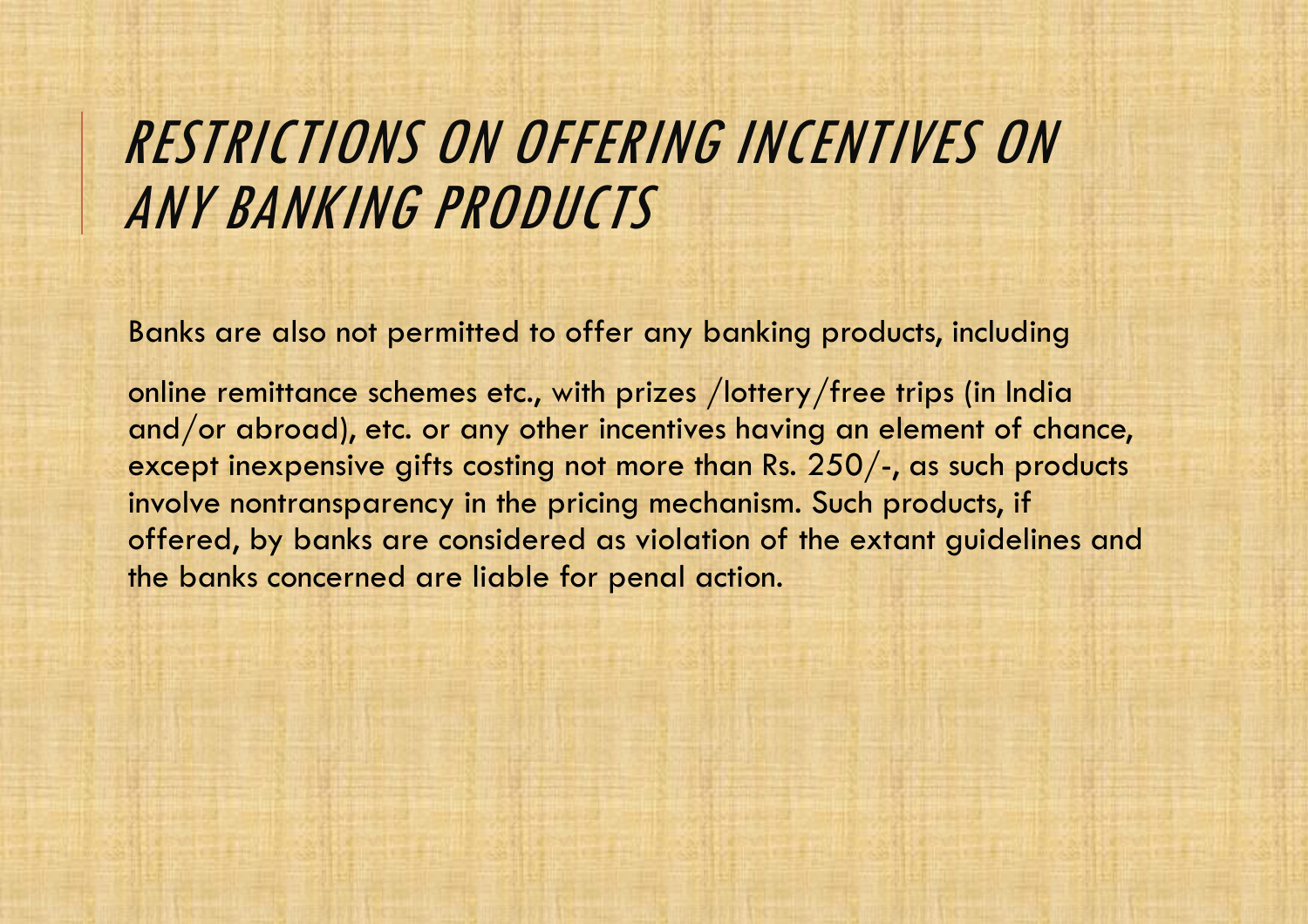# RESTRICTIONS ON OFFERING INCENTIVES ON ANY BANKING PRODUCTS

Banks are also not permitted to offer any banking products, including

online remittance schemes etc., with prizes /lottery/free trips (in India and/or abroad), etc. or any other incentives having an element of chance, except inexpensive gifts costing not more than Rs. 250/-, as such products involve nontransparency in the pricing mechanism. Such products, if offered, by banks are considered as violation of the extant guidelines and the banks concerned are liable for penal action.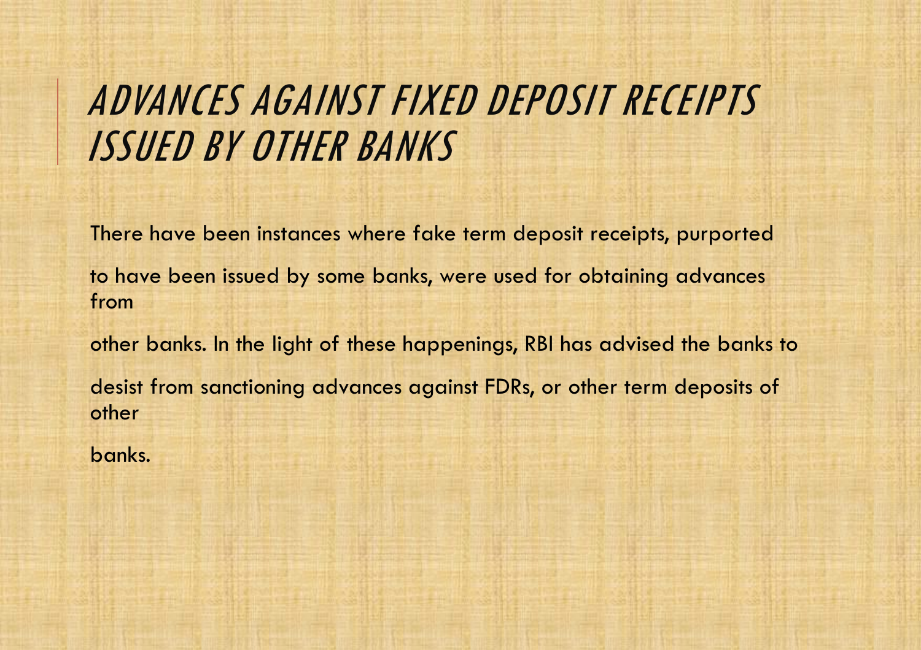# ADVANCES AGAINST FIXED DEPOSIT RECEIPTS ISSUED BY OTHER BANKS

There have been instances where fake term deposit receipts, purported to have been issued by some banks, were used for obtaining advances from other banks. In the light of these happenings, RBI has advised the banks to desist from sanctioning advances against FDRs, or other term deposits of other banks.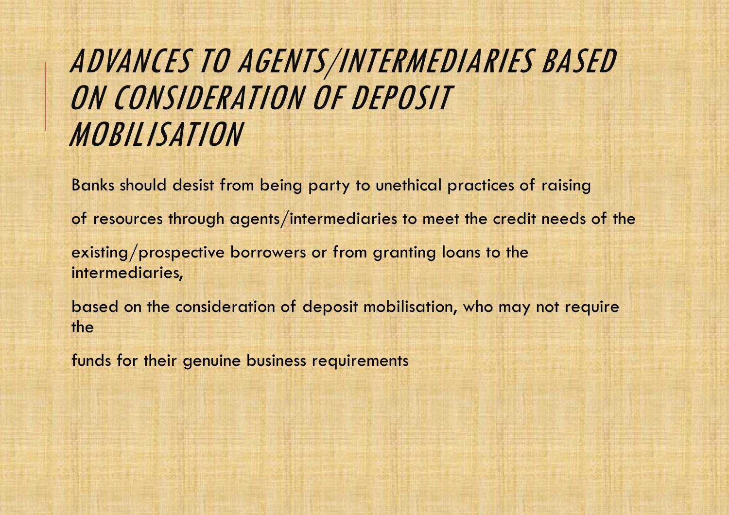# ADVANCES TO AGENTS/INTERMEDIARIES BASED ON CONSIDERATION OF DEPOSIT MOBILISATION

Banks should desist from being party to unethical practices of raising

of resources through agents/intermediaries to meet the credit needs of the

existing/prospective borrowers or from granting loans to the intermediaries,

based on the consideration of deposit mobilisation, who may not require the

funds for their genuine business requirements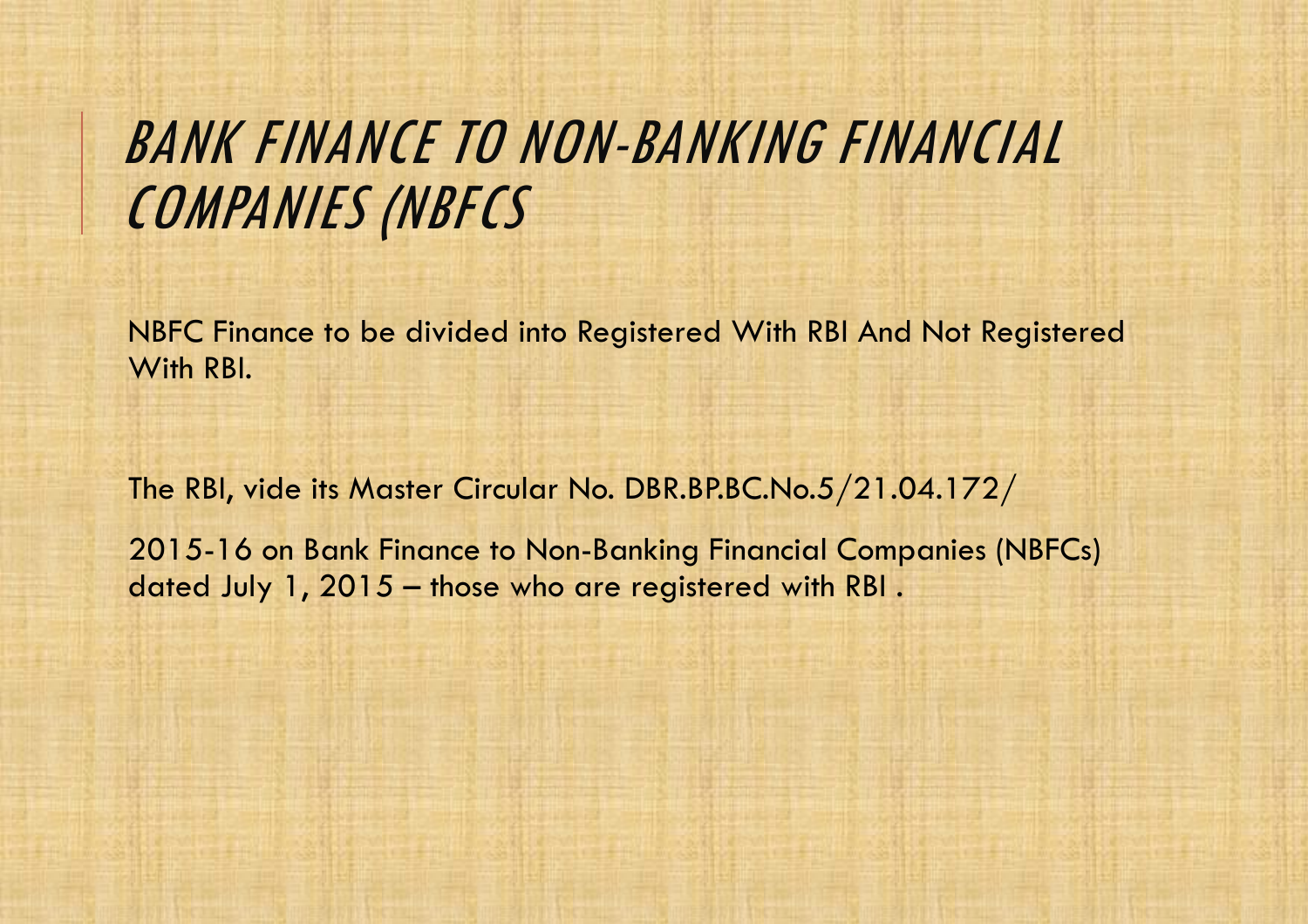# BANK FINANCE TO NON-BANKING FINANCIAL COMPANIES (NBFCS

NBFC Finance to be divided into Registered With RBI And Not Registered With RBI.

The RBI, vide its Master Circular No. DBR.BP.BC.No.5/21.04.172/

2015-16 on Bank Finance to Non-Banking Financial Companies (NBFCs) dated July 1, 2015 – those who are registered with RBI .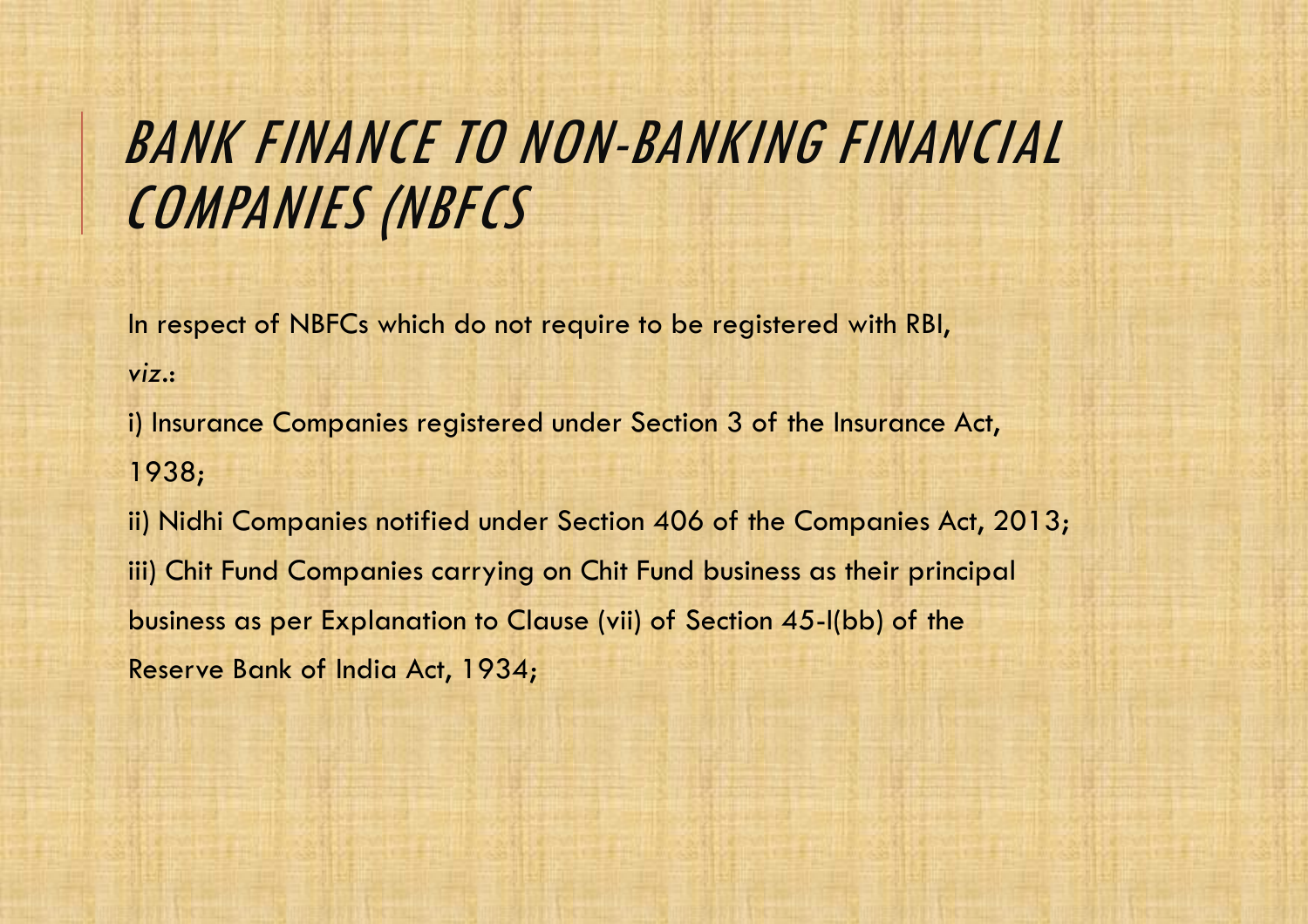# BANK FINANCE TO NON-BANKING FINANCIAL COMPANIES (NBFCS

In respect of NBFCs which do not require to be registered with RBI,

*viz*.:

i) Insurance Companies registered under Section 3 of the Insurance Act, 1938;

ii) Nidhi Companies notified under Section 406 of the Companies Act, 2013;

iii) Chit Fund Companies carrying on Chit Fund business as their principal business as per Explanation to Clause (vii) of Section 45-I(bb) of the Reserve Bank of India Act, 1934;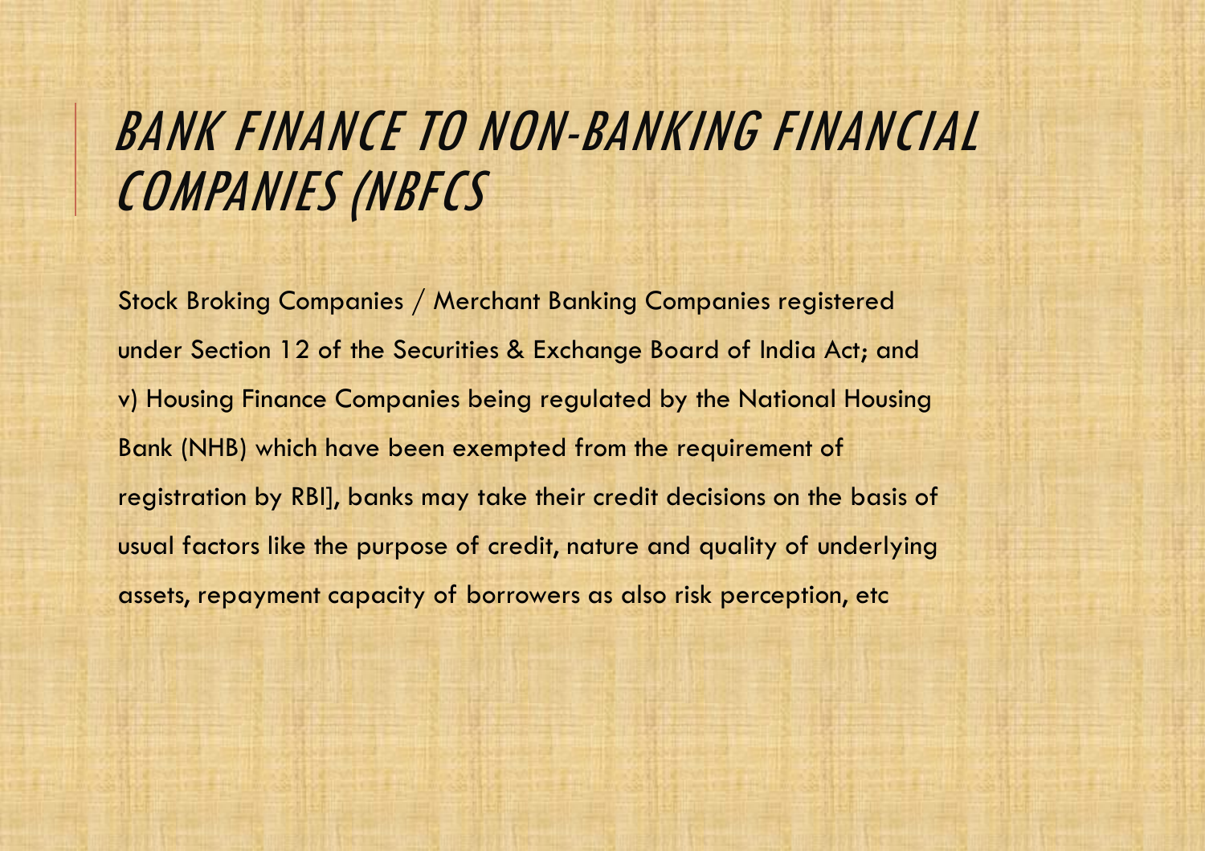# BANK FINANCE TO NON-BANKING FINANCIAL COMPANIES (NBFCS

Stock Broking Companies / Merchant Banking Companies registered under Section 12 of the Securities & Exchange Board of India Act; and v) Housing Finance Companies being regulated by the National Housing Bank (NHB) which have been exempted from the requirement of registration by RBI], banks may take their credit decisions on the basis of usual factors like the purpose of credit, nature and quality of underlying assets, repayment capacity of borrowers as also risk perception, etc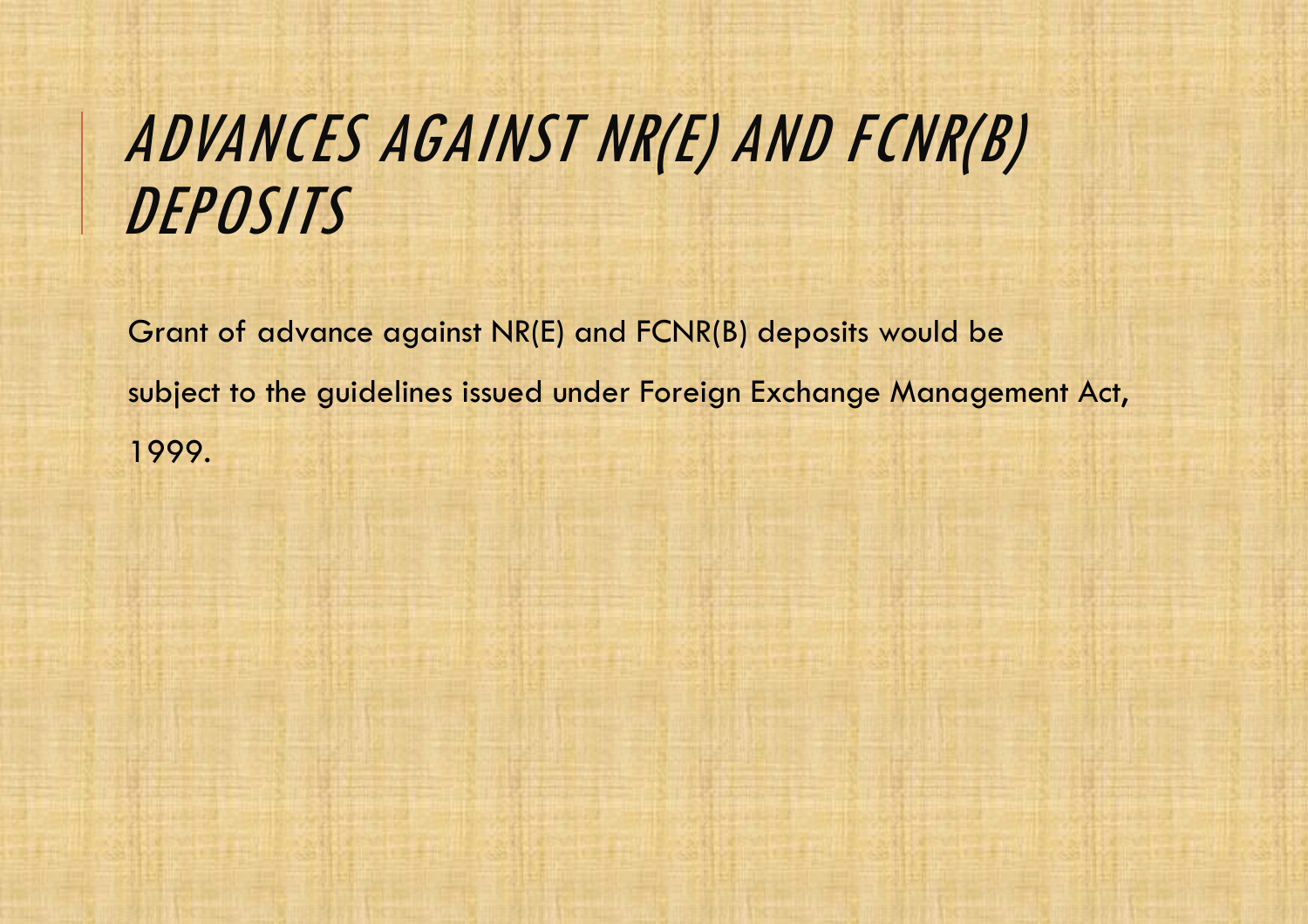# ADVANCES AGAINST NR(E) AND FCNR(B) DEPOSITS

Grant of advance against NR(E) and FCNR(B) deposits would be subject to the guidelines issued under Foreign Exchange Management Act, 1999.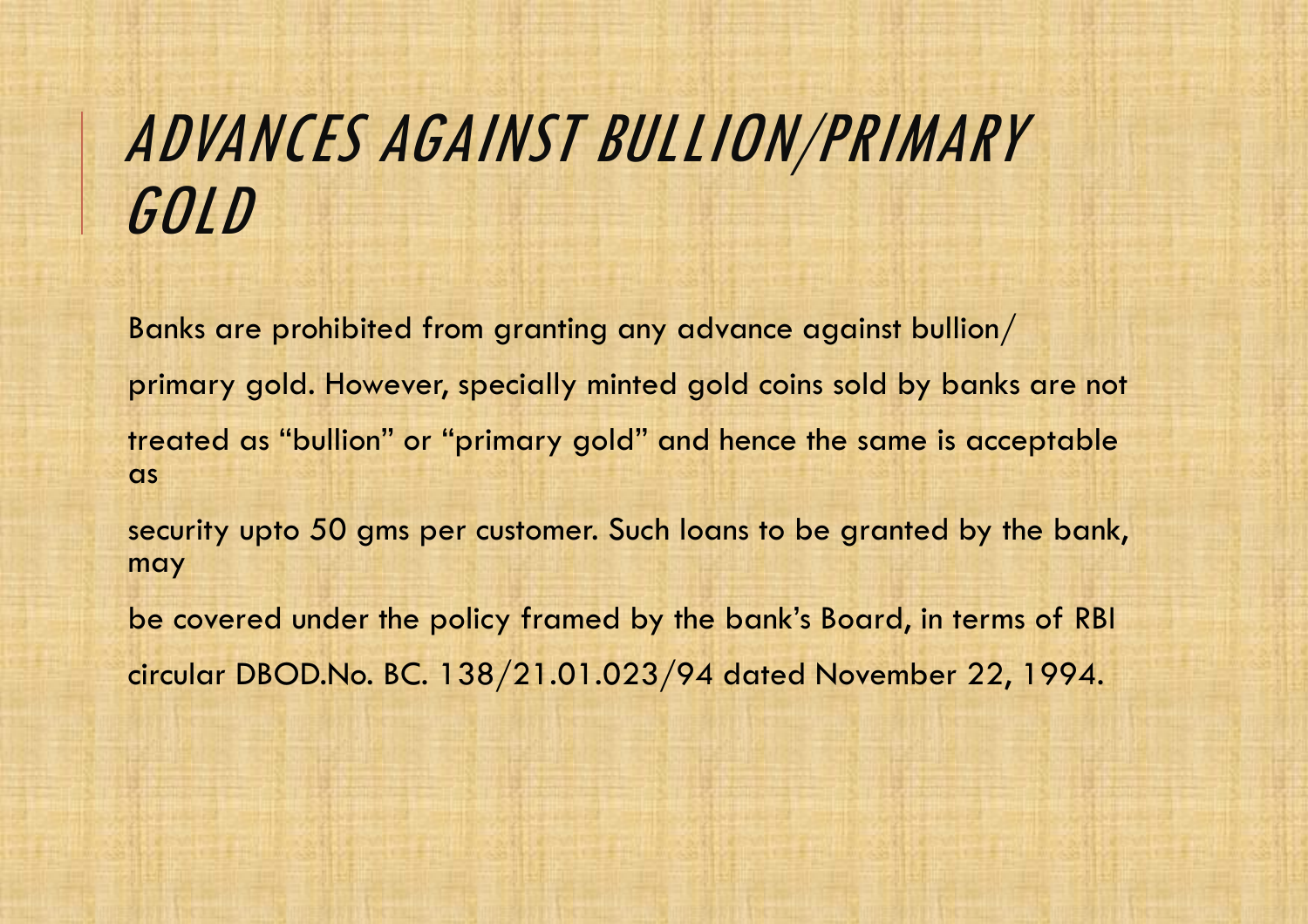# *ADVANCES AGAINST BULLION/PRIMARY GOLD*

Banks are prohibited from granting any advance against bullion/ primary gold. However, specially minted gold coins sold by banks are not treated as “bullion” or “primary gold” and hence the same is acceptable as security upto 50 gms per customer. Such loans to be granted by the bank, may be covered under the policy framed by the bank’s Board, in terms of RBI circular DBOD.No. BC. 138/21.01.023/94 dated November 22, 1994.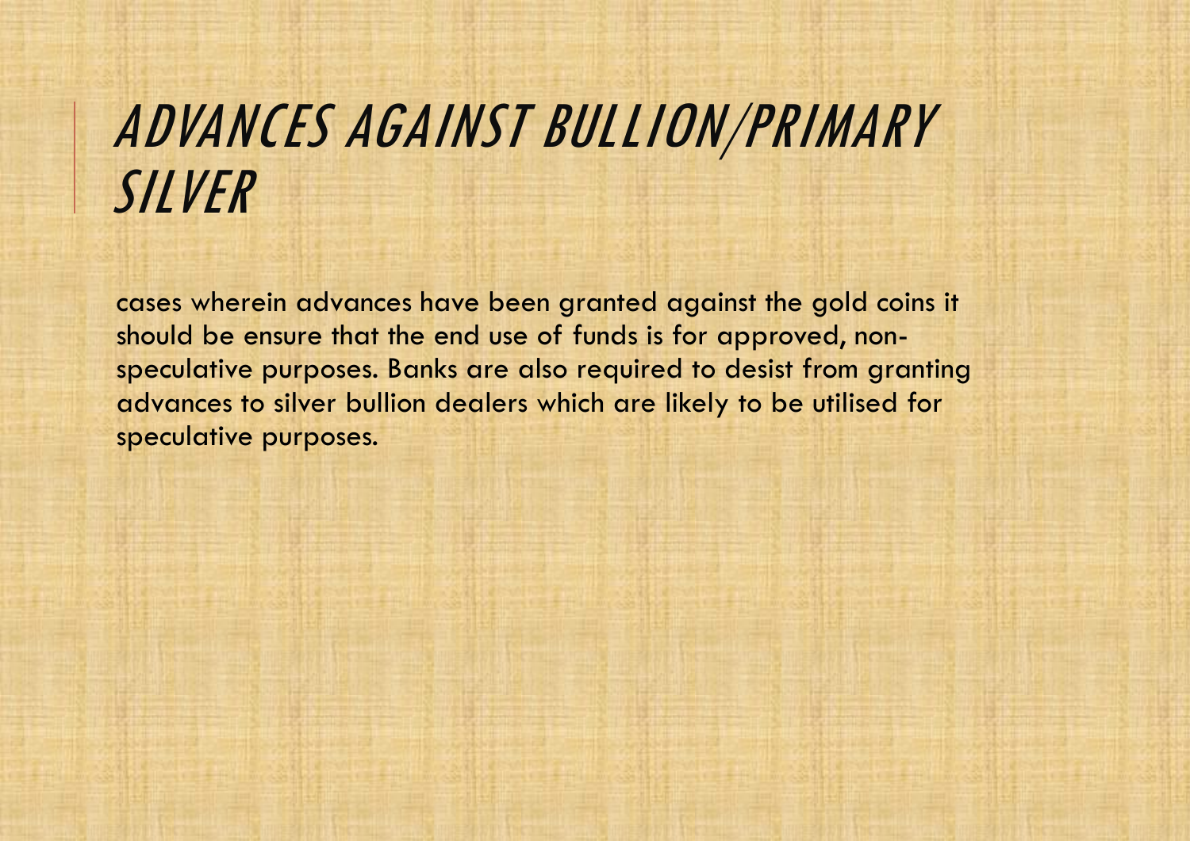# ADVANCES AGAINST BULLION/PRIMARY SILVER

cases wherein advances have been granted against the gold coins it should be ensure that the end use of funds is for approved, non-speculative purposes. Banks are also required to desist from granting advances to silver bullion dealers which are likely to be utilised for speculative purposes.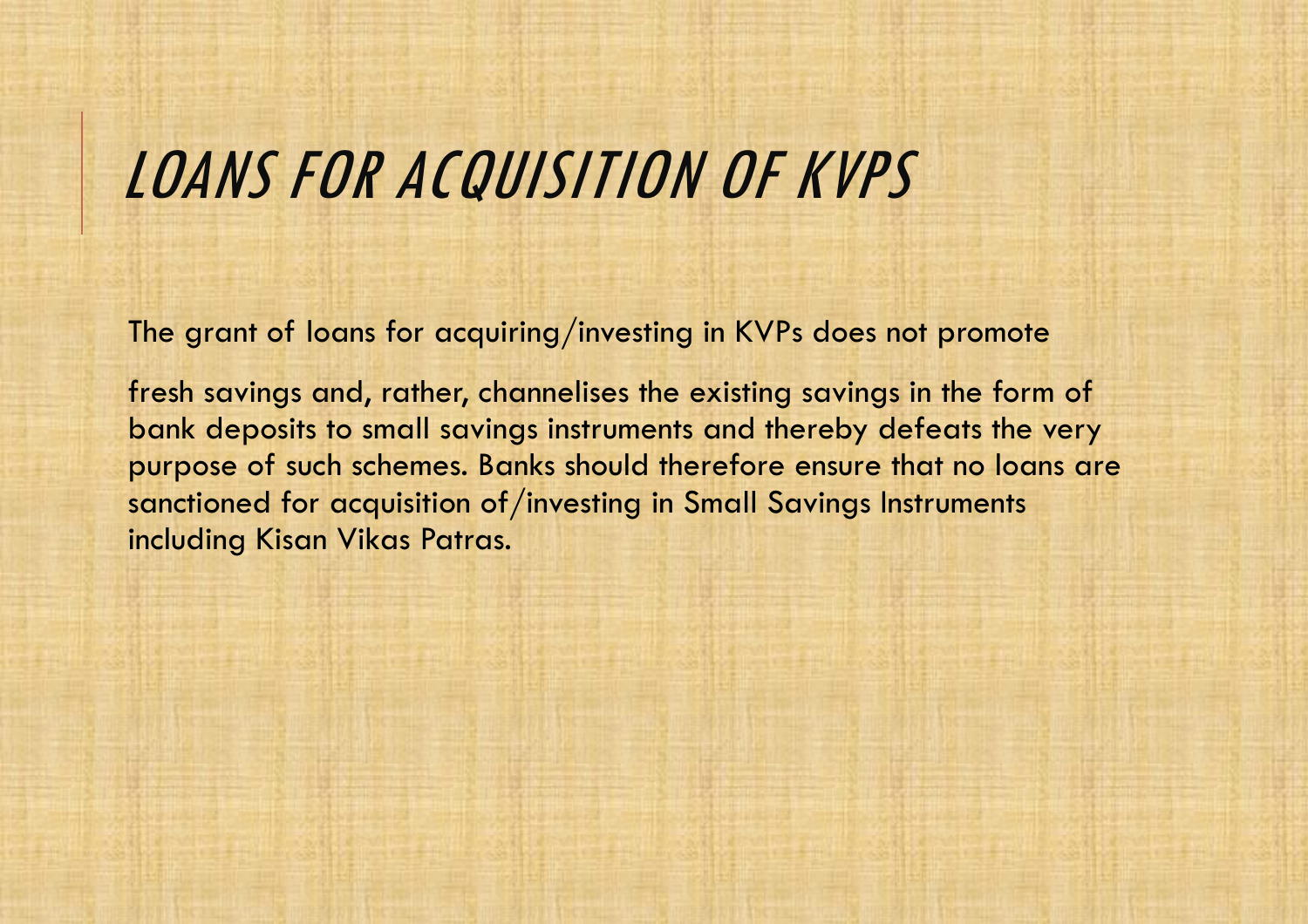# *LOANS FOR ACQUISITION OF KVPS*

The grant of loans for acquiring/investing in KVPs does not promote

fresh savings and, rather, channelises the existing savings in the form of bank deposits to small savings instruments and thereby defeats the very purpose of such schemes. Banks should therefore ensure that no loans are sanctioned for acquisition of/investing in Small Savings Instruments including Kisan Vikas Patras.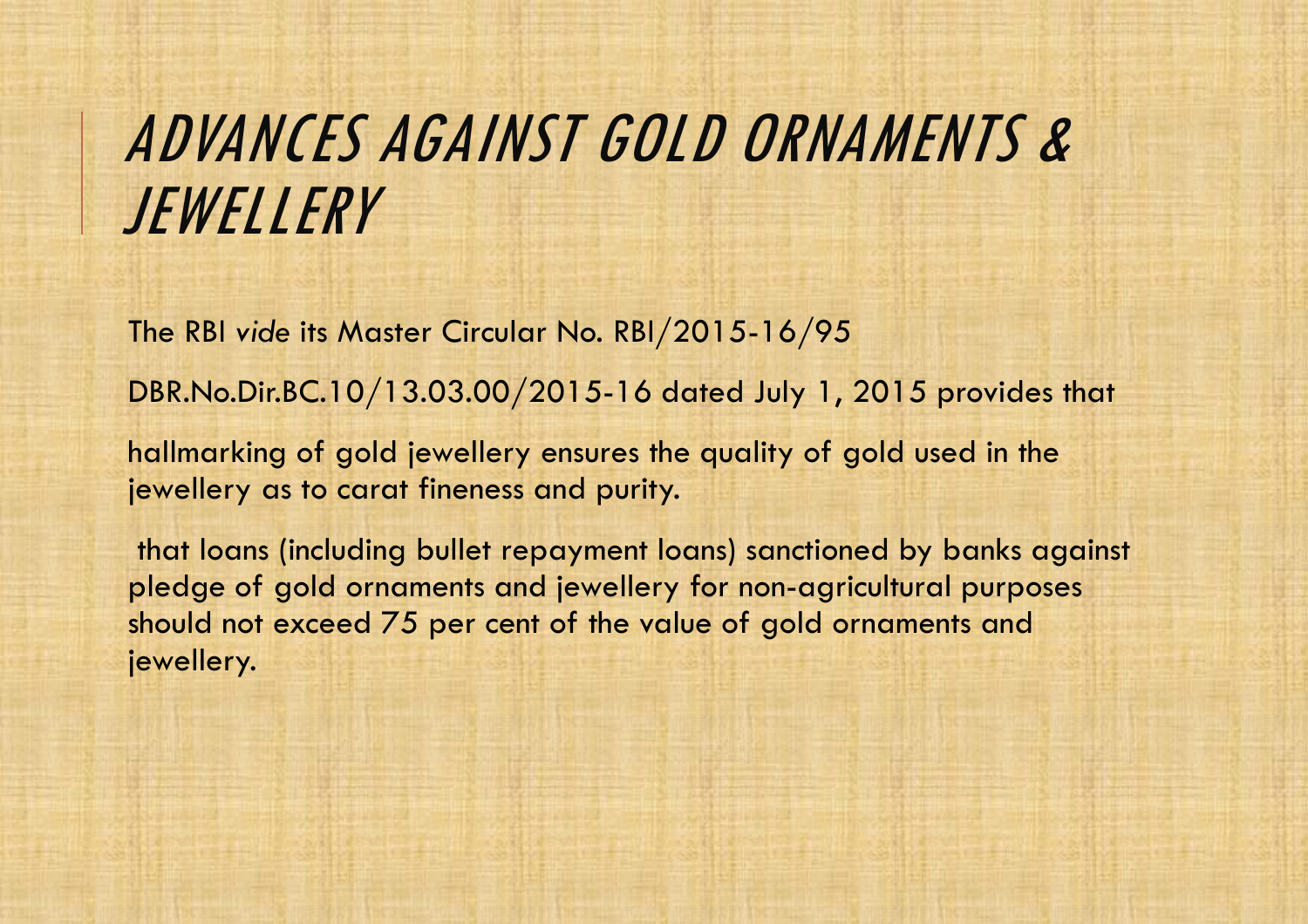# ADVANCES AGAINST GOLD ORNAMENTS & JEWELLERY

The RBI *vide* its Master Circular No. RBI/2015-16/95

DBR.No.Dir.BC.10/13.03.00/2015-16 dated July 1, 2015 provides that

hallmarking of gold jewellery ensures the quality of gold used in the jewellery as to carat fineness and purity.

that loans (including bullet repayment loans) sanctioned by banks against pledge of gold ornaments and jewellery for non-agricultural purposes should not exceed 75 per cent of the value of gold ornaments and jewellery.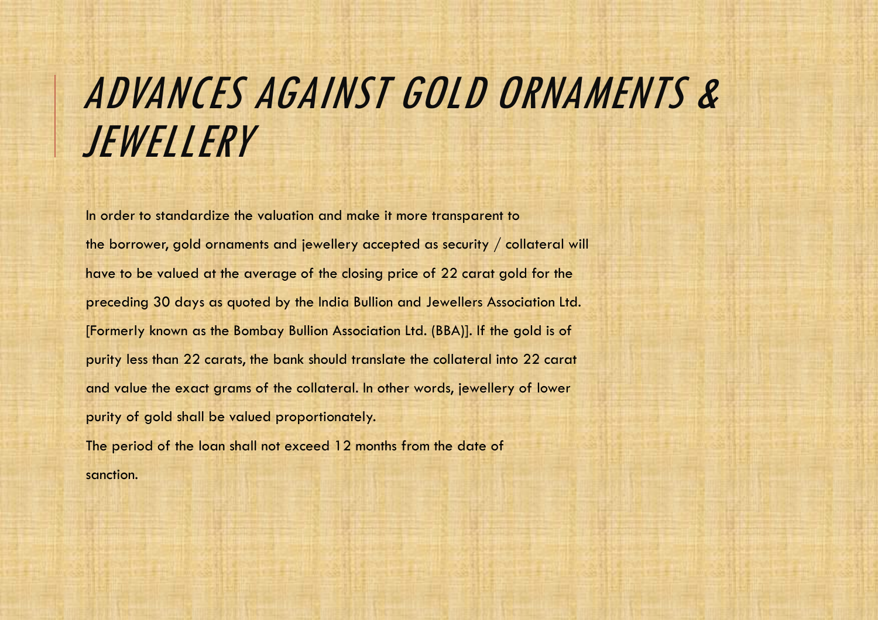# ADVANCES AGAINST GOLD ORNAMENTS & JEWELLERY

In order to standardize the valuation and make it more transparent to the borrower, gold ornaments and jewellery accepted as security / collateral will have to be valued at the average of the closing price of 22 carat gold for the preceding 30 days as quoted by the India Bullion and Jewellers Association Ltd. [Formerly known as the Bombay Bullion Association Ltd. (BBA)]. If the gold is of purity less than 22 carats, the bank should translate the collateral into 22 carat and value the exact grams of the collateral. In other words, jewellery of lower purity of gold shall be valued proportionately.

The period of the loan shall not exceed 12 months from the date of sanction.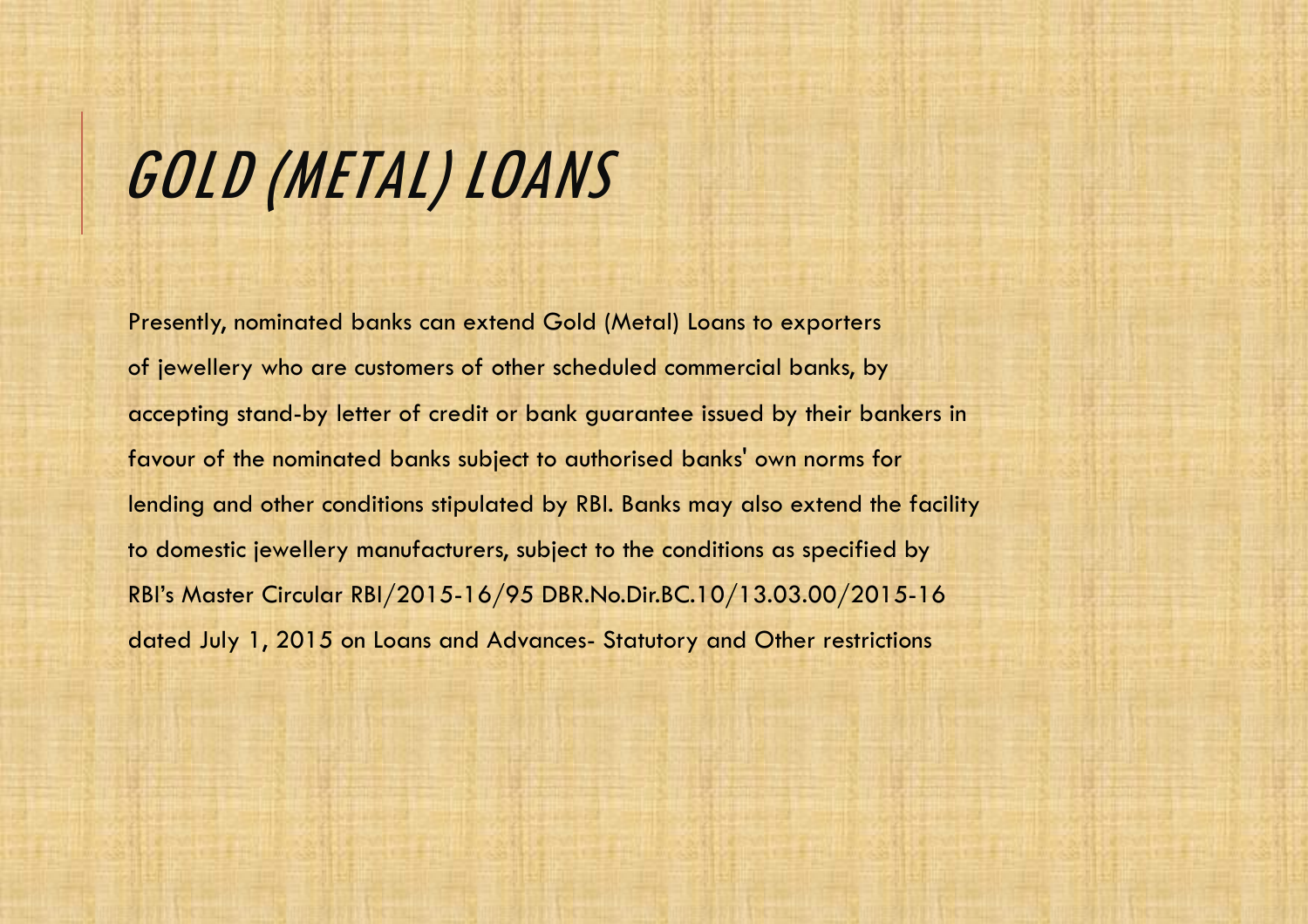# GOLD (METAL) LOANS

Presently, nominated banks can extend Gold (Metal) Loans to exporters of jewellery who are customers of other scheduled commercial banks, by accepting stand-by letter of credit or bank guarantee issued by their bankers in favour of the nominated banks subject to authorised banks' own norms for lending and other conditions stipulated by RBI. Banks may also extend the facility to domestic jewellery manufacturers, subject to the conditions as specified by RBI's Master Circular RBI/2015-16/95 DBR.No.Dir.BC.10/13.03.00/2015-16 dated July 1, 2015 on Loans and Advances- Statutory and Other restrictions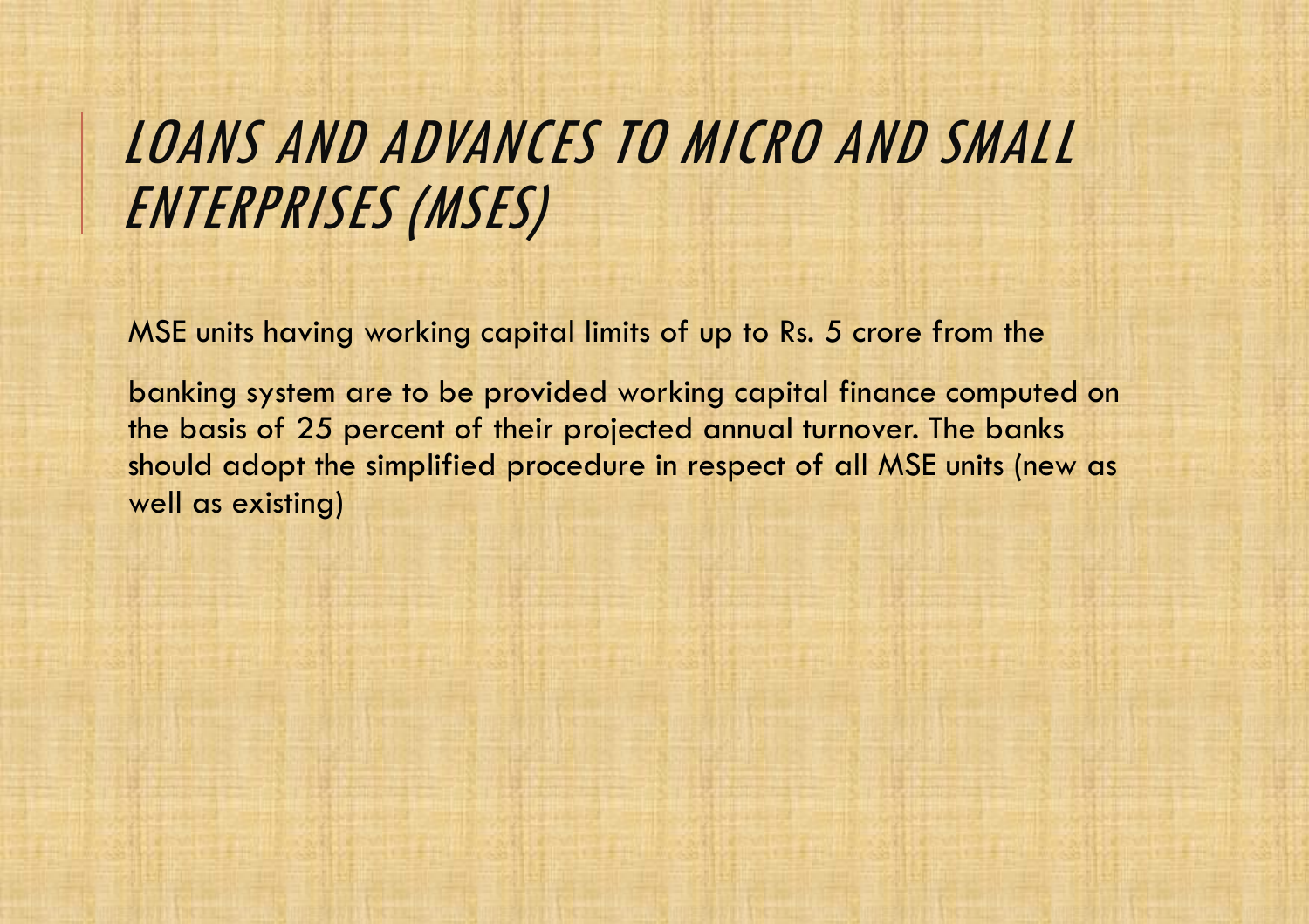# LOANS AND ADVANCES TO MICRO AND SMALL ENTERPRISES (MSES)

MSE units having working capital limits of up to Rs. 5 crore from the

banking system are to be provided working capital finance computed on the basis of 25 percent of their projected annual turnover. The banks should adopt the simplified procedure in respect of all MSE units (new as well as existing)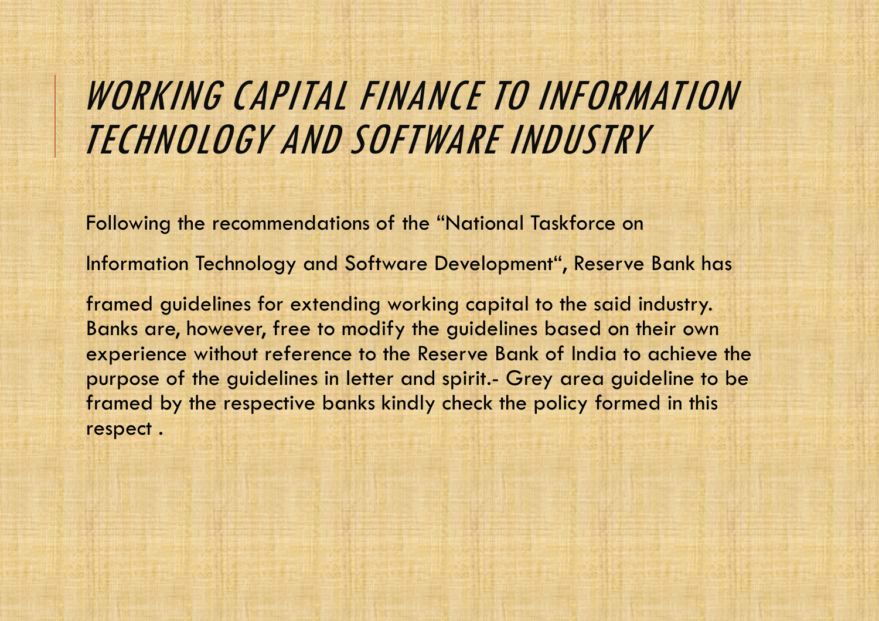# *WORKING CAPITAL FINANCE TO INFORMATION TECHNOLOGY AND SOFTWARE INDUSTRY*

Following the recommendations of the "National Taskforce on

Information Technology and Software Development", Reserve Bank has

framed guidelines for extending working capital to the said industry. Banks are, however, free to modify the guidelines based on their own experience without reference to the Reserve Bank of India to achieve the purpose of the guidelines in letter and spirit.- Grey area guideline to be framed by the respective banks kindly check the policy formed in this respect .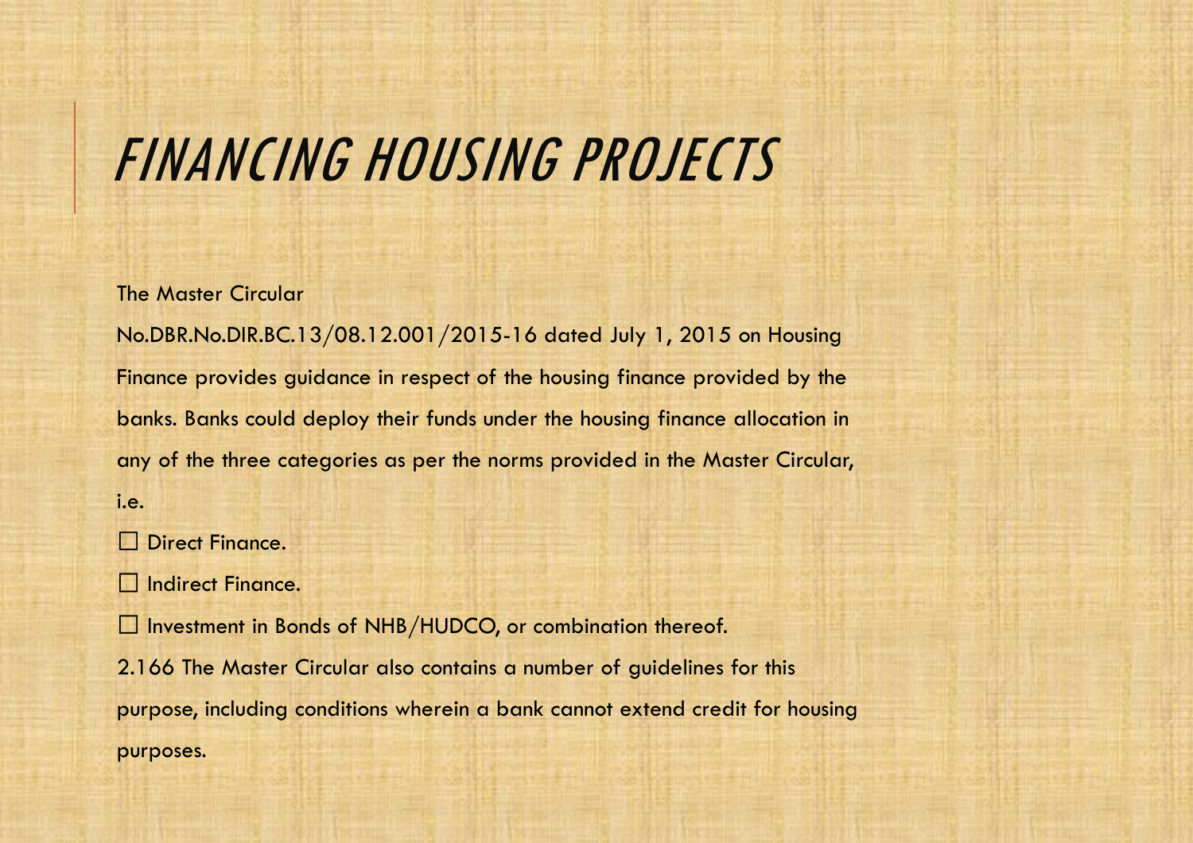# *FINANCING HOUSING PROJECTS*

The Master Circular No.DBR.No.DIR.BC.13/08.12.001/2015-16 dated July 1, 2015 on Housing Finance provides guidance in respect of the housing finance provided by the banks. Banks could deploy their funds under the housing finance allocation in any of the three categories as per the norms provided in the Master Circular, i.e.

- Direct Finance.
- Indirect Finance.
- Investment in Bonds of NHB/HUDCO, or combination thereof.

2.166 The Master Circular also contains a number of guidelines for this purpose, including conditions wherein a bank cannot extend credit for housing purposes.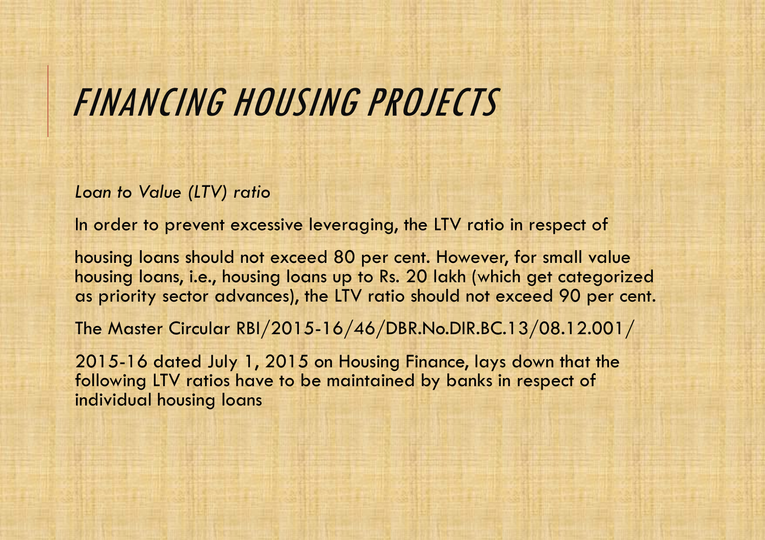# FINANCING HOUSING PROJECTS

*Loan to Value (LTV) ratio*

In order to prevent excessive leveraging, the LTV ratio in respect of

housing loans should not exceed 80 per cent. However, for small value housing loans, i.e., housing loans up to Rs. 20 lakh (which get categorized as priority sector advances), the LTV ratio should not exceed 90 per cent.

The Master Circular RBI/2015-16/46/DBR.No.DIR.BC.13/08.12.001/

2015-16 dated July 1, 2015 on Housing Finance, lays down that the following LTV ratios have to be maintained by banks in respect of individual housing loans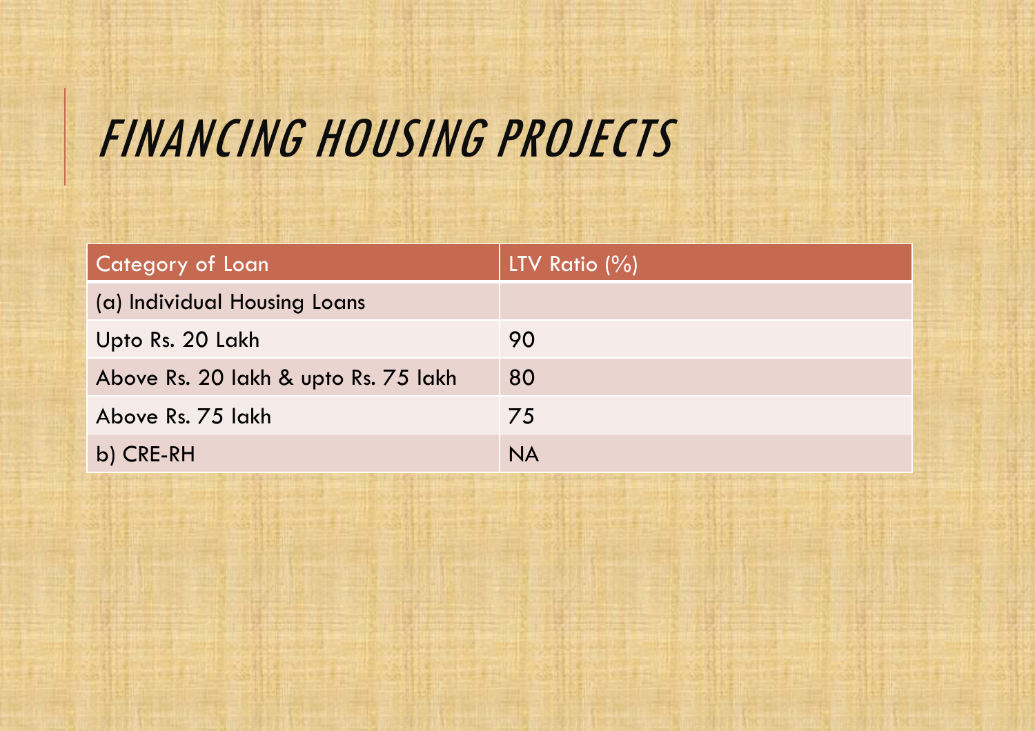# FINANCING HOUSING PROJECTS

| Category of Loan | LTV Ratio (%) |
| --- | --- |
| (a) Individual Housing Loans | |
| Upto Rs. 20 Lakh | 90 |
| Above Rs. 20 lakh & upto Rs. 75 lakh | 80 |
| Above Rs. 75 lakh | 75 |
| b) CRE-RH | NA |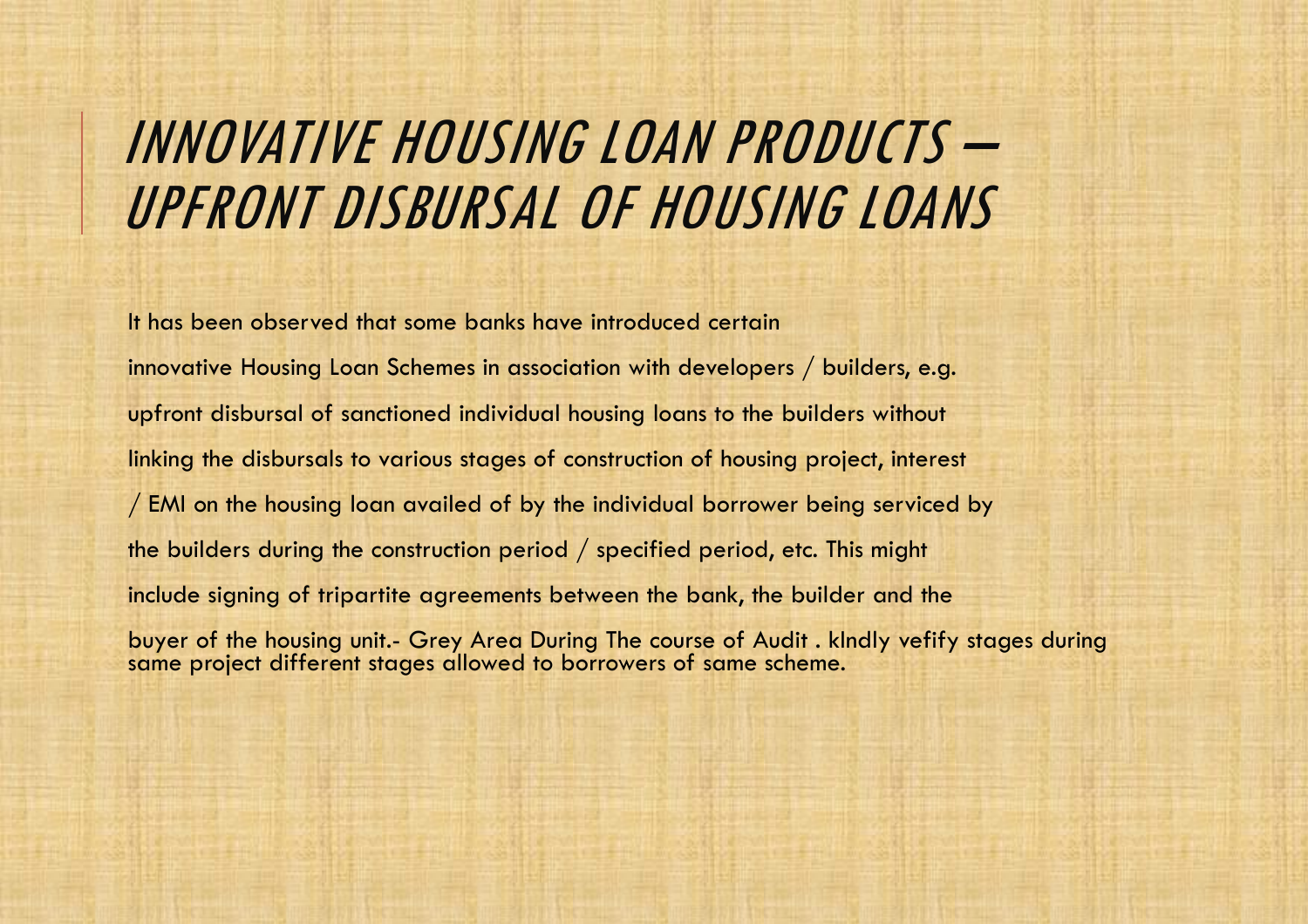# *INNOVATIVE HOUSING LOAN PRODUCTS – UPFRONT DISBURSAL OF HOUSING LOANS*

It has been observed that some banks have introduced certain innovative Housing Loan Schemes in association with developers / builders, e.g. upfront disbursal of sanctioned individual housing loans to the builders without linking the disbursals to various stages of construction of housing project, interest / EMI on the housing loan availed of by the individual borrower being serviced by the builders during the construction period / specified period, etc. This might include signing of tripartite agreements between the bank, the builder and the buyer of the housing unit.- Grey Area During The course of Audit . kIndly vefify stages during same project different stages allowed to borrowers of same scheme.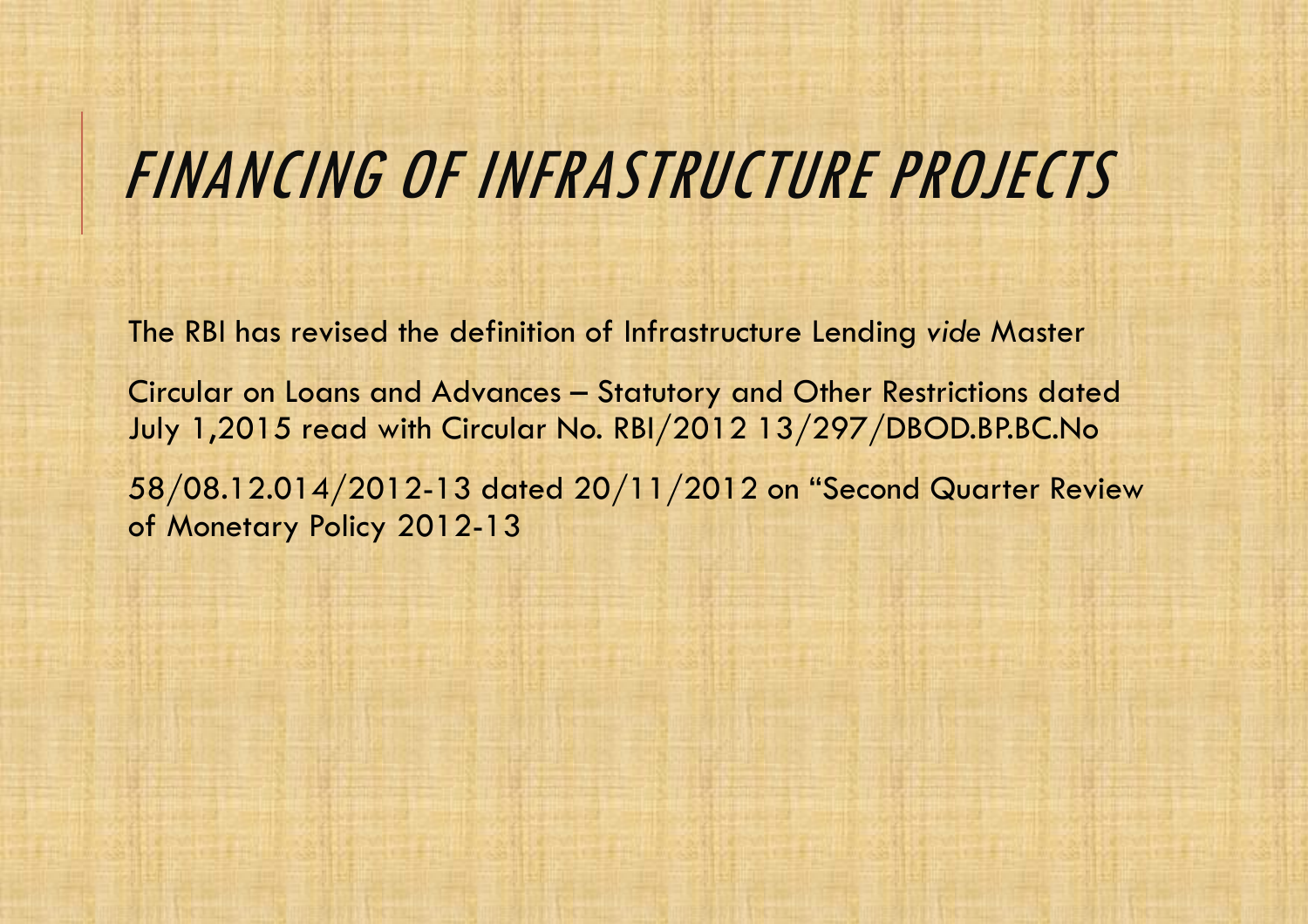# *FINANCING OF INFRASTRUCTURE PROJECTS*

The RBI has revised the definition of Infrastructure Lending *vide* Master

Circular on Loans and Advances – Statutory and Other Restrictions dated July 1,2015 read with Circular No. RBI/2012 13/297/DBOD.BP.BC.No

58/08.12.014/2012-13 dated 20/11/2012 on "Second Quarter Review of Monetary Policy 2012-13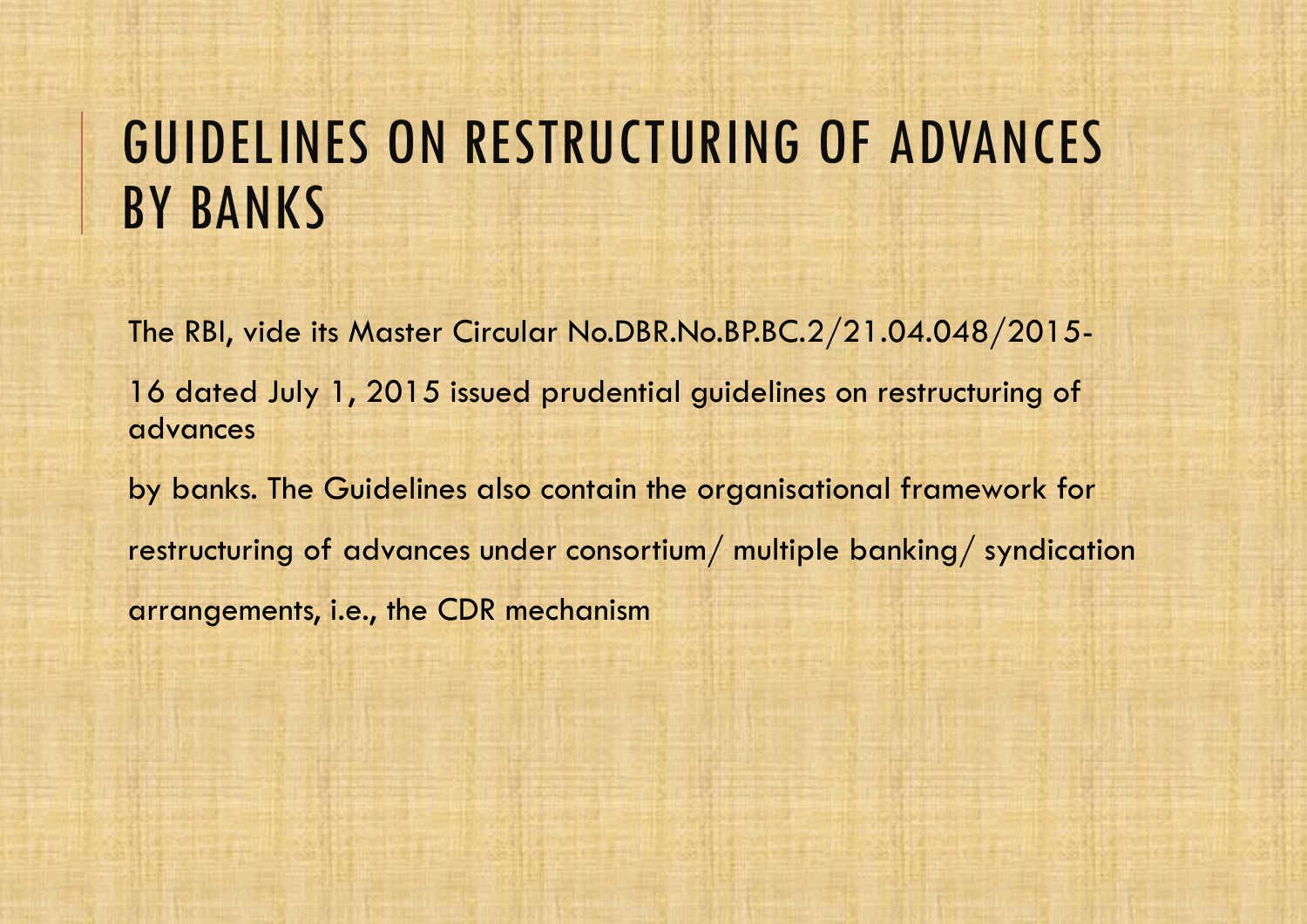# GUIDELINES ON RESTRUCTURING OF ADVANCES BY BANKS

The RBI, vide its Master Circular No.DBR.No.BP.BC.2/21.04.048/2015-16 dated July 1, 2015 issued prudential guidelines on restructuring of advances by banks. The Guidelines also contain the organisational framework for restructuring of advances under consortium/ multiple banking/ syndication arrangements, i.e., the CDR mechanism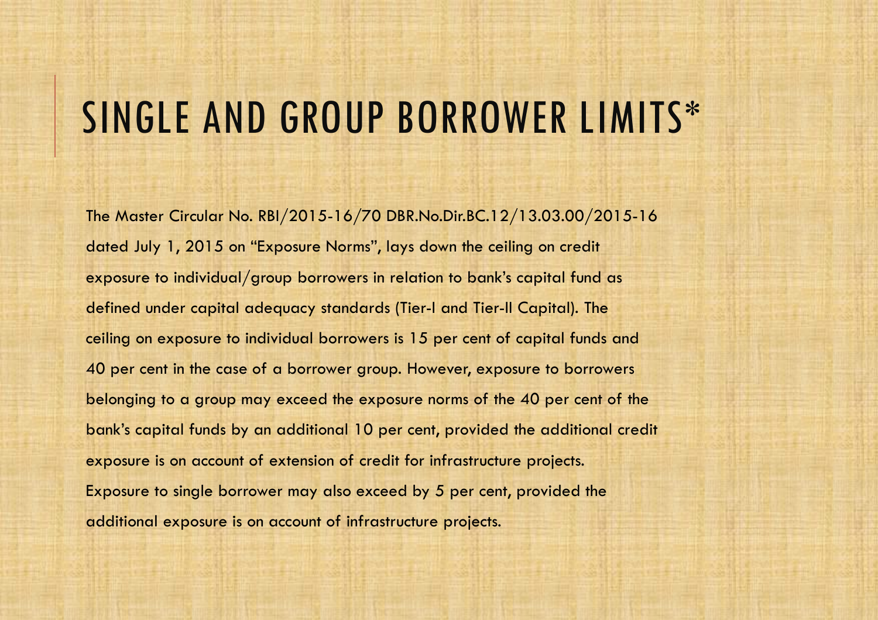# SINGLE AND GROUP BORROWER LIMITS*

The Master Circular No. RBI/2015-16/70 DBR.No.Dir.BC.12/13.03.00/2015-16 dated July 1, 2015 on "Exposure Norms", lays down the ceiling on credit exposure to individual/group borrowers in relation to bank's capital fund as defined under capital adequacy standards (Tier-I and Tier-II Capital). The ceiling on exposure to individual borrowers is 15 per cent of capital funds and 40 per cent in the case of a borrower group. However, exposure to borrowers belonging to a group may exceed the exposure norms of the 40 per cent of the bank's capital funds by an additional 10 per cent, provided the additional credit exposure is on account of extension of credit for infrastructure projects. Exposure to single borrower may also exceed by 5 per cent, provided the additional exposure is on account of infrastructure projects.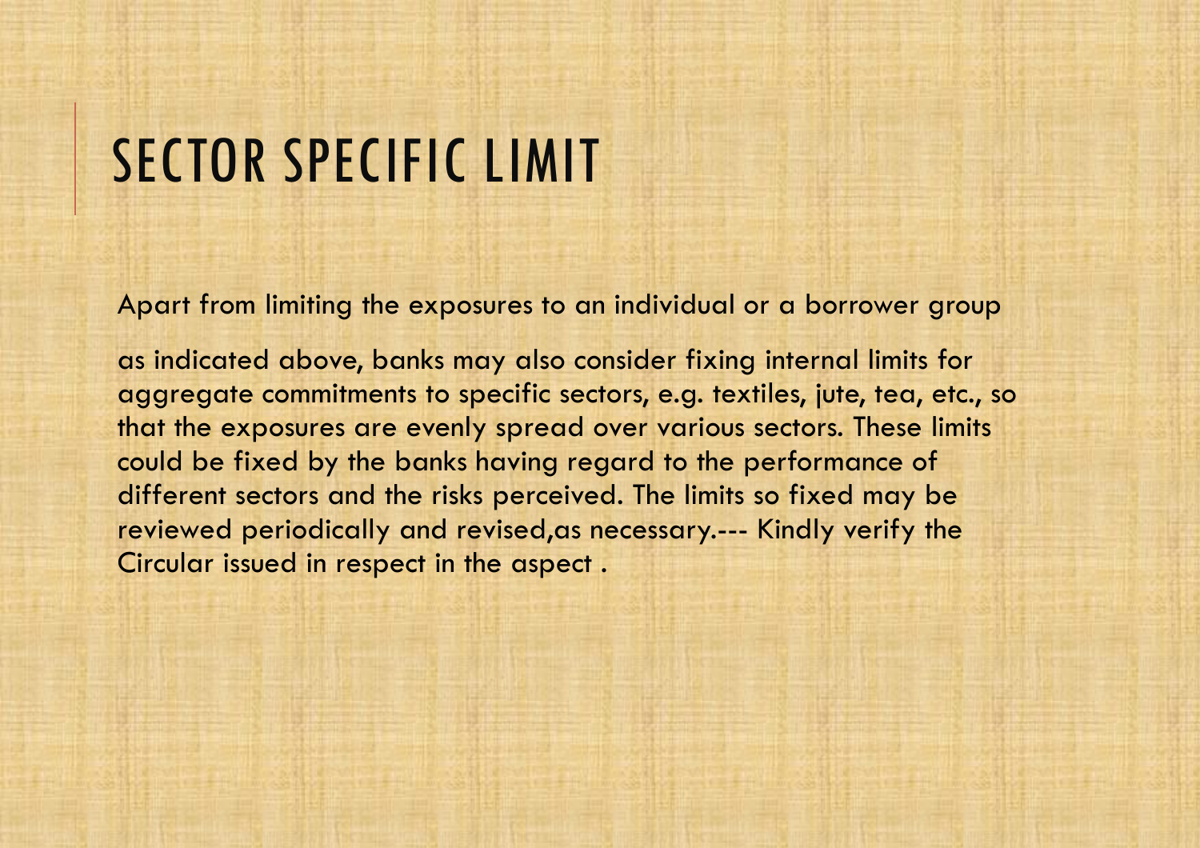# SECTOR SPECIFIC LIMIT

Apart from limiting the exposures to an individual or a borrower group

as indicated above, banks may also consider fixing internal limits for aggregate commitments to specific sectors, e.g. textiles, jute, tea, etc., so that the exposures are evenly spread over various sectors. These limits could be fixed by the banks having regard to the performance of different sectors and the risks perceived. The limits so fixed may be reviewed periodically and revised,as necessary.--- Kindly verify the Circular issued in respect in the aspect .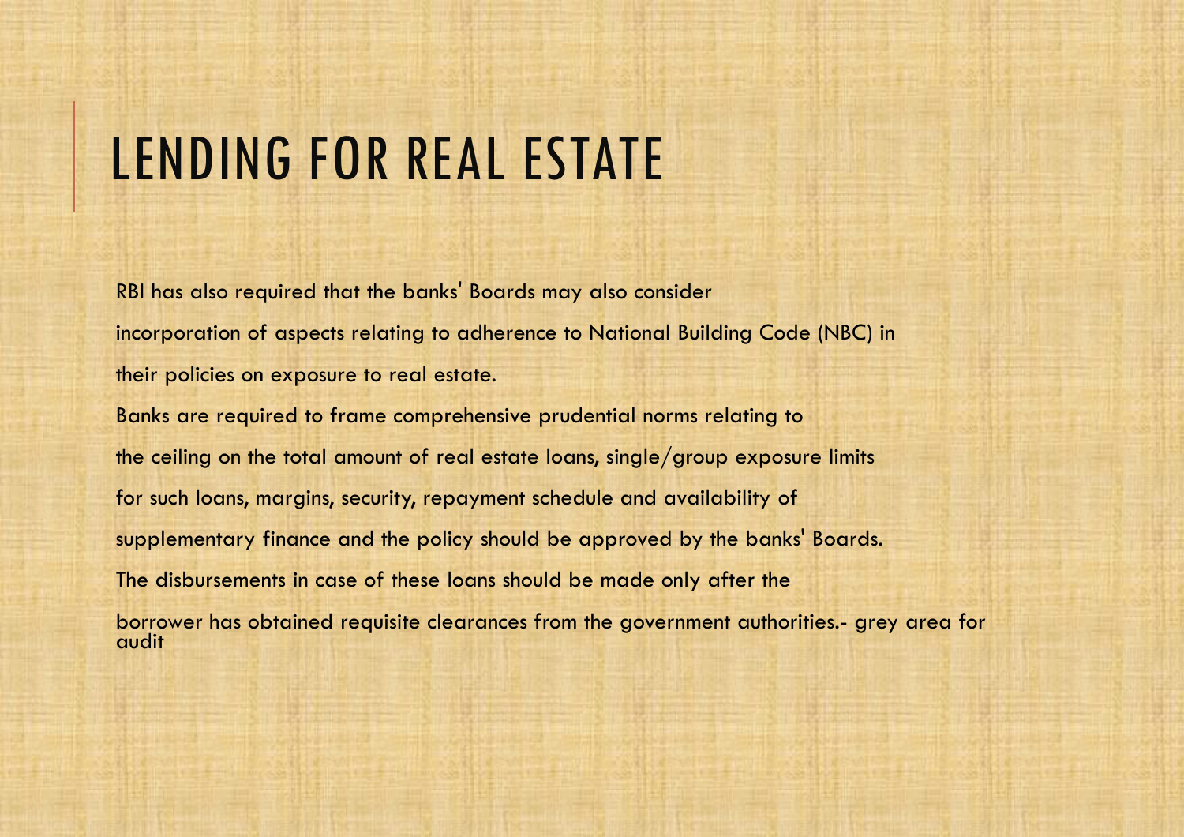# LENDING FOR REAL ESTATE

RBI has also required that the banks' Boards may also consider incorporation of aspects relating to adherence to National Building Code (NBC) in their policies on exposure to real estate.

Banks are required to frame comprehensive prudential norms relating to the ceiling on the total amount of real estate loans, single/group exposure limits for such loans, margins, security, repayment schedule and availability of supplementary finance and the policy should be approved by the banks' Boards.

The disbursements in case of these loans should be made only after the borrower has obtained requisite clearances from the government authorities.- grey area for audit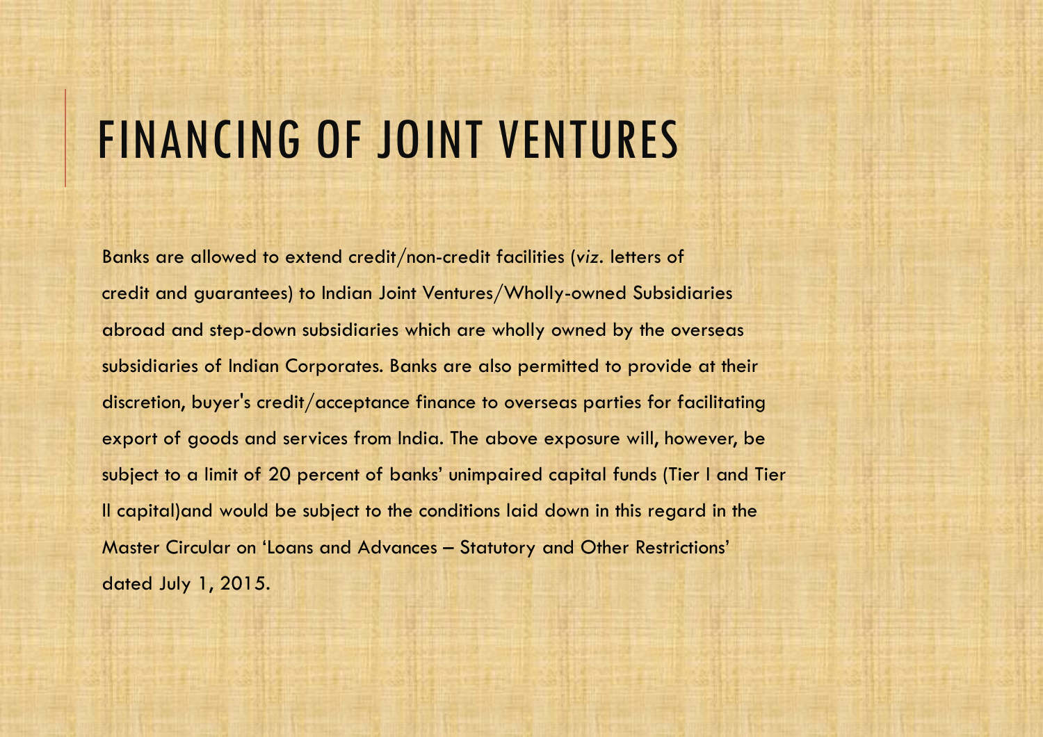# FINANCING OF JOINT VENTURES

Banks are allowed to extend credit/non-credit facilities (*viz*. letters of credit and guarantees) to Indian Joint Ventures/Wholly-owned Subsidiaries abroad and step-down subsidiaries which are wholly owned by the overseas subsidiaries of Indian Corporates. Banks are also permitted to provide at their discretion, buyer's credit/acceptance finance to overseas parties for facilitating export of goods and services from India. The above exposure will, however, be subject to a limit of 20 percent of banks' unimpaired capital funds (Tier I and Tier II capital)and would be subject to the conditions laid down in this regard in the Master Circular on 'Loans and Advances – Statutory and Other Restrictions' dated July 1, 2015.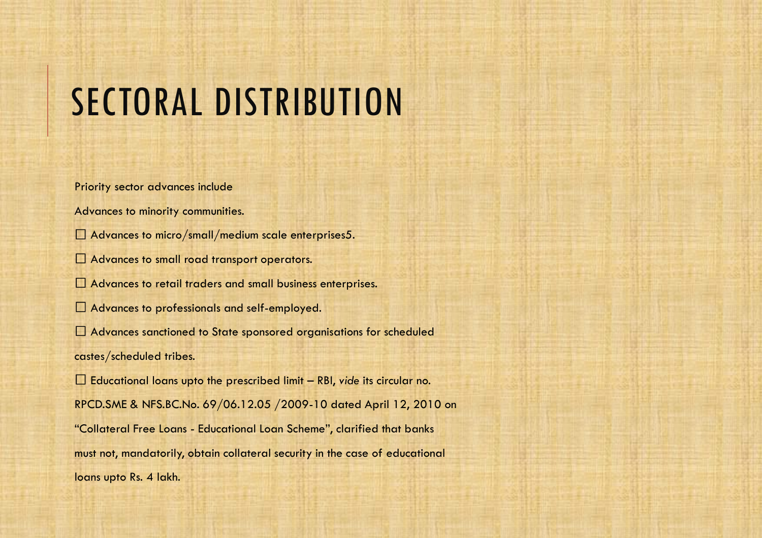# SECTORAL DISTRIBUTION

Priority sector advances include

Advances to minority communities.

- Advances to micro/small/medium scale enterprises5.
- Advances to small road transport operators.
- Advances to retail traders and small business enterprises.
- Advances to professionals and self-employed.
- Advances sanctioned to State sponsored organisations for scheduled castes/scheduled tribes.
- Educational loans upto the prescribed limit – RBI, *vide* its circular no. RPCD.SME & NFS.BC.No. 69/06.12.05 /2009-10 dated April 12, 2010 on "Collateral Free Loans - Educational Loan Scheme", clarified that banks must not, mandatorily, obtain collateral security in the case of educational loans upto Rs. 4 lakh.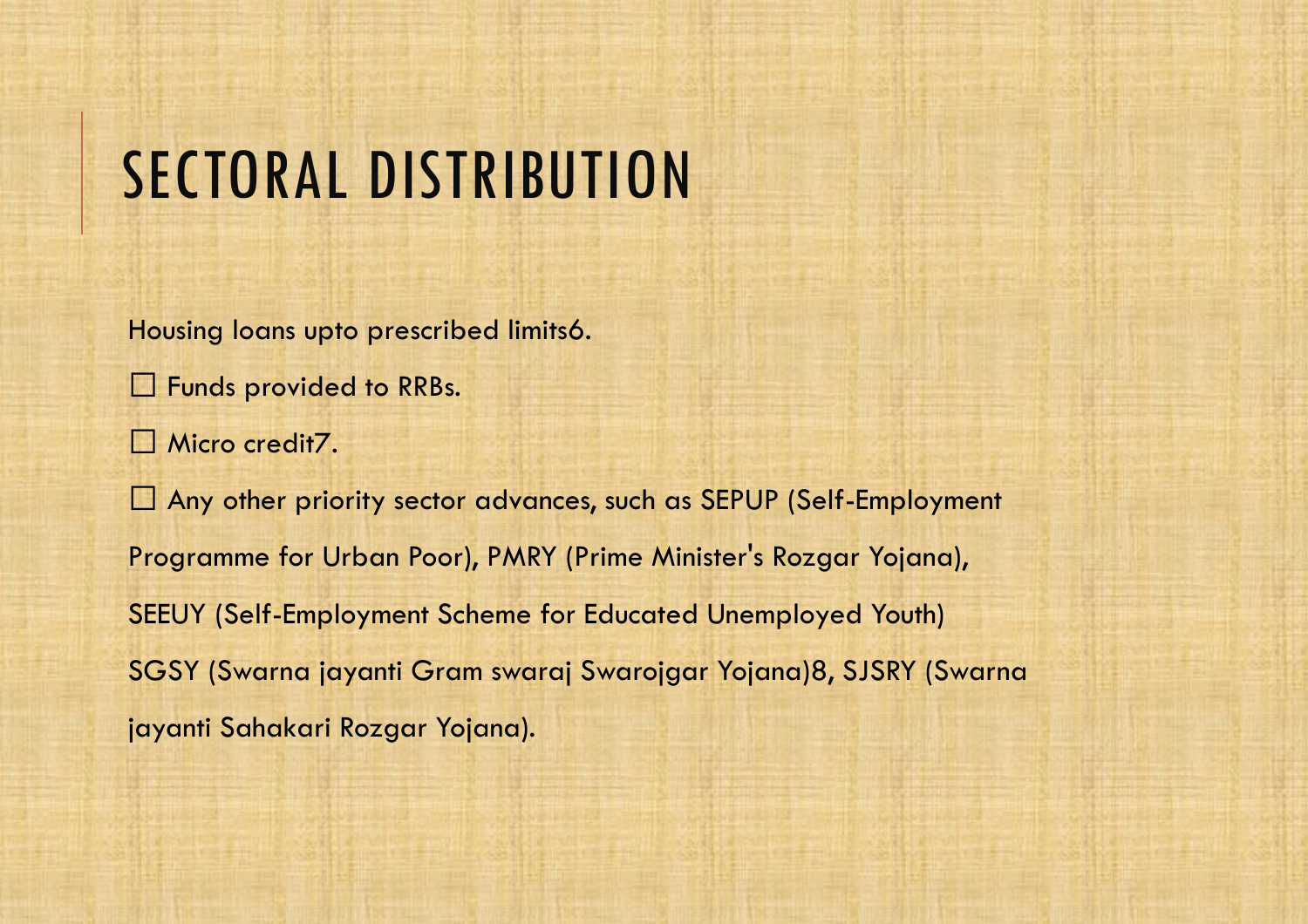# SECTORAL DISTRIBUTION

Housing loans upto prescribed limits6.

☐ Funds provided to RRBs.

☐ Micro credit7.

☐ Any other priority sector advances, such as SEPUP (Self-Employment Programme for Urban Poor), PMRY (Prime Minister's Rozgar Yojana), SEEUY (Self-Employment Scheme for Educated Unemployed Youth) SGSY (Swarna jayanti Gram swaraj Swarojgar Yojana)8, SJSRY (Swarna jayanti Sahakari Rozgar Yojana).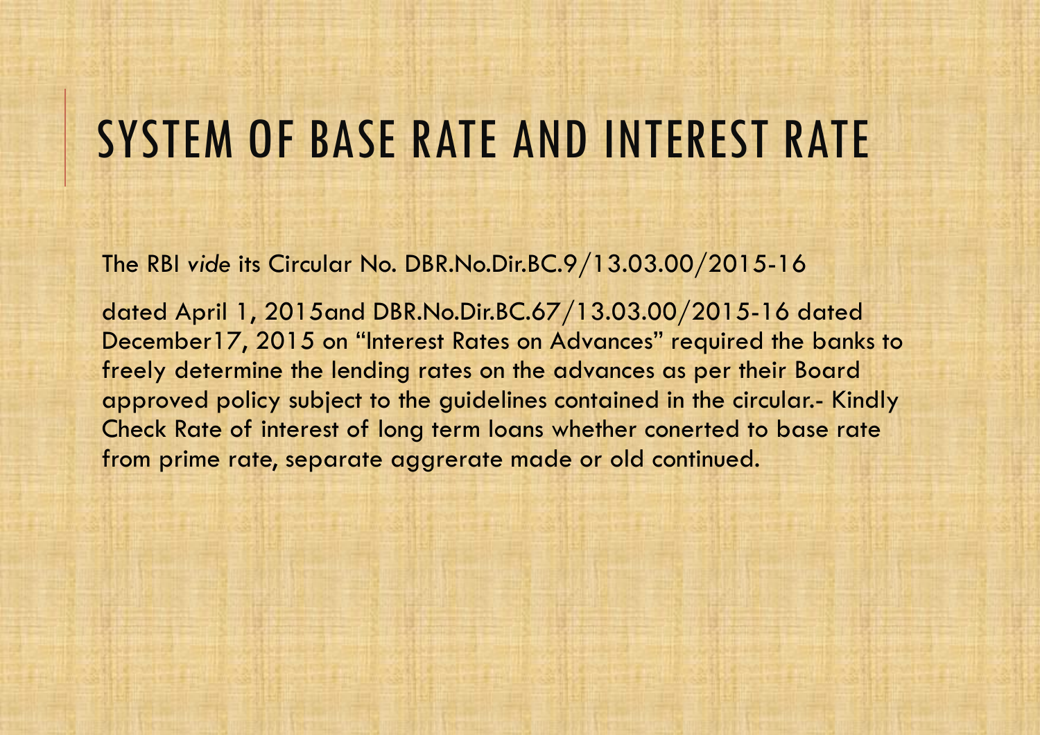# SYSTEM OF BASE RATE AND INTEREST RATE

The RBI *vide* its Circular No. DBR.No.Dir.BC.9/13.03.00/2015-16

dated April 1, 2015and DBR.No.Dir.BC.67/13.03.00/2015-16 dated December17, 2015 on "Interest Rates on Advances" required the banks to freely determine the lending rates on the advances as per their Board approved policy subject to the guidelines contained in the circular.- Kindly Check Rate of interest of long term loans whether conerted to base rate from prime rate, separate aggrerate made or old continued.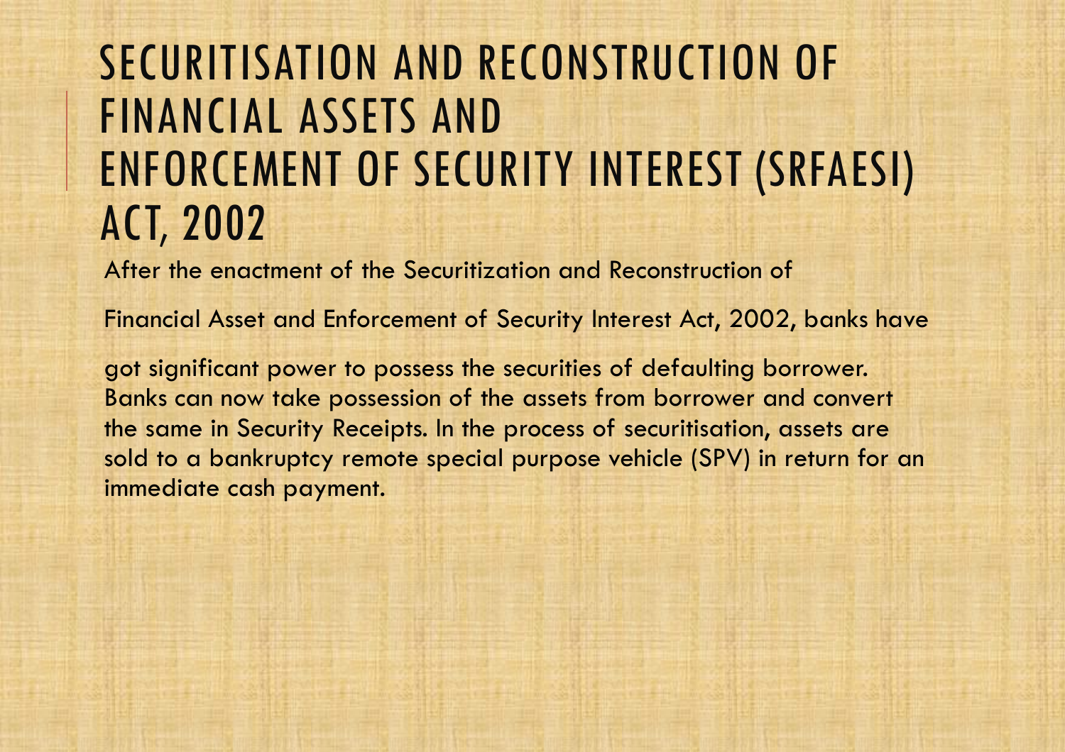# SECURITISATION AND RECONSTRUCTION OF FINANCIAL ASSETS AND ENFORCEMENT OF SECURITY INTEREST (SRFAESI) ACT, 2002

After the enactment of the Securitization and Reconstruction of

Financial Asset and Enforcement of Security Interest Act, 2002, banks have

got significant power to possess the securities of defaulting borrower. Banks can now take possession of the assets from borrower and convert the same in Security Receipts. In the process of securitisation, assets are sold to a bankruptcy remote special purpose vehicle (SPV) in return for an immediate cash payment.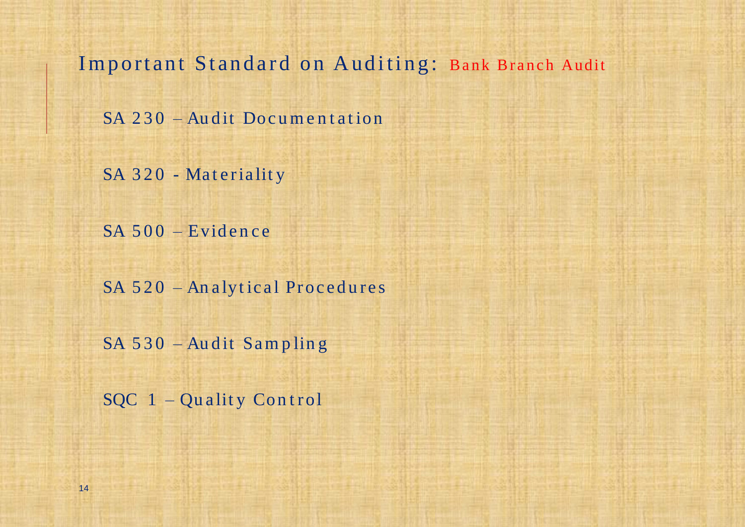# Important Standard on Auditing: Bank Branch Audit

- SA 230 – Audit Documentation
- SA 320 - Materiality
- SA 500 – Evidence
- SA 520 – Analytical Procedures
- SA 530 – Audit Sampling
- SQC 1 – Quality Control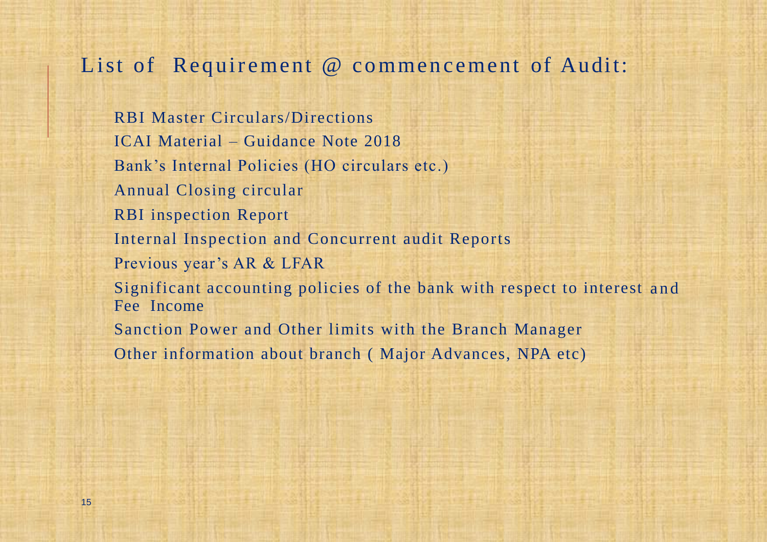# List of Requirement @ commencement of Audit:

- RBI Master Circulars/Directions
- ICAI Material – Guidance Note 2018
- Bank's Internal Policies (HO circulars etc.)
- Annual Closing circular
- RBI inspection Report
- Internal Inspection and Concurrent audit Reports
- Previous year's AR & LFAR
- Significant accounting policies of the bank with respect to interest and Fee Income
- Sanction Power and Other limits with the Branch Manager
- Other information about branch ( Major Advances, NPA etc)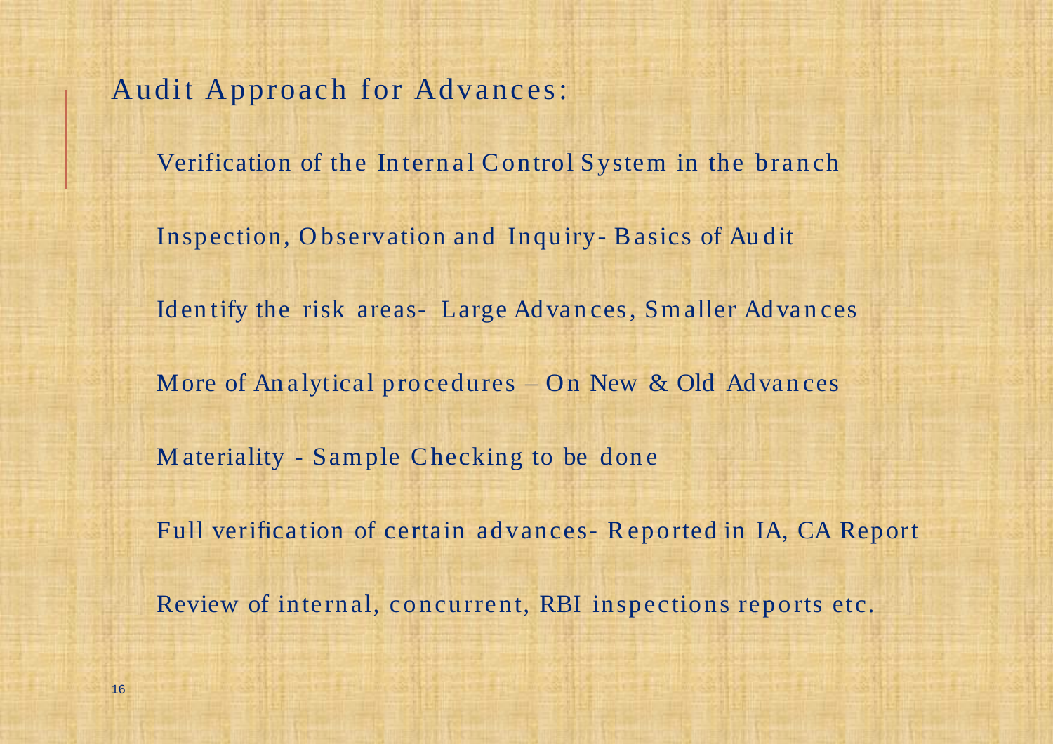# Audit Approach for Advances:

- Verification of the Internal Control System in the branch
- Inspection, Observation and Inquiry- Basics of Audit
- Identify the risk areas- Large Advances, Smaller Advances
- More of Analytical procedures – On New & Old Advances
- Materiality - Sample Checking to be done
- Full verification of certain advances- Reported in IA, CA Report
- Review of internal, concurrent, RBI inspections reports etc.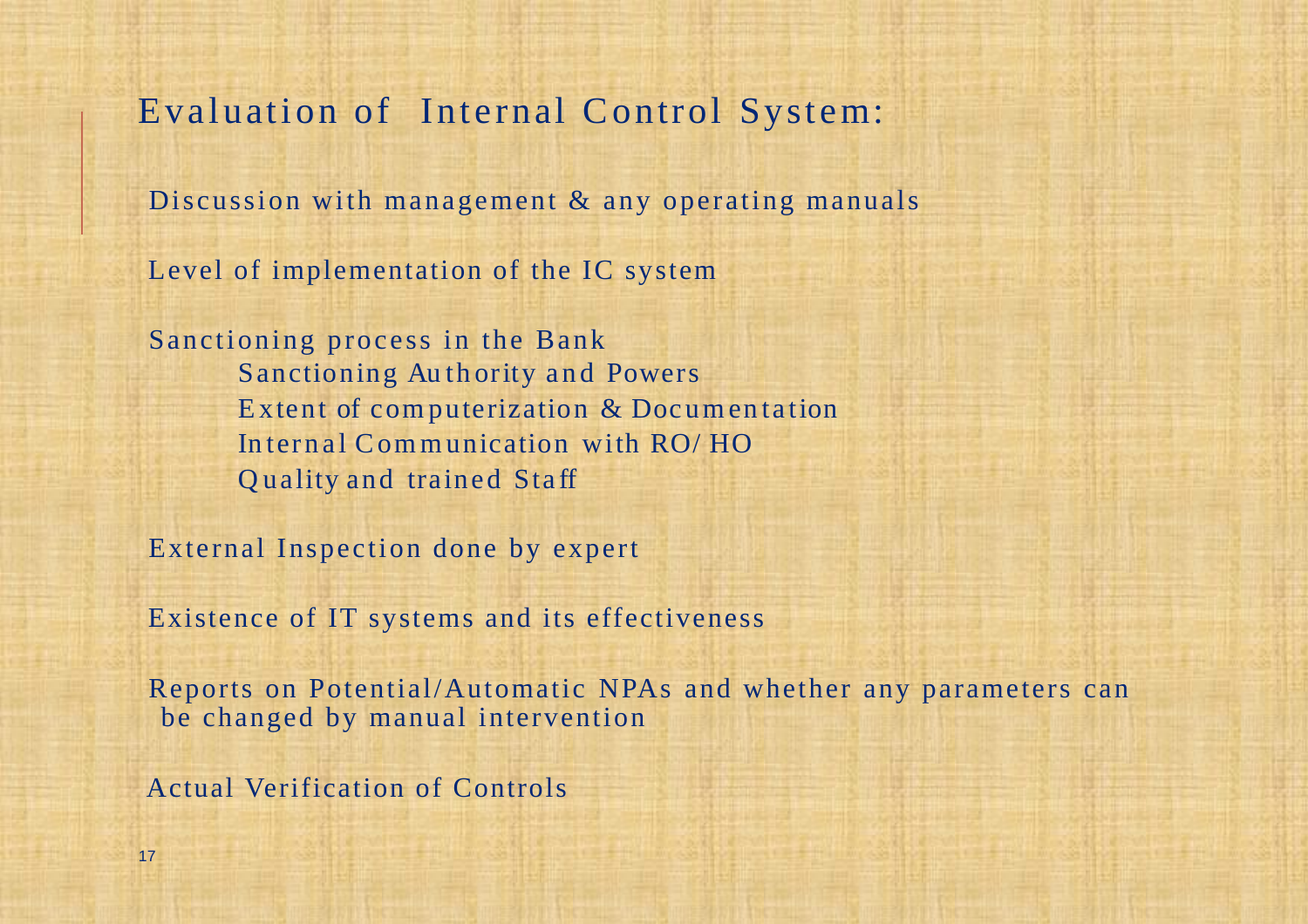## Evaluation of Internal Control System:

Discussion with management & any operating manuals

Level of implementation of the IC system

Sanctioning process in the Bank

- Sanctioning Authority and Powers
- Extent of computerization & Documentation
- Internal Communication with RO/ HO
- Quality and trained Staff

External Inspection done by expert

Existence of IT systems and its effectiveness

Reports on Potential/Automatic NPAs and whether any parameters can be changed by manual intervention

Actual Verification of Controls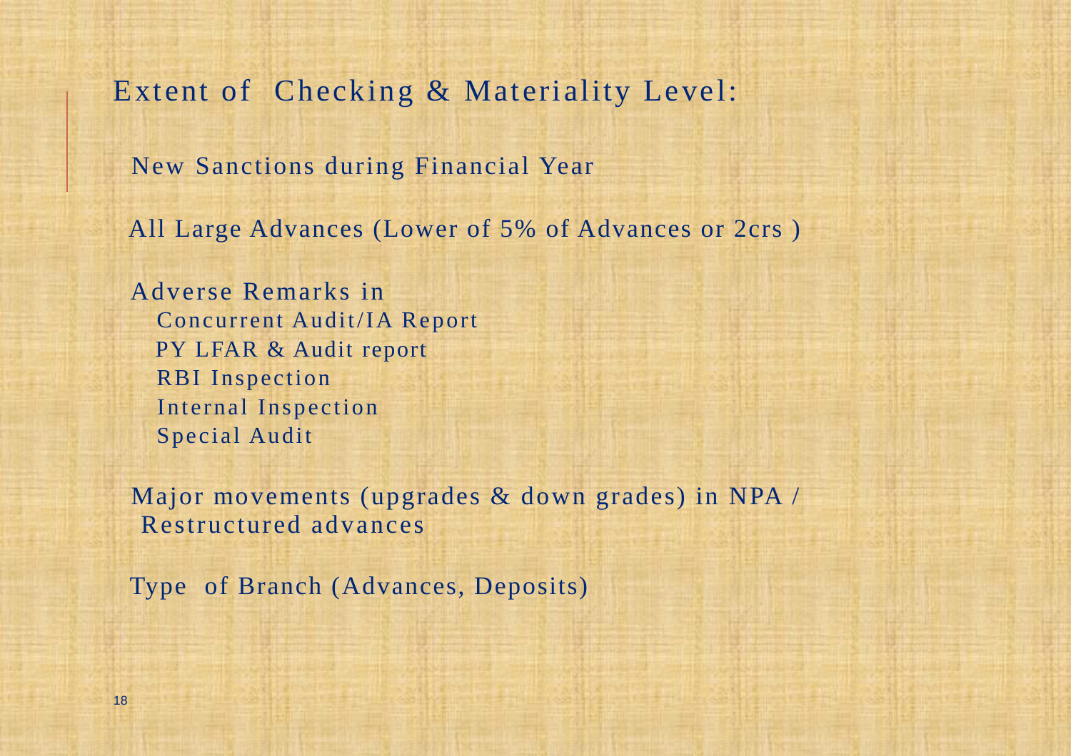# Extent of Checking & Materiality Level:

New Sanctions during Financial Year

All Large Advances (Lower of 5% of Advances or 2crs )

Adverse Remarks in
- Concurrent Audit/IA Report
- PY LFAR & Audit report
- RBI Inspection
- Internal Inspection
- Special Audit

Major movements (upgrades & down grades) in NPA / Restructured advances

Type of Branch (Advances, Deposits)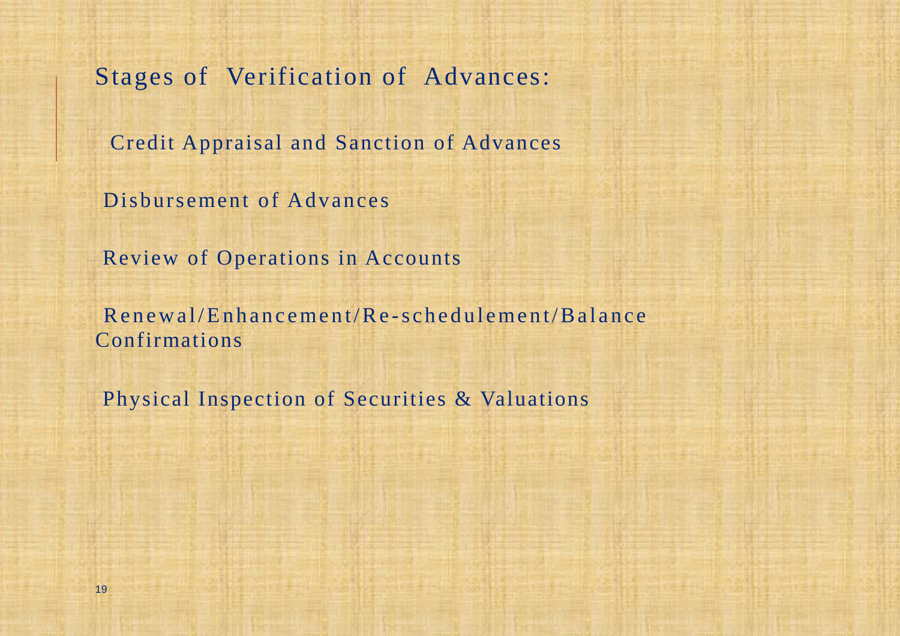## Stages of Verification of Advances:

- Credit Appraisal and Sanction of Advances
- Disbursement of Advances
- Review of Operations in Accounts
- Renewal/Enhancement/Re-schedulement/Balance Confirmations
- Physical Inspection of Securities & Valuations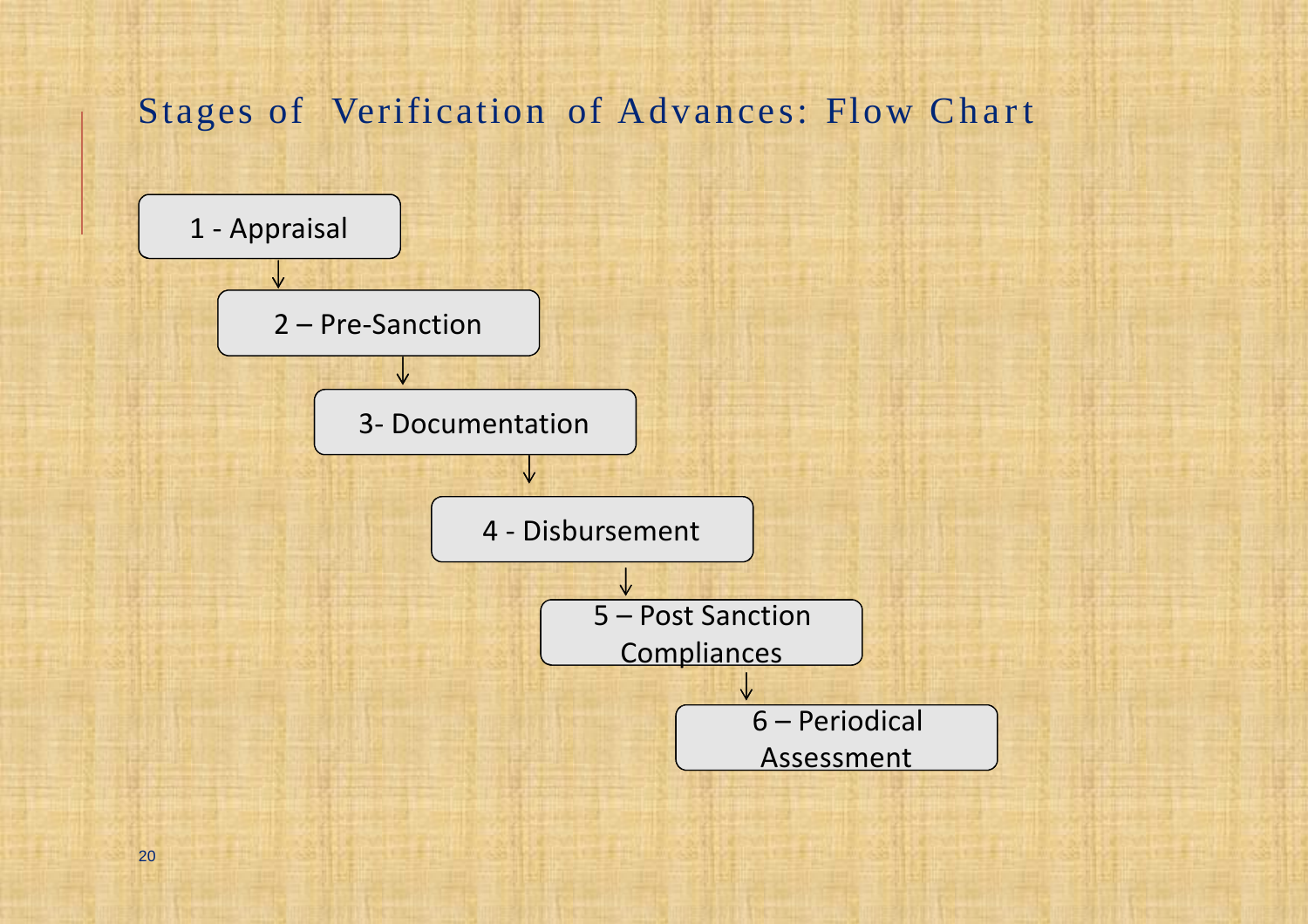# Stages of Verification of Advances: Flow Chart

1 - Appraisal

↓

2 – Pre-Sanction

↓

3- Documentation

↓

4 - Disbursement

↓

5 – Post Sanction Compliances

↓

6 – Periodical Assessment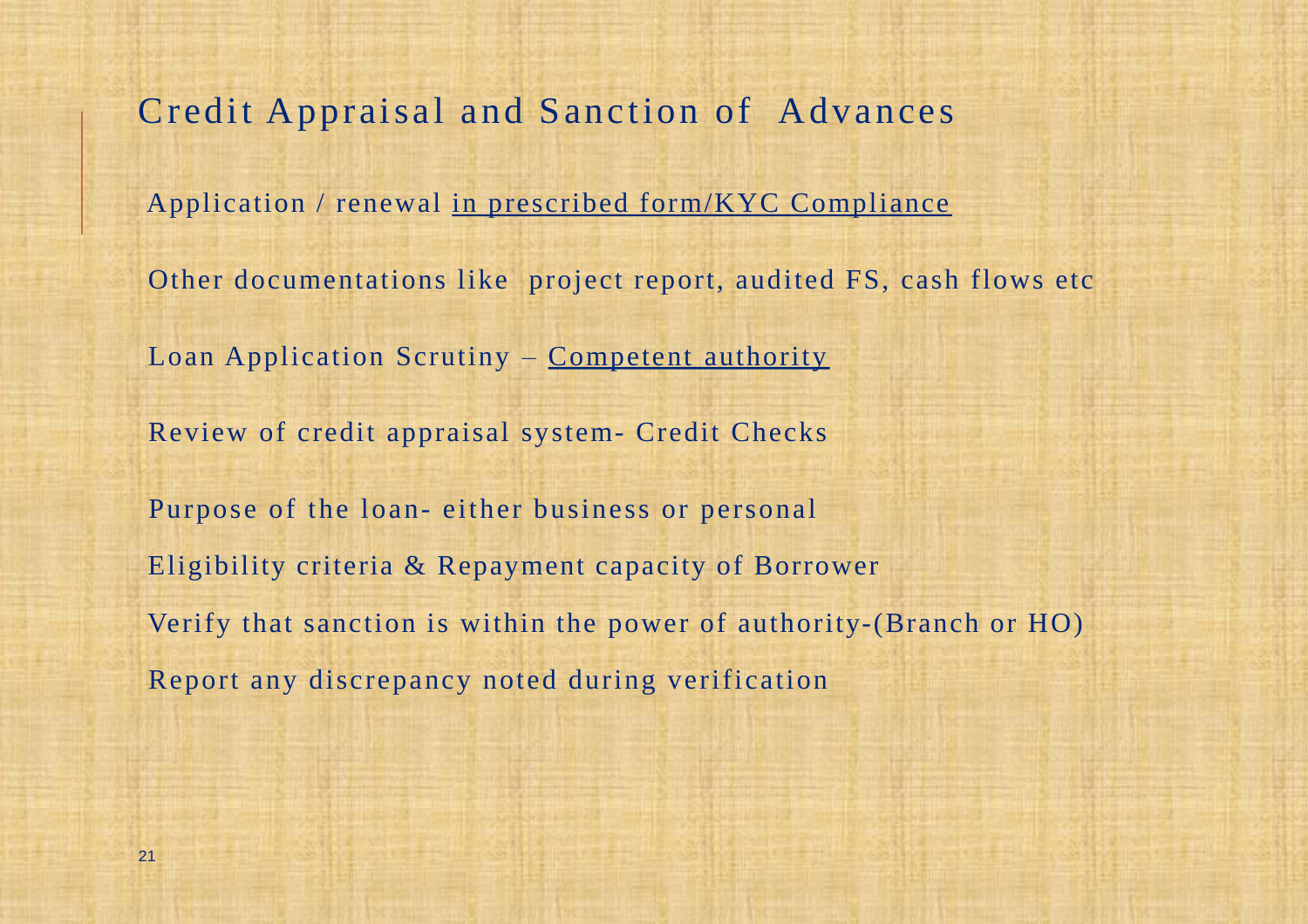# Credit Appraisal and Sanction of Advances

Application / renewal in prescribed form/KYC Compliance

Other documentations like project report, audited FS, cash flows etc

Loan Application Scrutiny – Competent authority

Review of credit appraisal system- Credit Checks

Purpose of the loan- either business or personal

Eligibility criteria & Repayment capacity of Borrower

Verify that sanction is within the power of authority-(Branch or HO)

Report any discrepancy noted during verification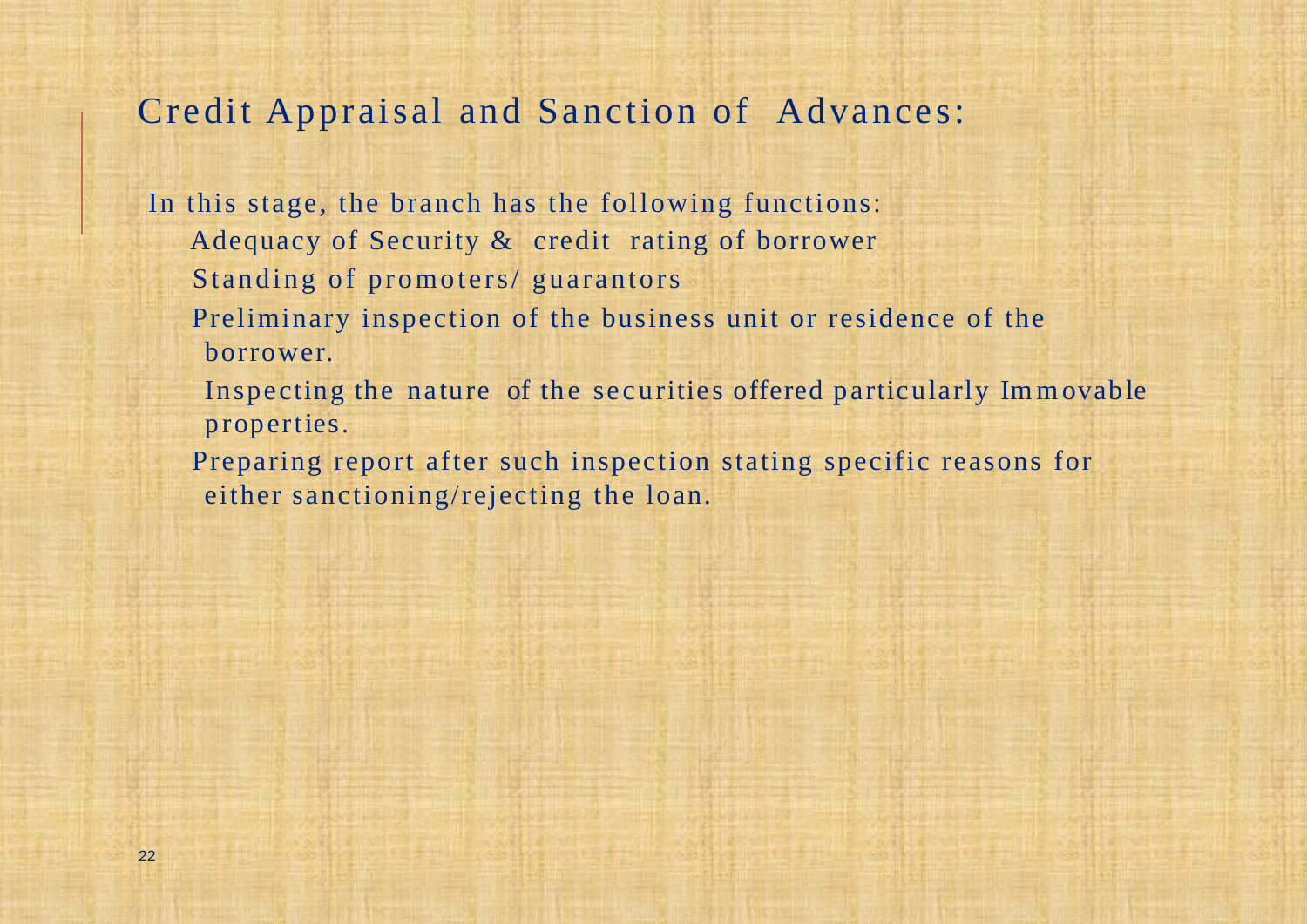# Credit Appraisal and Sanction of Advances:

In this stage, the branch has the following functions:

- Adequacy of Security & credit rating of borrower
- Standing of promoters/ guarantors
- Preliminary inspection of the business unit or residence of the borrower.
- Inspecting the nature of the securities offered particularly Immovable properties.
- Preparing report after such inspection stating specific reasons for either sanctioning/rejecting the loan.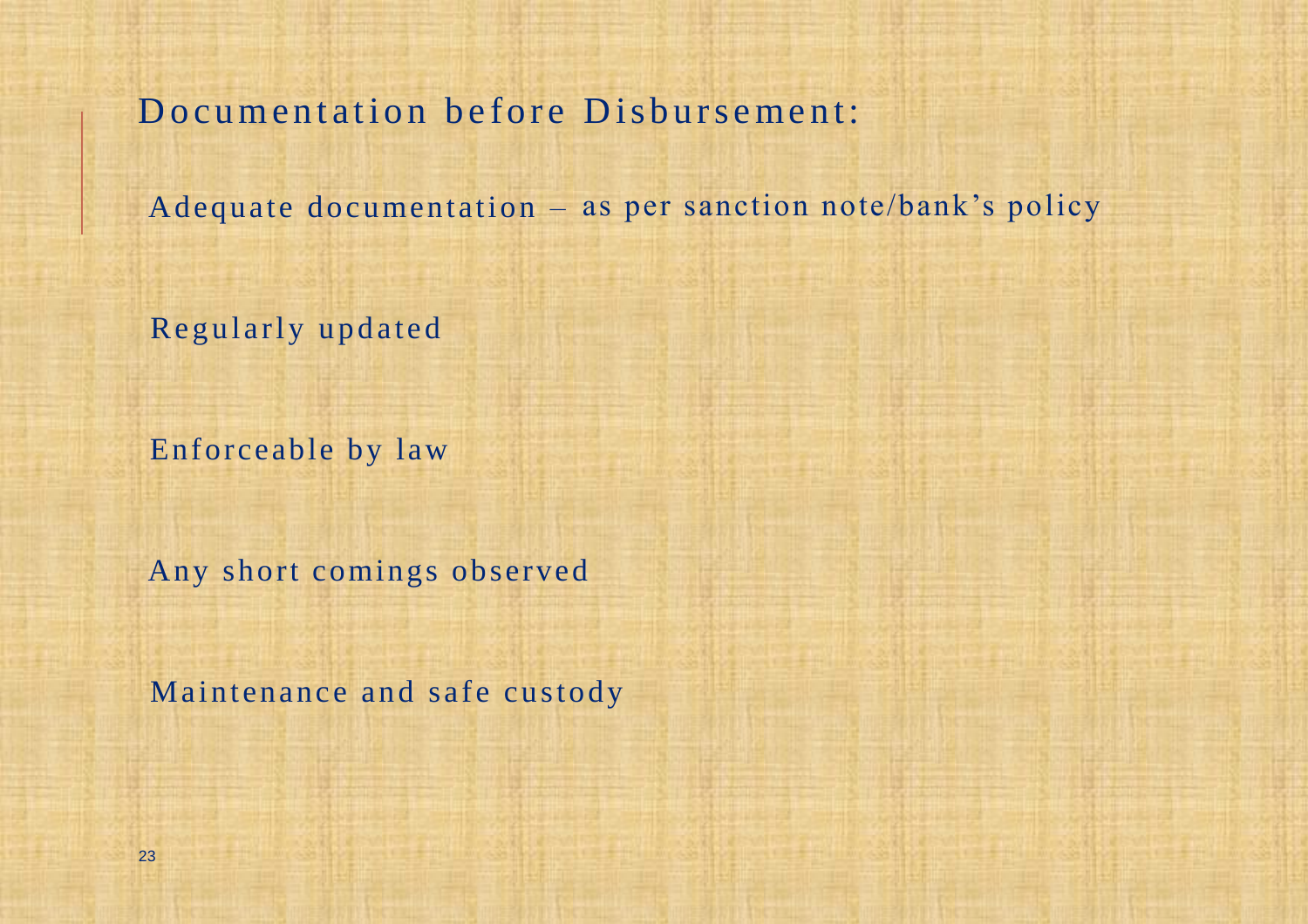## Documentation before Disbursement:

Adequate documentation – as per sanction note/bank's policy

Regularly updated

Enforceable by law

Any short comings observed

Maintenance and safe custody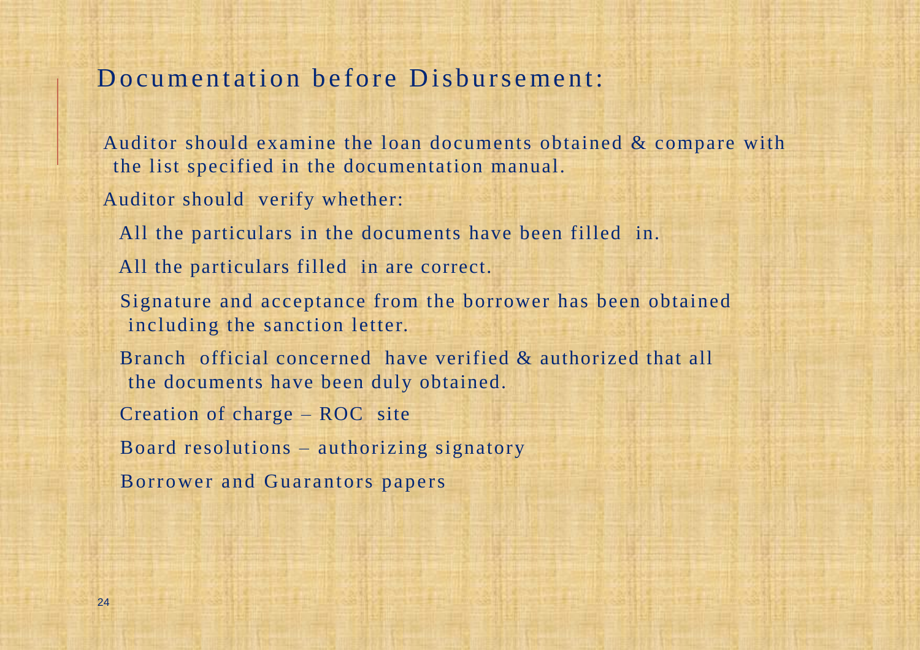# Documentation before Disbursement:

Auditor should examine the loan documents obtained & compare with the list specified in the documentation manual.

Auditor should verify whether:

- All the particulars in the documents have been filled in.
- All the particulars filled in are correct.
- Signature and acceptance from the borrower has been obtained including the sanction letter.
- Branch official concerned have verified & authorized that all the documents have been duly obtained.
- Creation of charge – ROC site
- Board resolutions – authorizing signatory
- Borrower and Guarantors papers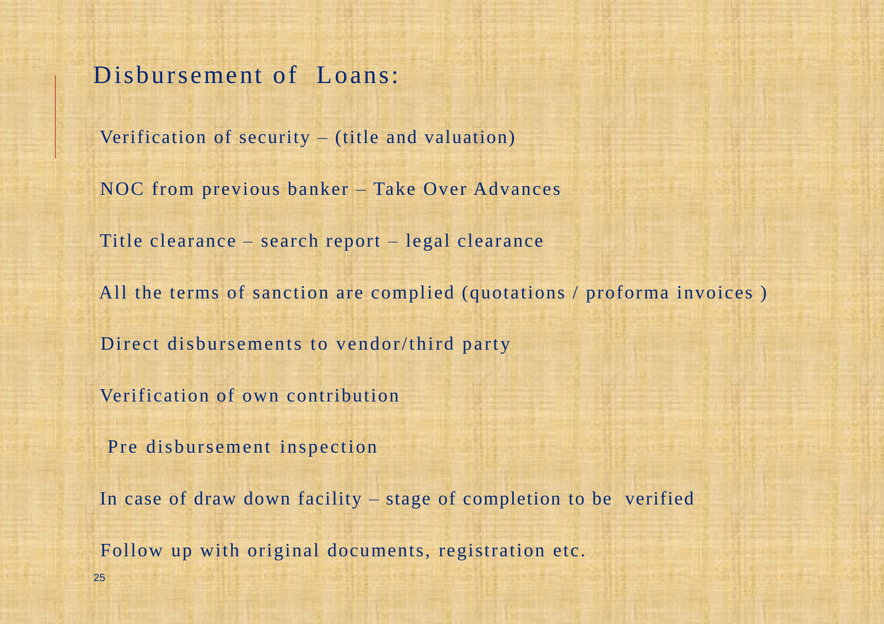## Disbursement of Loans:

- Verification of security – (title and valuation)
- NOC from previous banker – Take Over Advances
- Title clearance – search report – legal clearance
- All the terms of sanction are complied (quotations / proforma invoices )
- Direct disbursements to vendor/third party
- Verification of own contribution
- Pre disbursement inspection
- In case of draw down facility – stage of completion to be verified
- Follow up with original documents, registration etc.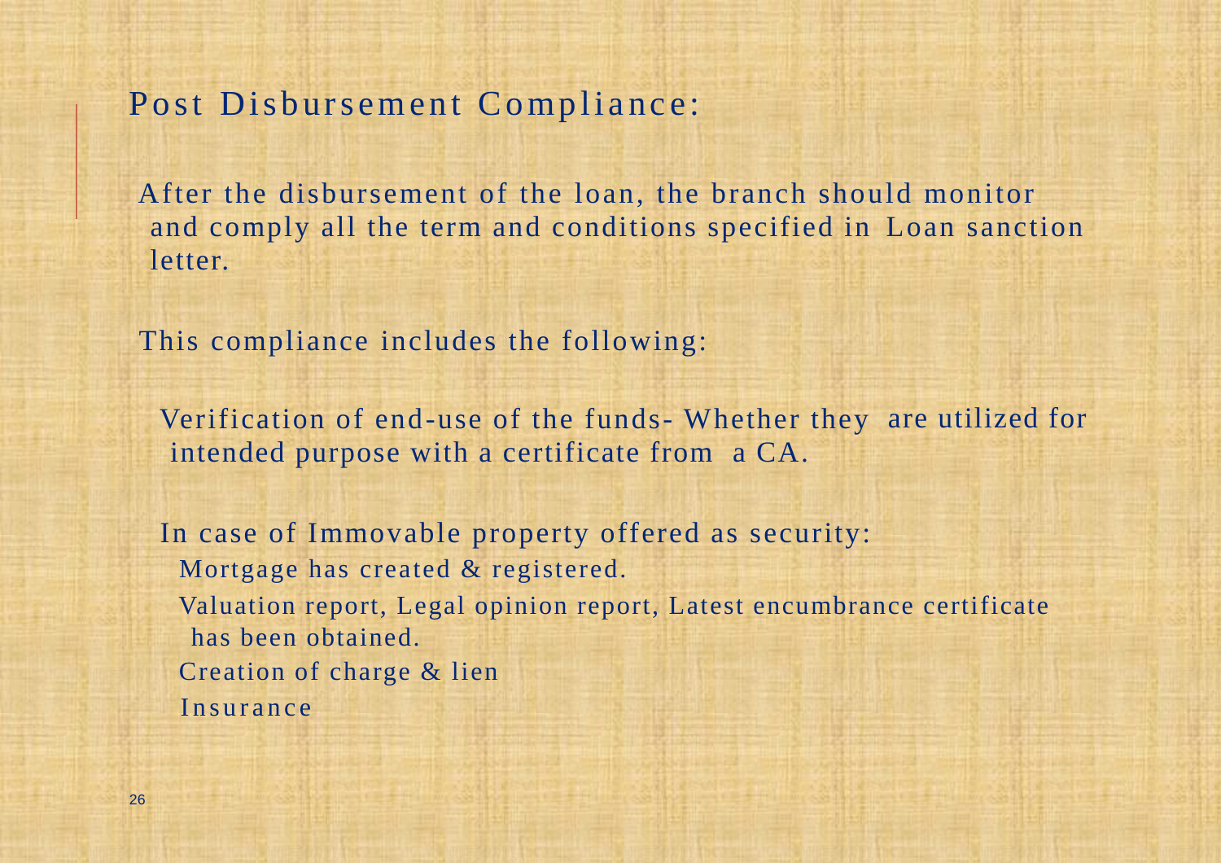## Post Disbursement Compliance:

After the disbursement of the loan, the branch should monitor and comply all the term and conditions specified in Loan sanction letter.

This compliance includes the following:

- Verification of end-use of the funds- Whether they are utilized for intended purpose with a certificate from a CA.
- In case of Immovable property offered as security:
  - Mortgage has created & registered.
  - Valuation report, Legal opinion report, Latest encumbrance certificate has been obtained.
  - Creation of charge & lien
  - Insurance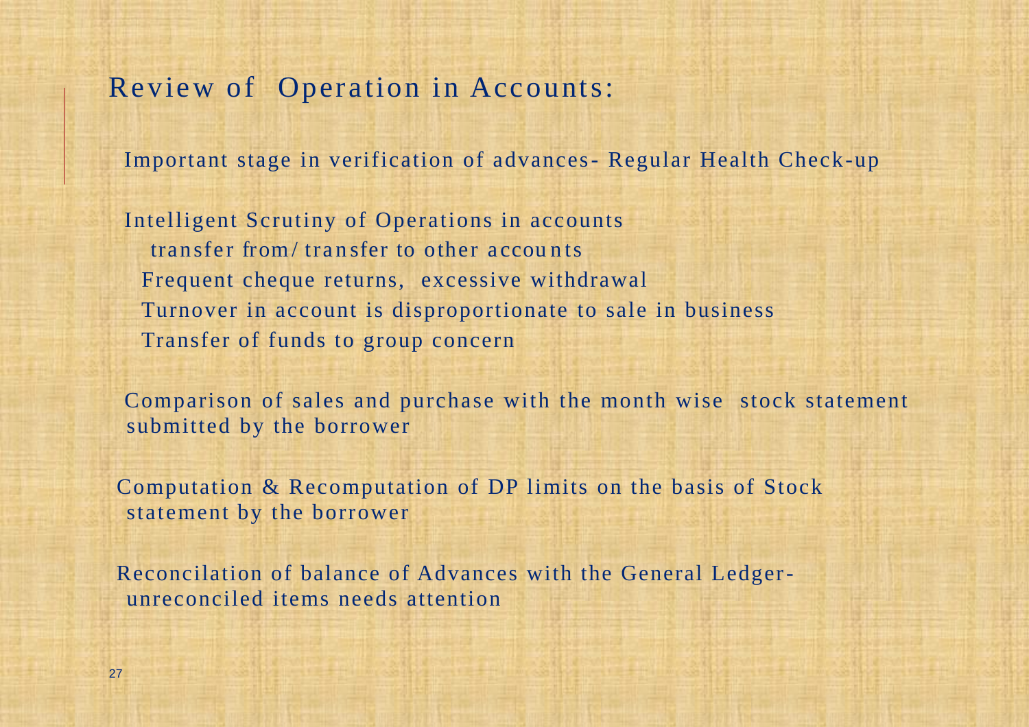## Review of Operation in Accounts:

Important stage in verification of advances- Regular Health Check-up

Intelligent Scrutiny of Operations in accounts

- transfer from/ transfer to other accounts
- Frequent cheque returns, excessive withdrawal
- Turnover in account is disproportionate to sale in business
- Transfer of funds to group concern

Comparison of sales and purchase with the month wise stock statement submitted by the borrower

Computation & Recomputation of DP limits on the basis of Stock statement by the borrower

Reconcilation of balance of Advances with the General Ledger- unreconciled items needs attention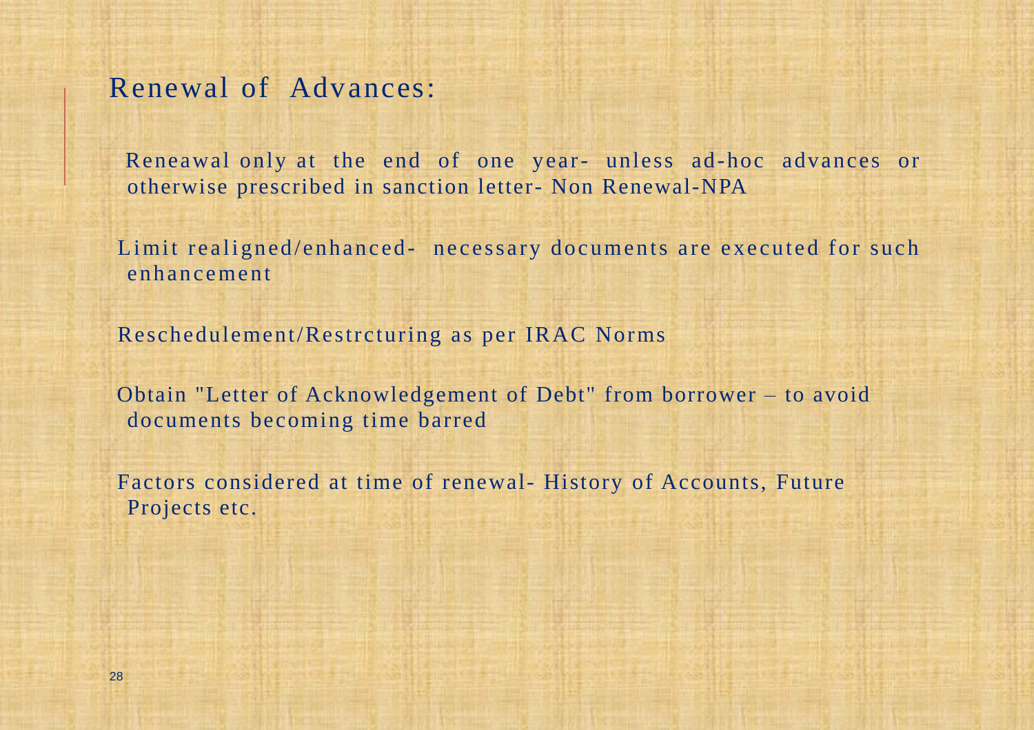## Renewal of Advances:

Reneawal only at the end of one year- unless ad-hoc advances or otherwise prescribed in sanction letter- Non Renewal-NPA

Limit realigned/enhanced- necessary documents are executed for such enhancement

Reschedulement/Restrcturing as per IRAC Norms

Obtain "Letter of Acknowledgement of Debt" from borrower – to avoid documents becoming time barred

Factors considered at time of renewal- History of Accounts, Future Projects etc.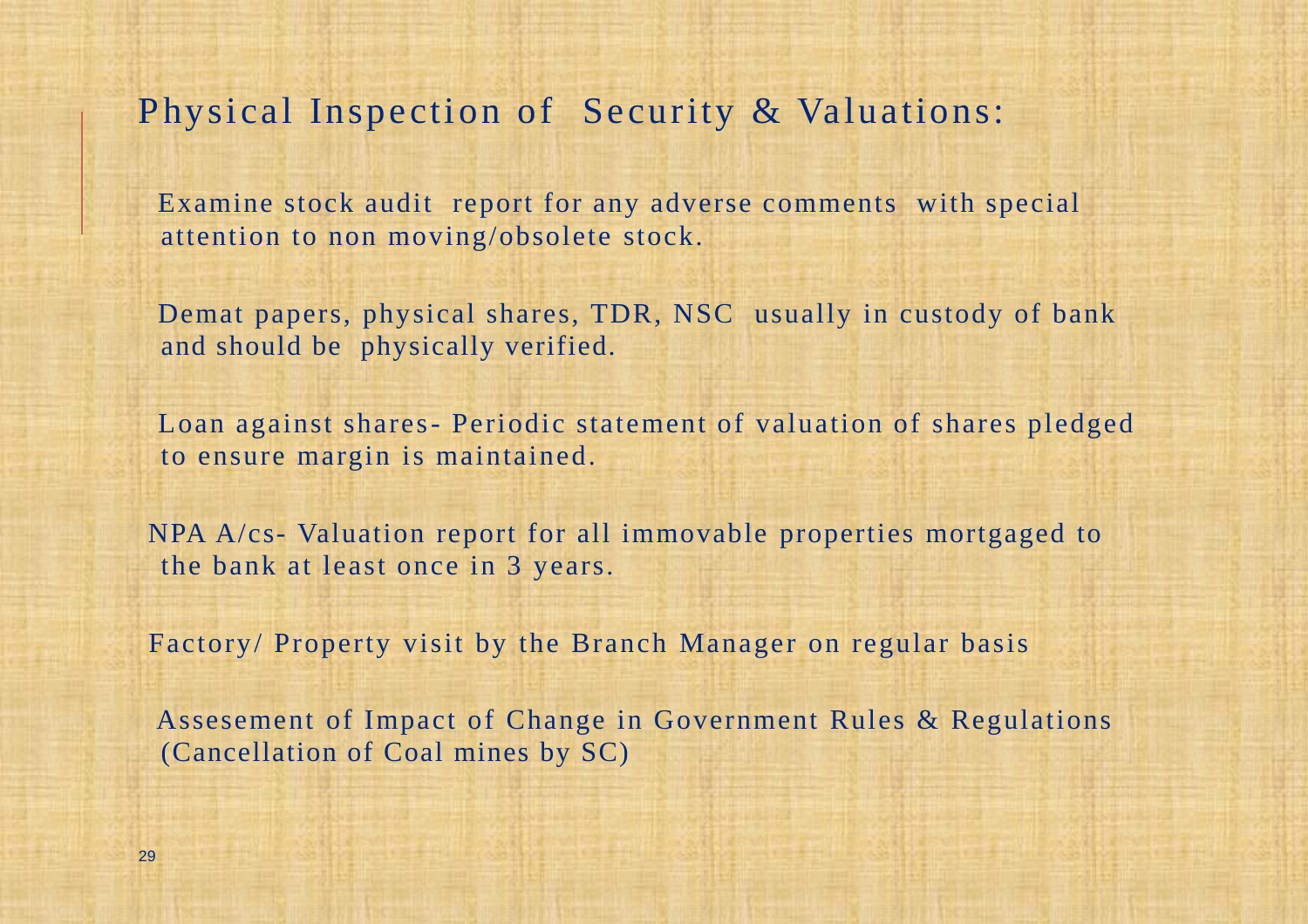## Physical Inspection of Security & Valuations:

Examine stock audit report for any adverse comments with special attention to non moving/obsolete stock.

Demat papers, physical shares, TDR, NSC usually in custody of bank and should be physically verified.

Loan against shares- Periodic statement of valuation of shares pledged to ensure margin is maintained.

NPA A/cs- Valuation report for all immovable properties mortgaged to the bank at least once in 3 years.

Factory/ Property visit by the Branch Manager on regular basis

Assesement of Impact of Change in Government Rules & Regulations (Cancellation of Coal mines by SC)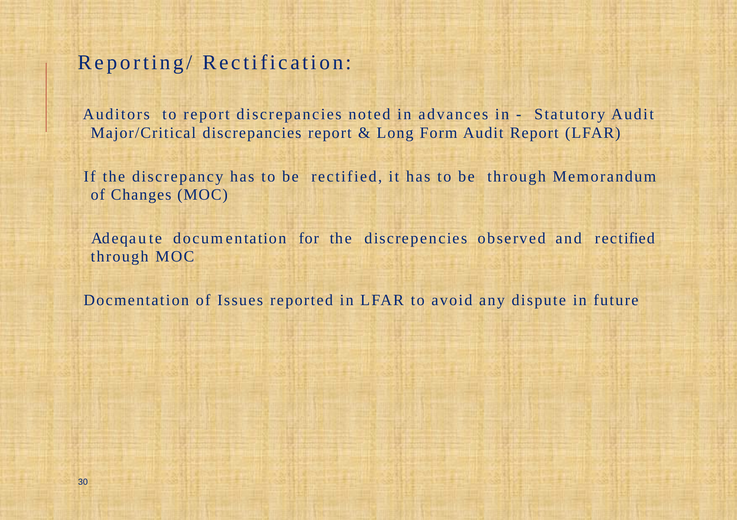## Reporting/ Rectification:

Auditors to report discrepancies noted in advances in - Statutory Audit Major/Critical discrepancies report & Long Form Audit Report (LFAR)

If the discrepancy has to be rectified, it has to be through Memorandum of Changes (MOC)

Adeqaute documentation for the discrepencies observed and rectified through MOC

Docmentation of Issues reported in LFAR to avoid any dispute in future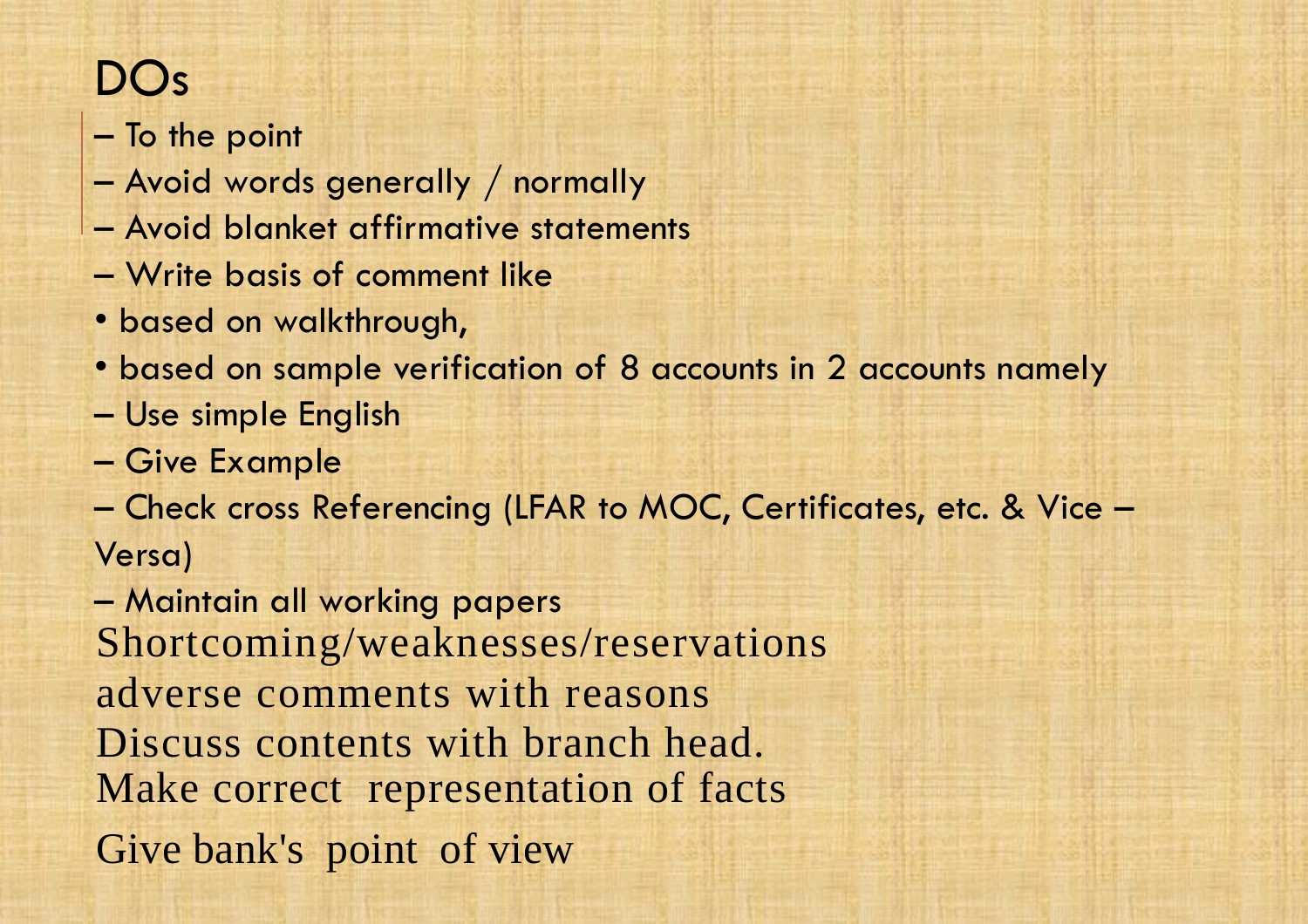# DOs

– To the point

– Avoid words generally / normally

– Avoid blanket affirmative statements

– Write basis of comment like

- based on walkthrough,
- based on sample verification of 8 accounts in 2 accounts namely

– Use simple English

– Give Example

– Check cross Referencing (LFAR to MOC, Certificates, etc. & Vice – Versa)

– Maintain all working papers

Shortcoming/weaknesses/reservations

adverse comments with reasons

Discuss contents with branch head.

Make correct representation of facts

Give bank's point of view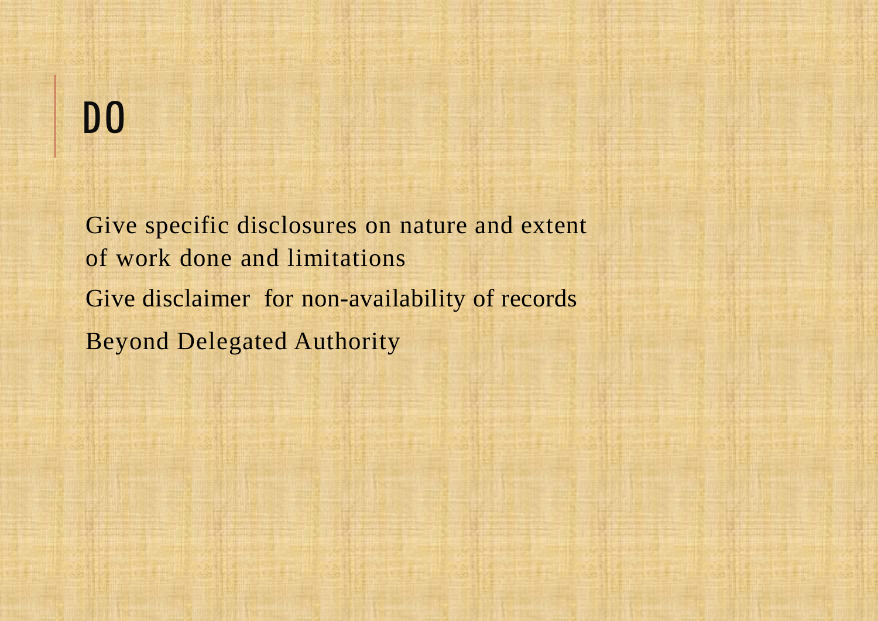# DO

Give specific disclosures on nature and extent of work done and limitations

Give disclaimer for non-availability of records

Beyond Delegated Authority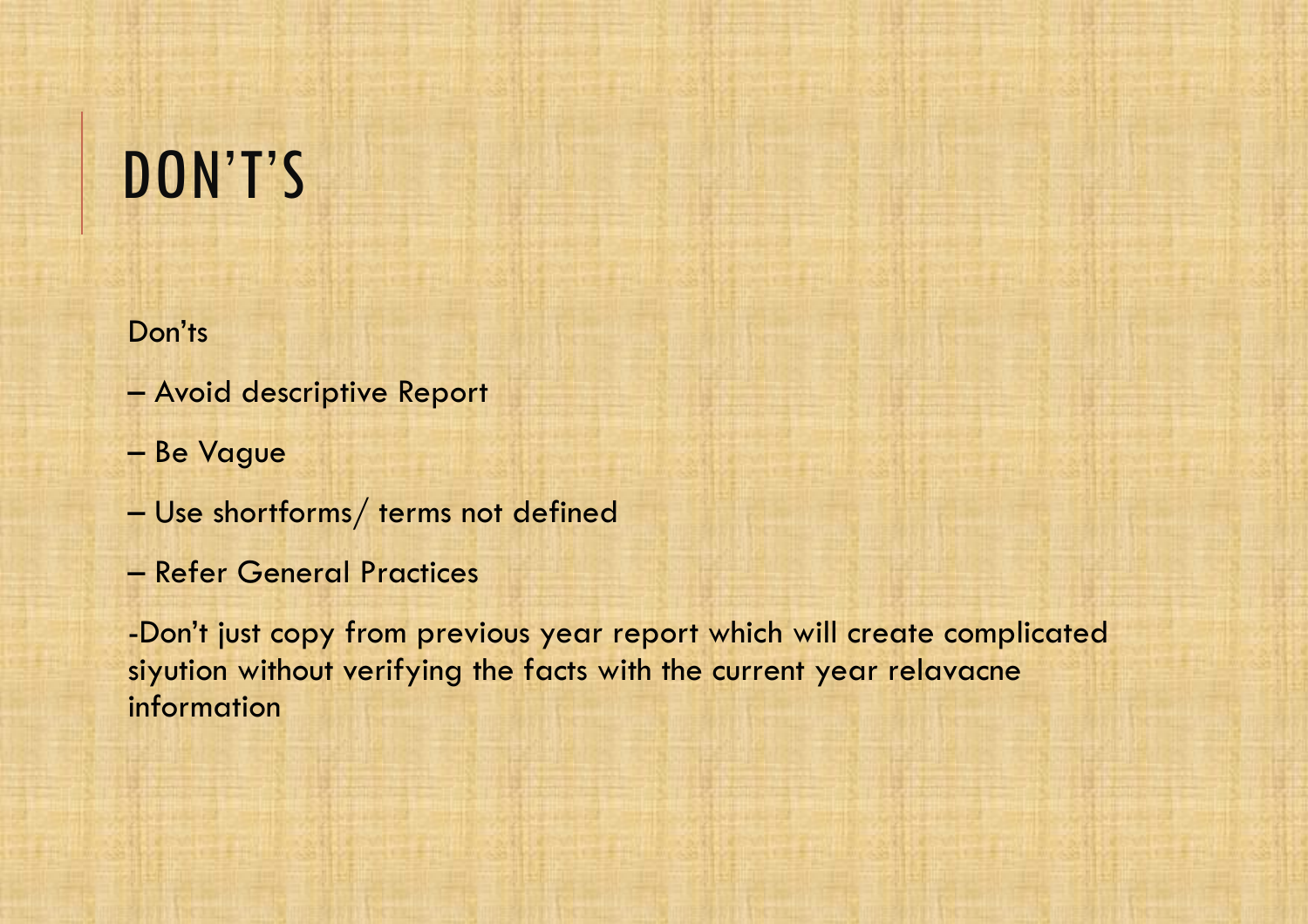# DON'T'S

Don'ts

– Avoid descriptive Report

– Be Vague

– Use shortforms/ terms not defined

– Refer General Practices

-Don't just copy from previous year report which will create complicated siyution without verifying the facts with the current year relavacne information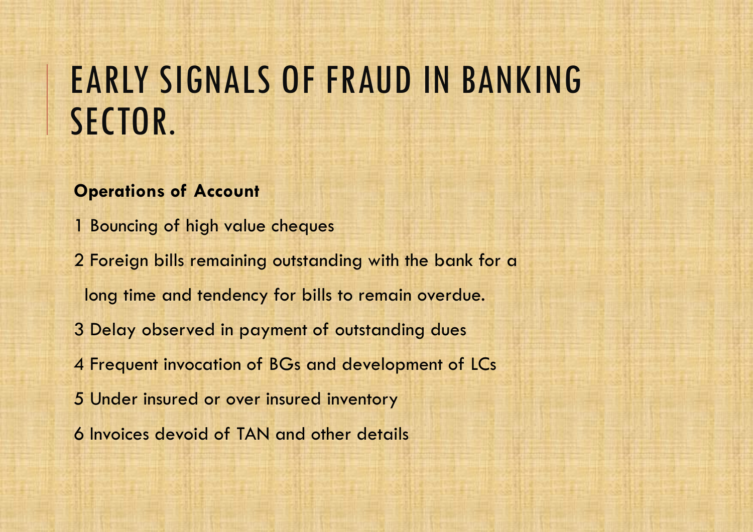# EARLY SIGNALS OF FRAUD IN BANKING SECTOR.

**Operations of Account**

1 Bouncing of high value cheques

2 Foreign bills remaining outstanding with the bank for a long time and tendency for bills to remain overdue.

3 Delay observed in payment of outstanding dues

4 Frequent invocation of BGs and development of LCs

5 Under insured or over insured inventory

6 Invoices devoid of TAN and other details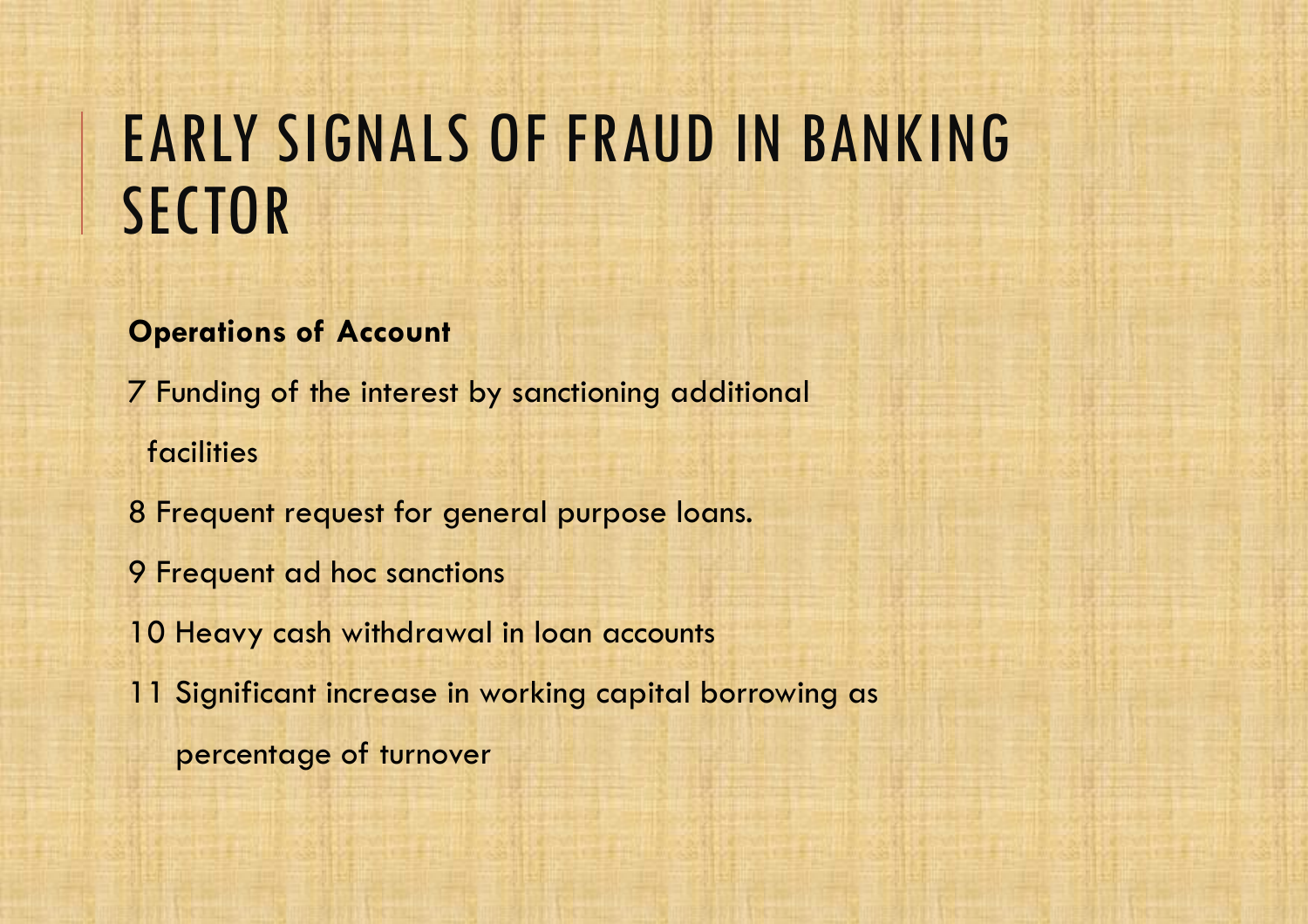# EARLY SIGNALS OF FRAUD IN BANKING SECTOR

**Operations of Account**

7 Funding of the interest by sanctioning additional facilities

8 Frequent request for general purpose loans.

9 Frequent ad hoc sanctions

10 Heavy cash withdrawal in loan accounts

11 Significant increase in working capital borrowing as percentage of turnover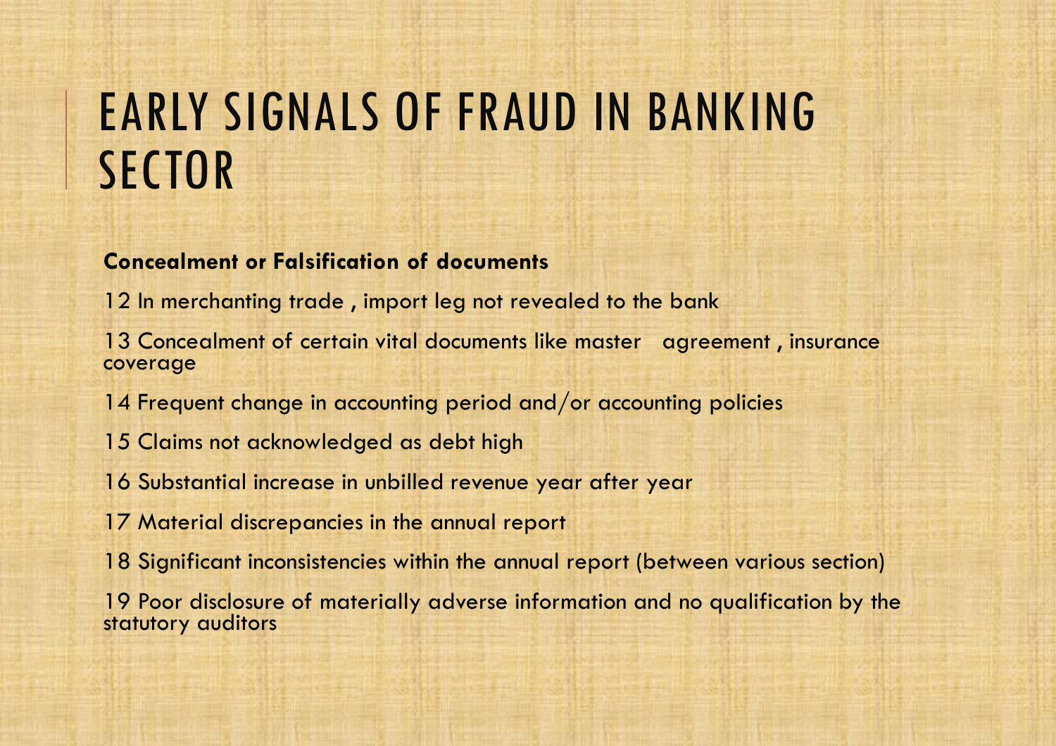# EARLY SIGNALS OF FRAUD IN BANKING SECTOR

**Concealment or Falsification of documents**

12 In merchanting trade , import leg not revealed to the bank

13 Concealment of certain vital documents like master agreement , insurance coverage

14 Frequent change in accounting period and/or accounting policies

15 Claims not acknowledged as debt high

16 Substantial increase in unbilled revenue year after year

17 Material discrepancies in the annual report

18 Significant inconsistencies within the annual report (between various section)

19 Poor disclosure of materially adverse information and no qualification by the statutory auditors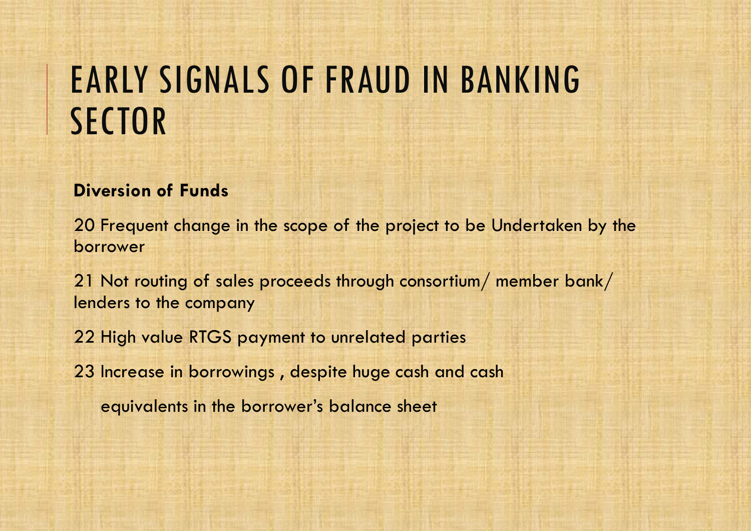# EARLY SIGNALS OF FRAUD IN BANKING SECTOR

**Diversion of Funds**

20 Frequent change in the scope of the project to be Undertaken by the borrower

21 Not routing of sales proceeds through consortium/ member bank/ lenders to the company

22 High value RTGS payment to unrelated parties

23 Increase in borrowings , despite huge cash and cash equivalents in the borrower's balance sheet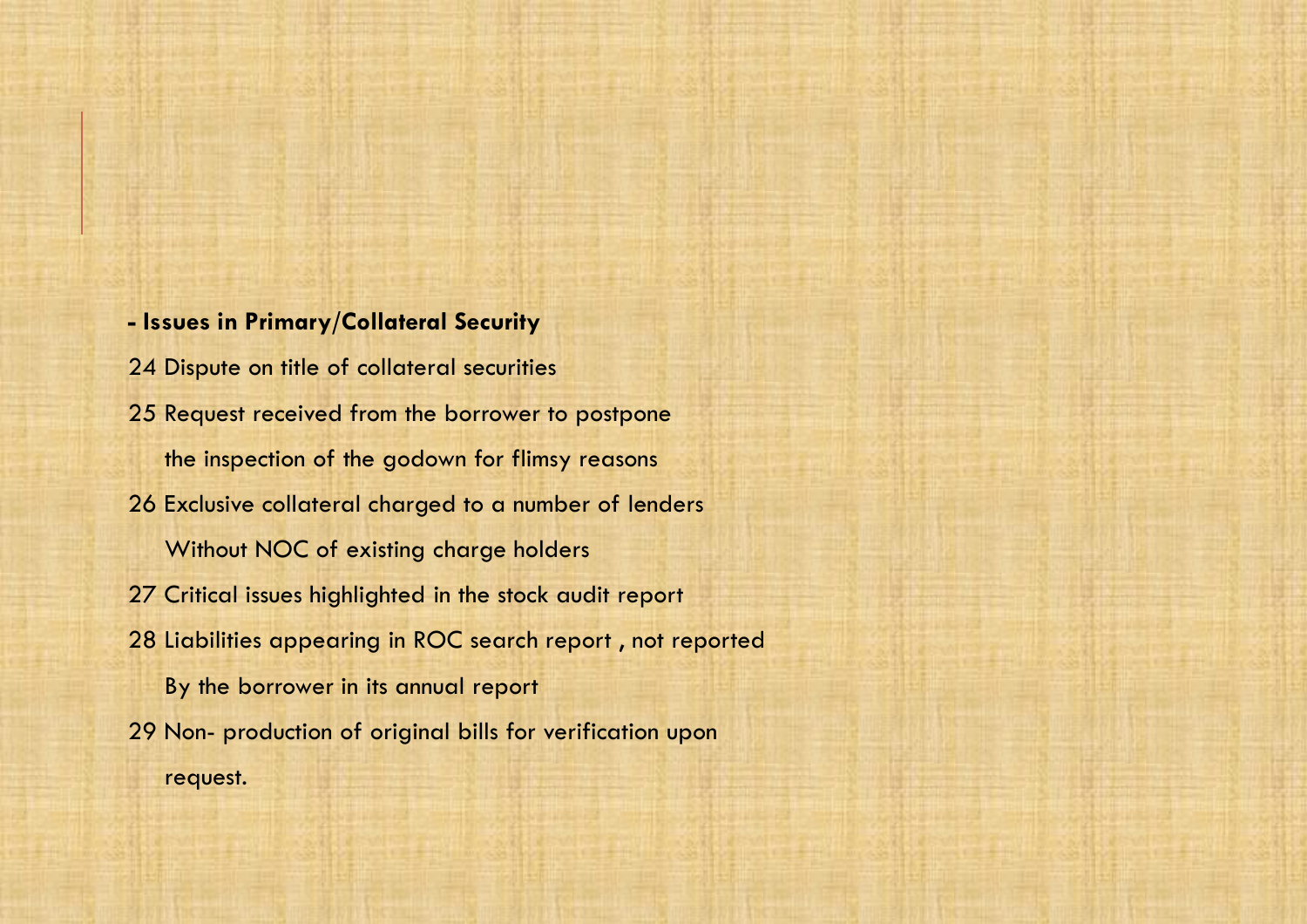**- Issues in Primary/Collateral Security**

24 Dispute on title of collateral securities

25 Request received from the borrower to postpone the inspection of the godown for flimsy reasons

26 Exclusive collateral charged to a number of lenders Without NOC of existing charge holders

27 Critical issues highlighted in the stock audit report

28 Liabilities appearing in ROC search report , not reported By the borrower in its annual report

29 Non- production of original bills for verification upon request.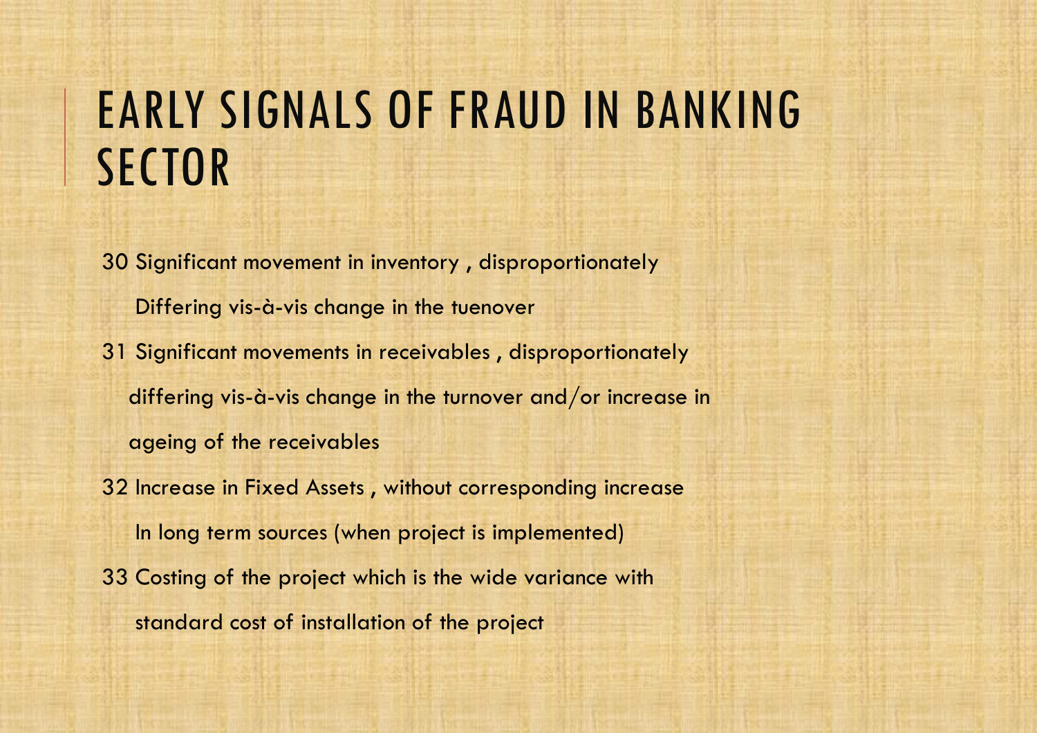# EARLY SIGNALS OF FRAUD IN BANKING SECTOR

30 Significant movement in inventory , disproportionately Differing vis-à-vis change in the tuenover

31 Significant movements in receivables , disproportionately differing vis-à-vis change in the turnover and/or increase in ageing of the receivables

32 Increase in Fixed Assets , without corresponding increase In long term sources (when project is implemented)

33 Costing of the project which is the wide variance with standard cost of installation of the project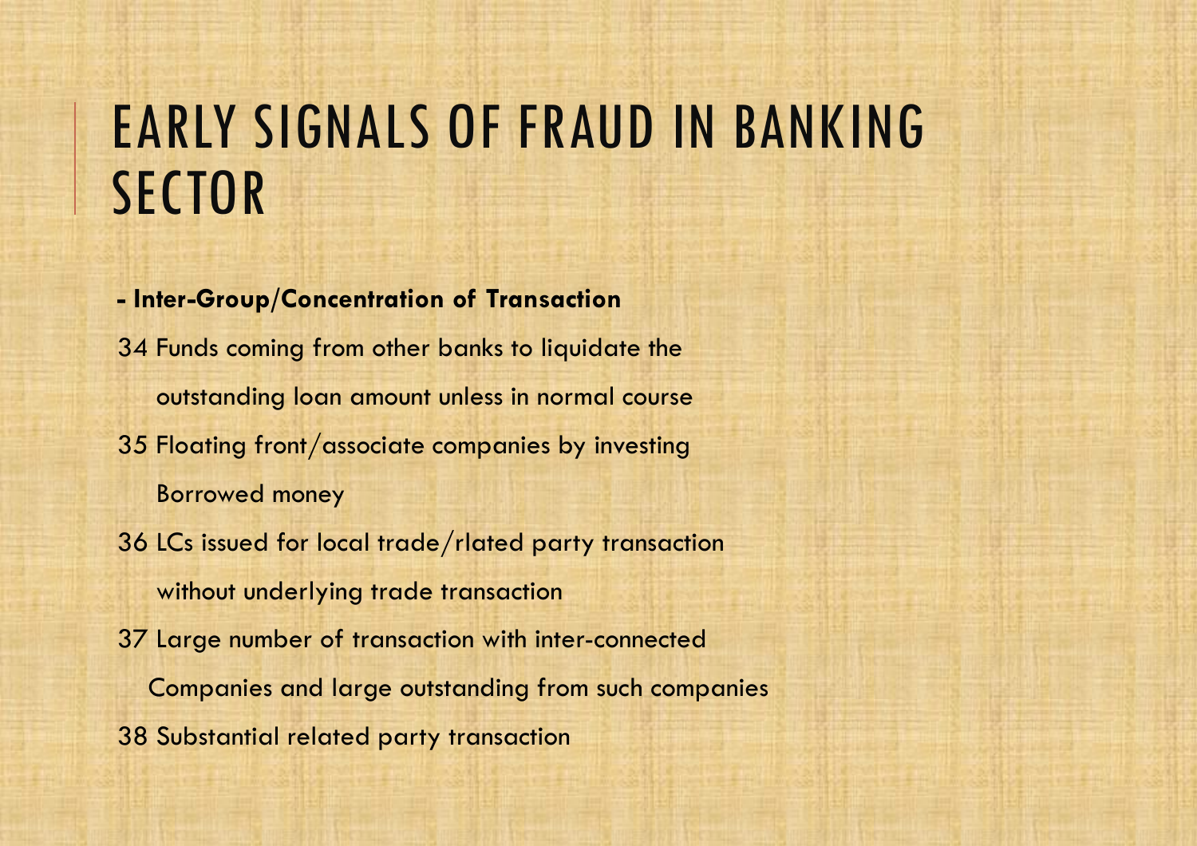# EARLY SIGNALS OF FRAUD IN BANKING SECTOR

**- Inter-Group/Concentration of Transaction**

34 Funds coming from other banks to liquidate the outstanding loan amount unless in normal course

35 Floating front/associate companies by investing Borrowed money

36 LCs issued for local trade/rlated party transaction without underlying trade transaction

37 Large number of transaction with inter-connected Companies and large outstanding from such companies

38 Substantial related party transaction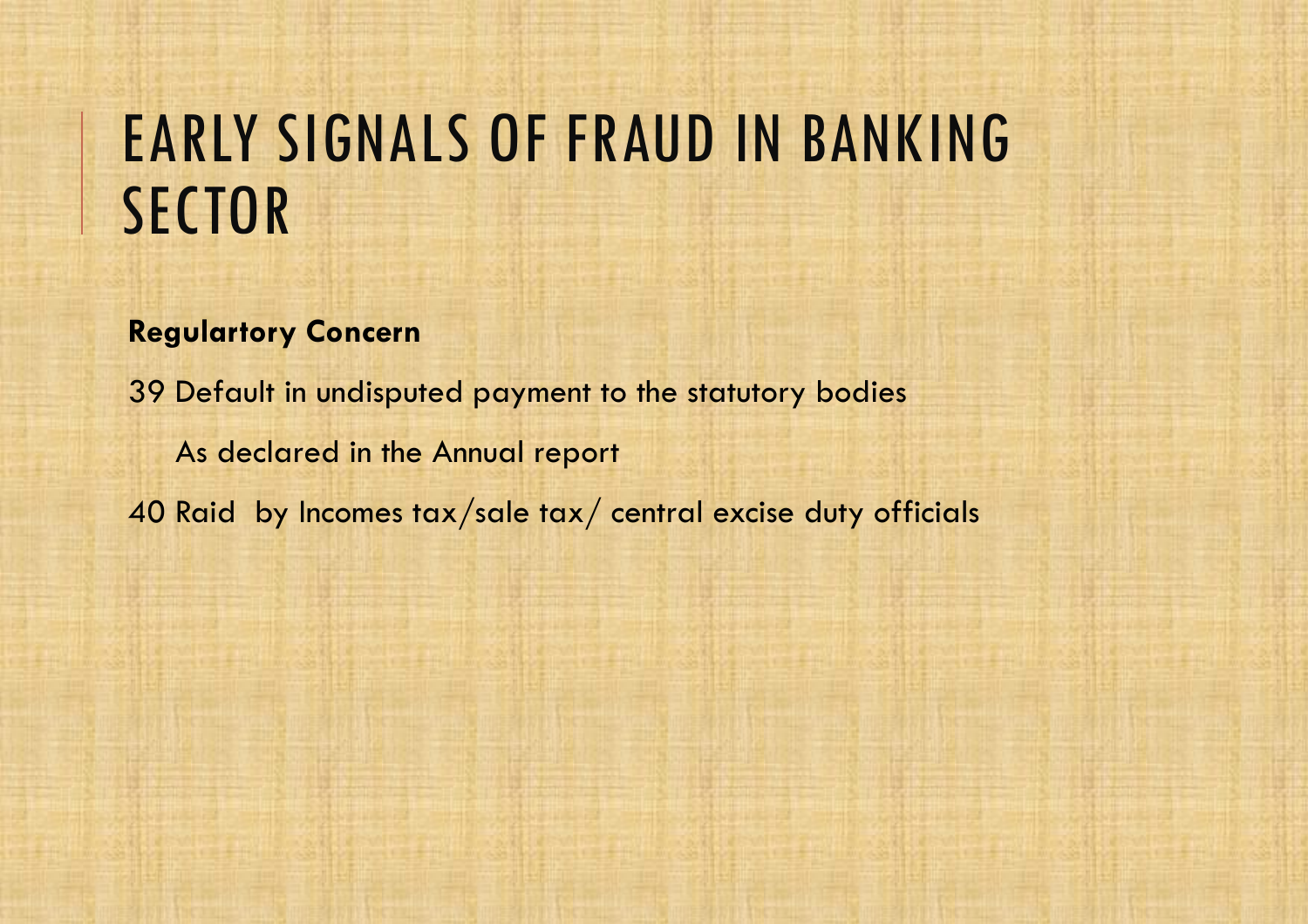# EARLY SIGNALS OF FRAUD IN BANKING SECTOR

**Regulartory Concern**

39 Default in undisputed payment to the statutory bodies

As declared in the Annual report

40 Raid by Incomes tax/sale tax/ central excise duty officials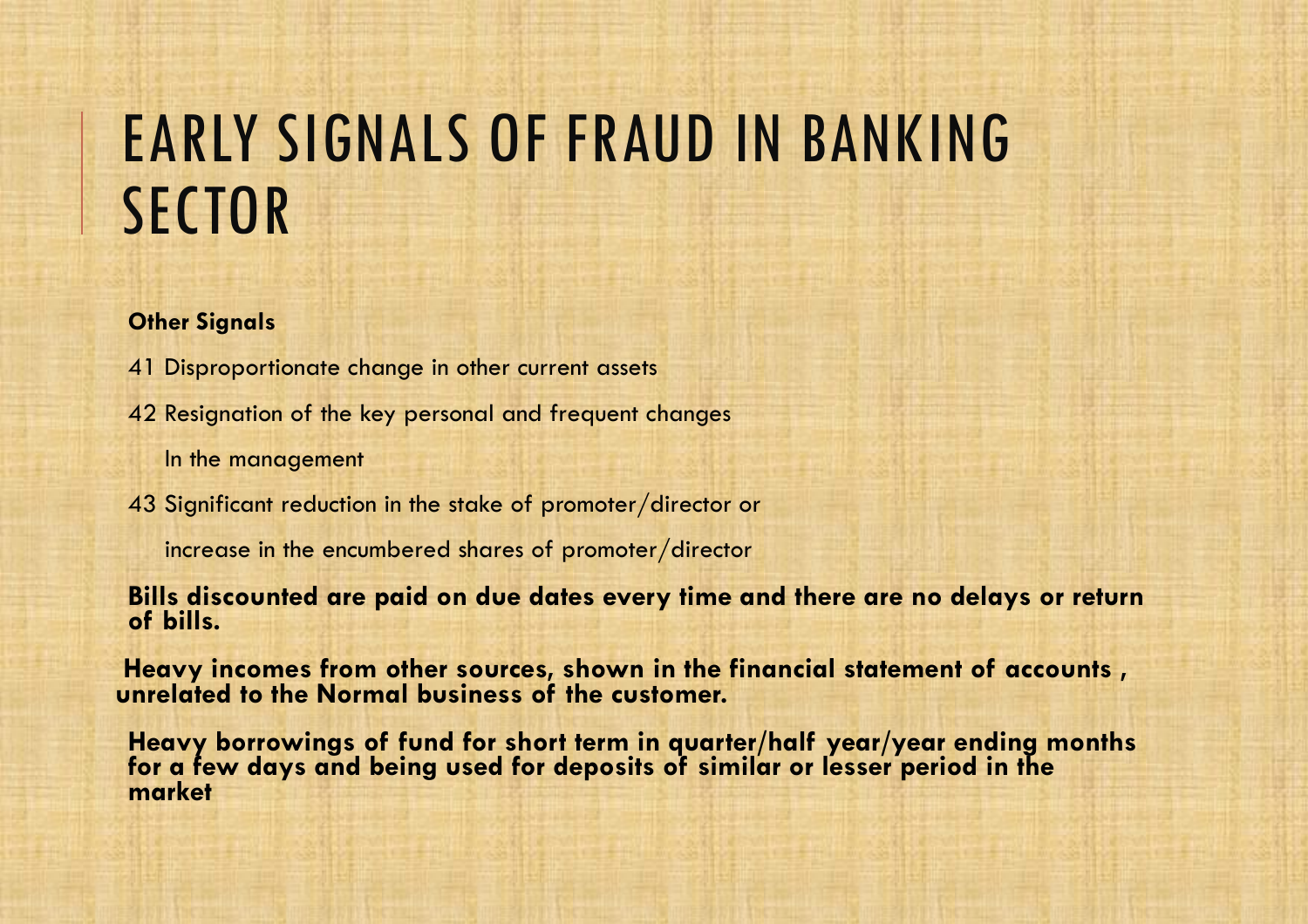# EARLY SIGNALS OF FRAUD IN BANKING SECTOR

**Other Signals**

41 Disproportionate change in other current assets

42 Resignation of the key personal and frequent changes

In the management

43 Significant reduction in the stake of promoter/director or

increase in the encumbered shares of promoter/director

**Bills discounted are paid on due dates every time and there are no delays or return of bills.**

**Heavy incomes from other sources, shown in the financial statement of accounts , unrelated to the Normal business of the customer.**

**Heavy borrowings of fund for short term in quarter/half year/year ending months for a few days and being used for deposits of similar or lesser period in the market**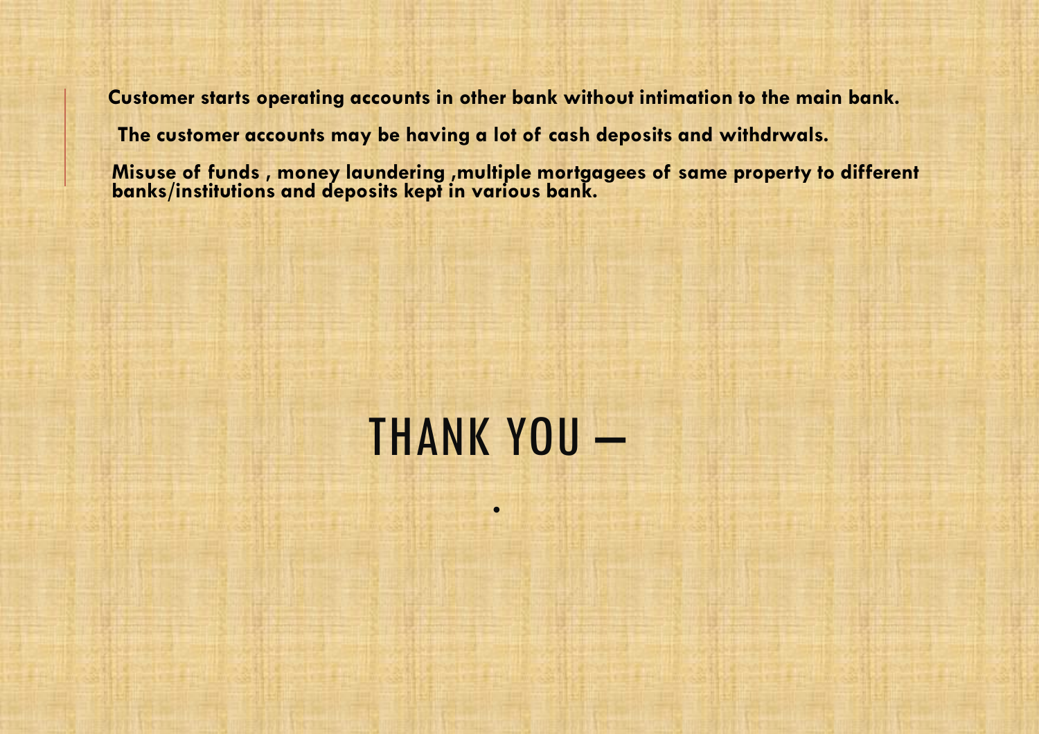**Customer starts operating accounts in other bank without intimation to the main bank.**

**The customer accounts may be having a lot of cash deposits and withdrwals.**

**Misuse of funds , money laundering ,multiple mortgagees of same property to different banks/institutions and deposits kept in various bank.**

# THANK YOU –